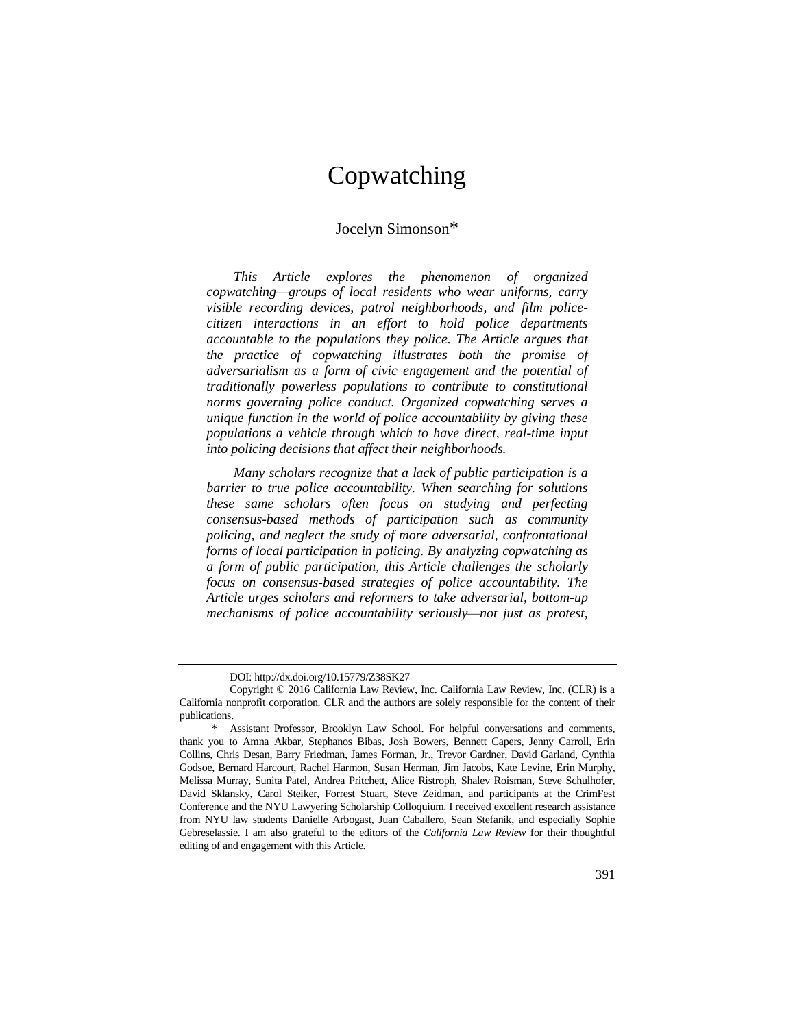# Copwatching

Jocelyn Simonson*

*This Article explores the phenomenon of organized copwatching—groups of local residents who wear uniforms, carry visible recording devices, patrol neighborhoods, and film police-citizen interactions in an effort to hold police departments accountable to the populations they police. The Article argues that the practice of copwatching illustrates both the promise of adversarialism as a form of civic engagement and the potential of traditionally powerless populations to contribute to constitutional norms governing police conduct. Organized copwatching serves a unique function in the world of police accountability by giving these populations a vehicle through which to have direct, real-time input into policing decisions that affect their neighborhoods.*

*Many scholars recognize that a lack of public participation is a barrier to true police accountability. When searching for solutions these same scholars often focus on studying and perfecting consensus-based methods of participation such as community policing, and neglect the study of more adversarial, confrontational forms of local participation in policing. By analyzing copwatching as a form of public participation, this Article challenges the scholarly focus on consensus-based strategies of police accountability. The Article urges scholars and reformers to take adversarial, bottom-up mechanisms of police accountability seriously—not just as protest,*

---

DOI: http://dx.doi.org/10.15779/Z38SK27

Copyright © 2016 California Law Review, Inc. California Law Review, Inc. (CLR) is a California nonprofit corporation. CLR and the authors are solely responsible for the content of their publications.

\* Assistant Professor, Brooklyn Law School. For helpful conversations and comments, thank you to Amna Akbar, Stephanos Bibas, Josh Bowers, Bennett Capers, Jenny Carroll, Erin Collins, Chris Desan, Barry Friedman, James Forman, Jr., Trevor Gardner, David Garland, Cynthia Godsoe, Bernard Harcourt, Rachel Harmon, Susan Herman, Jim Jacobs, Kate Levine, Erin Murphy, Melissa Murray, Sunita Patel, Andrea Pritchett, Alice Ristroph, Shalev Roisman, Steve Schulhofer, David Sklansky, Carol Steiker, Forrest Stuart, Steve Zeidman, and participants at the CrimFest Conference and the NYU Lawyering Scholarship Colloquium. I received excellent research assistance from NYU law students Danielle Arbogast, Juan Caballero, Sean Stefanik, and especially Sophie Gebreselassie. I am also grateful to the editors of the *California Law Review* for their thoughtful editing of and engagement with this Article.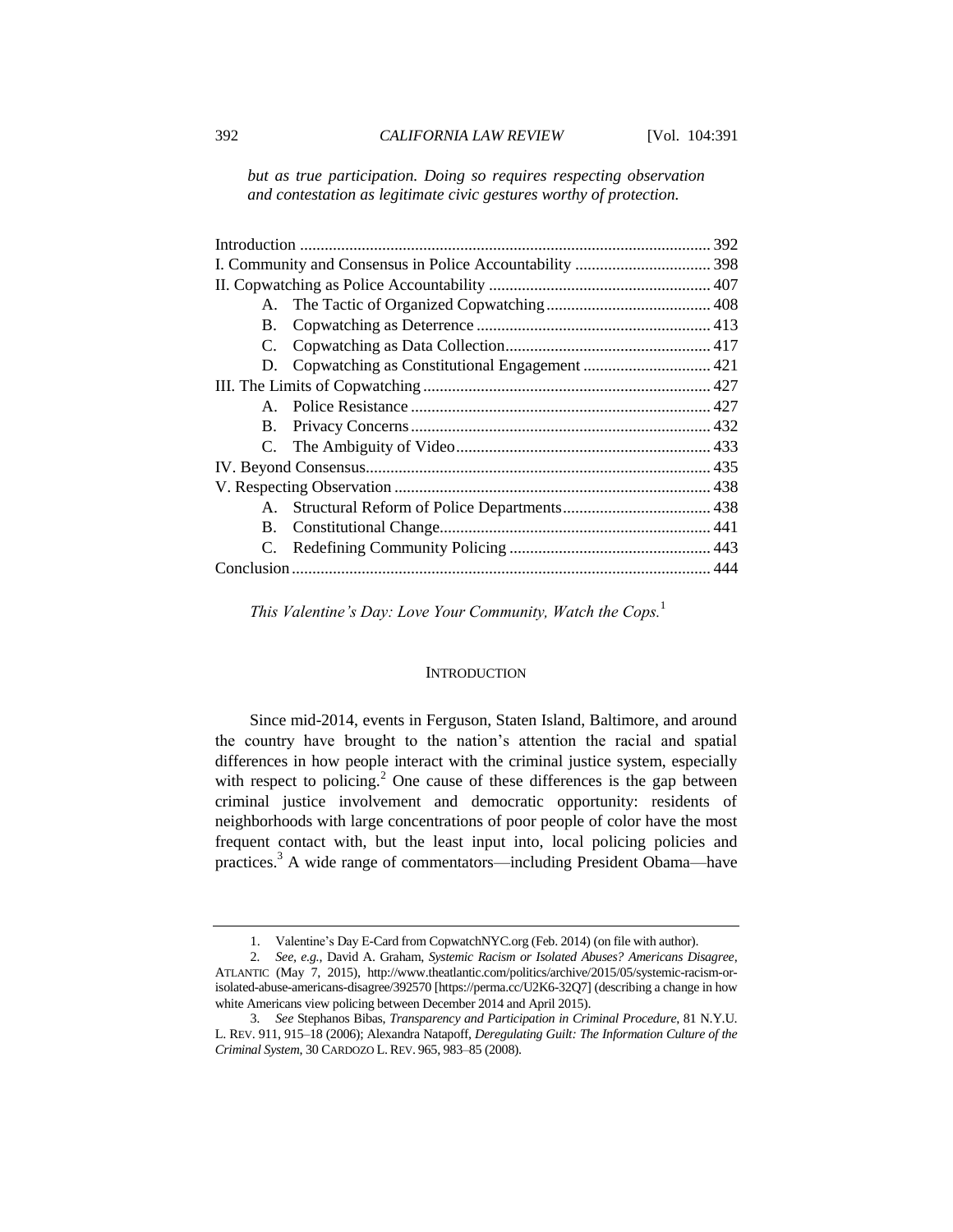*but as true participation. Doing so requires respecting observation and contestation as legitimate civic gestures worthy of protection.*

| | |
|---|---|
| Introduction | 392 |
| I. Community and Consensus in Police Accountability | 398 |
| II. Copwatching as Police Accountability | 407 |
| A. The Tactic of Organized Copwatching | 408 |
| B. Copwatching as Deterrence | 413 |
| C. Copwatching as Data Collection | 417 |
| D. Copwatching as Constitutional Engagement | 421 |
| III. The Limits of Copwatching | 427 |
| A. Police Resistance | 427 |
| B. Privacy Concerns | 432 |
| C. The Ambiguity of Video | 433 |
| IV. Beyond Consensus | 435 |
| V. Respecting Observation | 438 |
| A. Structural Reform of Police Departments | 438 |
| B. Constitutional Change | 441 |
| C. Redefining Community Policing | 443 |
| Conclusion | 444 |

*This Valentine's Day: Love Your Community, Watch the Cops.*[1]

## Introduction

Since mid-2014, events in Ferguson, Staten Island, Baltimore, and around the country have brought to the nation's attention the racial and spatial differences in how people interact with the criminal justice system, especially with respect to policing.[2] One cause of these differences is the gap between criminal justice involvement and democratic opportunity: residents of neighborhoods with large concentrations of poor people of color have the most frequent contact with, but the least input into, local policing policies and practices.[3] A wide range of commentators—including President Obama—have

1. Valentine's Day E-Card from CopwatchNYC.org (Feb. 2014) (on file with author).

2. *See, e.g.*, David A. Graham, *Systemic Racism or Isolated Abuses? Americans Disagree*, ATLANTIC (May 7, 2015), http://www.theatlantic.com/politics/archive/2015/05/systemic-racism-or-isolated-abuse-americans-disagree/392570 [https://perma.cc/U2K6-32Q7] (describing a change in how white Americans view policing between December 2014 and April 2015).

3. *See* Stephanos Bibas, *Transparency and Participation in Criminal Procedure*, 81 N.Y.U. L. REV. 911, 915–18 (2006); Alexandra Natapoff, *Deregulating Guilt: The Information Culture of the Criminal System*, 30 CARDOZO L. REV. 965, 983–85 (2008).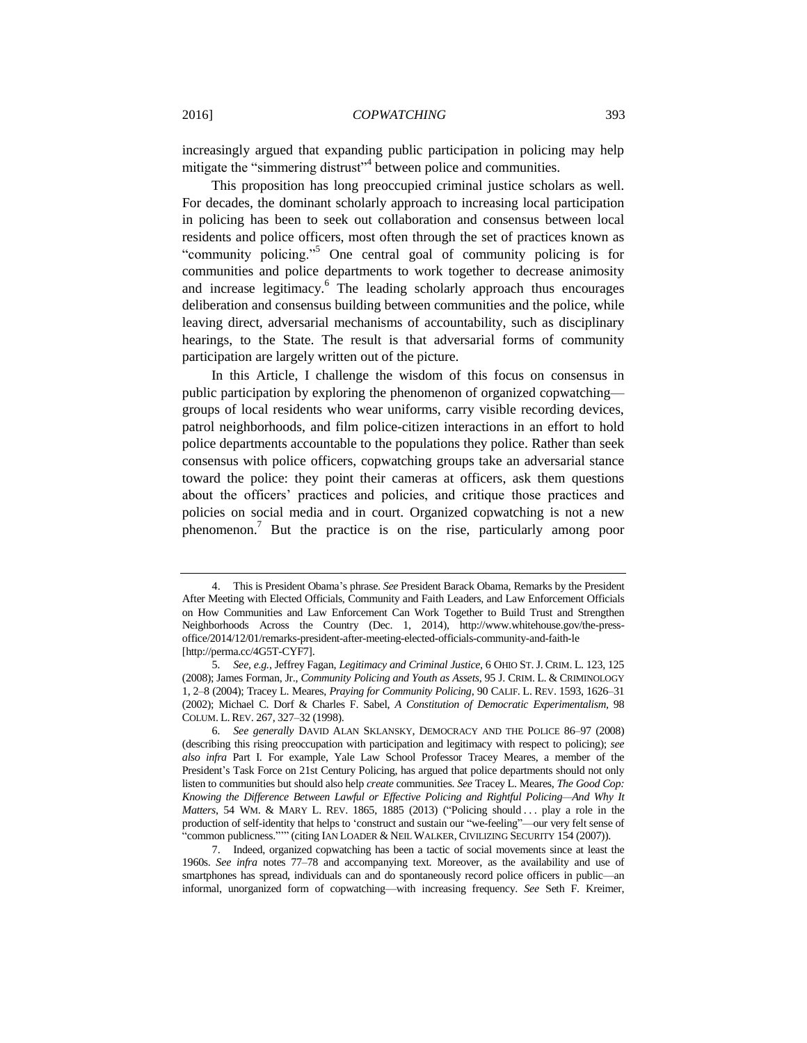increasingly argued that expanding public participation in policing may help mitigate the "simmering distrust"[4] between police and communities.

This proposition has long preoccupied criminal justice scholars as well. For decades, the dominant scholarly approach to increasing local participation in policing has been to seek out collaboration and consensus between local residents and police officers, most often through the set of practices known as "community policing."[5] One central goal of community policing is for communities and police departments to work together to decrease animosity and increase legitimacy.[6] The leading scholarly approach thus encourages deliberation and consensus building between communities and the police, while leaving direct, adversarial mechanisms of accountability, such as disciplinary hearings, to the State. The result is that adversarial forms of community participation are largely written out of the picture.

In this Article, I challenge the wisdom of this focus on consensus in public participation by exploring the phenomenon of organized copwatching—groups of local residents who wear uniforms, carry visible recording devices, patrol neighborhoods, and film police-citizen interactions in an effort to hold police departments accountable to the populations they police. Rather than seek consensus with police officers, copwatching groups take an adversarial stance toward the police: they point their cameras at officers, ask them questions about the officers' practices and policies, and critique those practices and policies on social media and in court. Organized copwatching is not a new phenomenon.[7] But the practice is on the rise, particularly among poor

---

4. This is President Obama's phrase. *See* President Barack Obama, Remarks by the President After Meeting with Elected Officials, Community and Faith Leaders, and Law Enforcement Officials on How Communities and Law Enforcement Can Work Together to Build Trust and Strengthen Neighborhoods Across the Country (Dec. 1, 2014), http://www.whitehouse.gov/the-press-office/2014/12/01/remarks-president-after-meeting-elected-officials-community-and-faith-le [http://perma.cc/4G5T-CYF7].

5. *See, e.g.*, Jeffrey Fagan, *Legitimacy and Criminal Justice*, 6 OHIO ST. J. CRIM. L. 123, 125 (2008); James Forman, Jr., *Community Policing and Youth as Assets*, 95 J. CRIM. L. & CRIMINOLOGY 1, 2–8 (2004); Tracey L. Meares, *Praying for Community Policing*, 90 CALIF. L. REV. 1593, 1626–31 (2002); Michael C. Dorf & Charles F. Sabel, *A Constitution of Democratic Experimentalism*, 98 COLUM. L. REV. 267, 327–32 (1998).

6. *See generally* DAVID ALAN SKLANSKY, DEMOCRACY AND THE POLICE 86–97 (2008) (describing this rising preoccupation with participation and legitimacy with respect to policing); *see also infra* Part I. For example, Yale Law School Professor Tracey Meares, a member of the President's Task Force on 21st Century Policing, has argued that police departments should not only listen to communities but should also help *create* communities. *See* Tracey L. Meares, *The Good Cop: Knowing the Difference Between Lawful or Effective Policing and Rightful Policing—And Why It Matters*, 54 WM. & MARY L. REV. 1865, 1885 (2013) ("Policing should . . . play a role in the production of self-identity that helps to 'construct and sustain our "we-feeling"—our very felt sense of "common publicness."'" (citing IAN LOADER & NEIL WALKER, CIVILIZING SECURITY 154 (2007)).

7. Indeed, organized copwatching has been a tactic of social movements since at least the 1960s. *See infra* notes 77–78 and accompanying text. Moreover, as the availability and use of smartphones has spread, individuals can and do spontaneously record police officers in public—an informal, unorganized form of copwatching—with increasing frequency. *See* Seth F. Kreimer,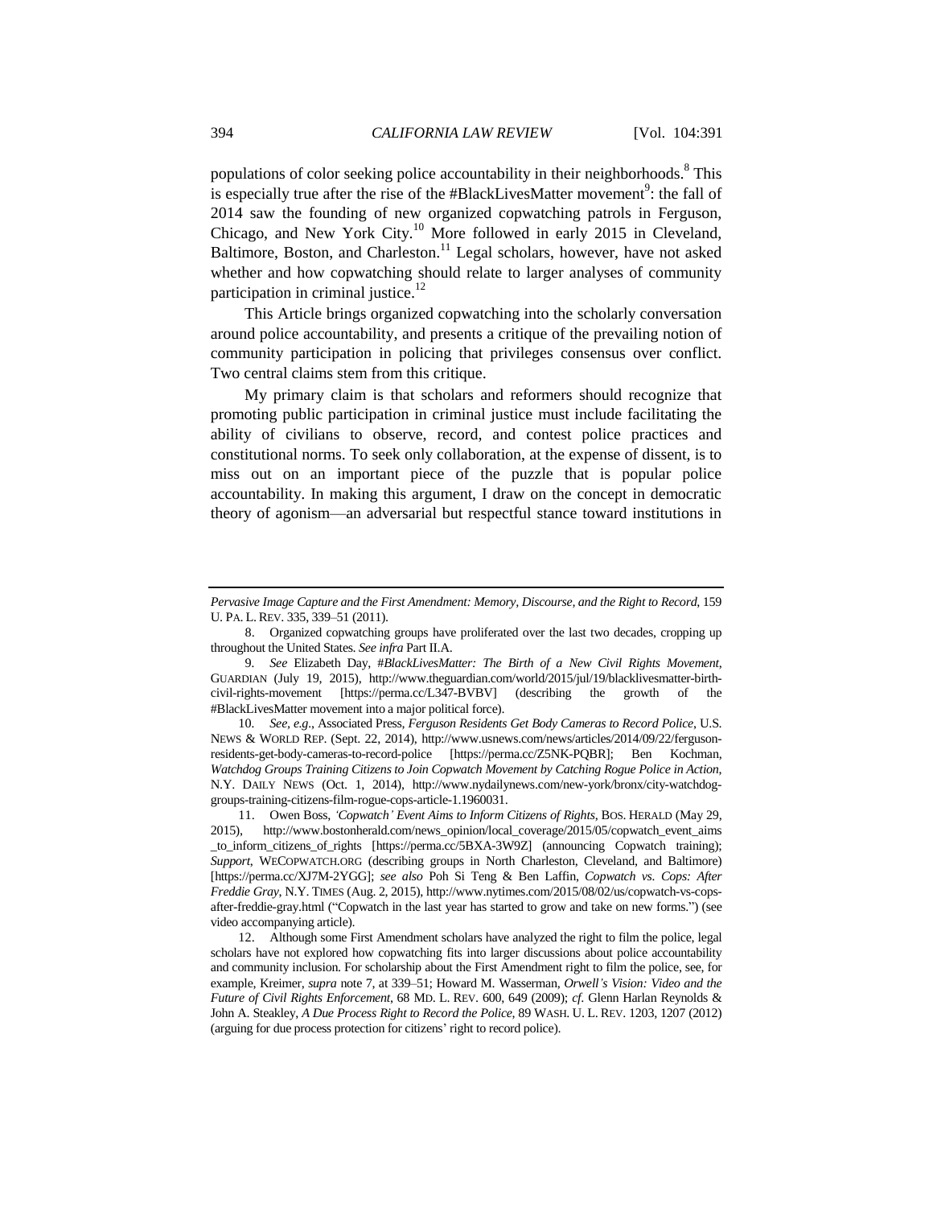populations of color seeking police accountability in their neighborhoods.[8] This is especially true after the rise of the #BlackLivesMatter movement[9]: the fall of 2014 saw the founding of new organized copwatching patrols in Ferguson, Chicago, and New York City.[10] More followed in early 2015 in Cleveland, Baltimore, Boston, and Charleston.[11] Legal scholars, however, have not asked whether and how copwatching should relate to larger analyses of community participation in criminal justice.[12]

This Article brings organized copwatching into the scholarly conversation around police accountability, and presents a critique of the prevailing notion of community participation in policing that privileges consensus over conflict. Two central claims stem from this critique.

My primary claim is that scholars and reformers should recognize that promoting public participation in criminal justice must include facilitating the ability of civilians to observe, record, and contest police practices and constitutional norms. To seek only collaboration, at the expense of dissent, is to miss out on an important piece of the puzzle that is popular police accountability. In making this argument, I draw on the concept in democratic theory of agonism—an adversarial but respectful stance toward institutions in

---

*Pervasive Image Capture and the First Amendment: Memory, Discourse, and the Right to Record*, 159 U. PA. L. REV. 335, 339–51 (2011).

8. Organized copwatching groups have proliferated over the last two decades, cropping up throughout the United States. *See infra* Part II.A.

9. *See* Elizabeth Day, *#BlackLivesMatter: The Birth of a New Civil Rights Movement*, GUARDIAN (July 19, 2015), http://www.theguardian.com/world/2015/jul/19/blacklivesmatter-birth-civil-rights-movement [https://perma.cc/L347-BVBV] (describing the growth of the #BlackLivesMatter movement into a major political force).

10. *See, e.g.*, Associated Press, *Ferguson Residents Get Body Cameras to Record Police*, U.S. NEWS & WORLD REP. (Sept. 22, 2014), http://www.usnews.com/news/articles/2014/09/22/ferguson-residents-get-body-cameras-to-record-police [https://perma.cc/Z5NK-PQBR]; Ben Kochman, *Watchdog Groups Training Citizens to Join Copwatch Movement by Catching Rogue Police in Action*, N.Y. DAILY NEWS (Oct. 1, 2014), http://www.nydailynews.com/new-york/bronx/city-watchdog-groups-training-citizens-film-rogue-cops-article-1.1960031.

11. Owen Boss, *'Copwatch' Event Aims to Inform Citizens of Rights*, BOS. HERALD (May 29, 2015), http://www.bostonherald.com/news_opinion/local_coverage/2015/05/copwatch_event_aims_to_inform_citizens_of_rights [https://perma.cc/5BXA-3W9Z] (announcing Copwatch training); *Support*, WECOPWATCH.ORG (describing groups in North Charleston, Cleveland, and Baltimore) [https://perma.cc/XJ7M-2YGG]; *see also* Poh Si Teng & Ben Laffin, *Copwatch vs. Cops: After Freddie Gray*, N.Y. TIMES (Aug. 2, 2015), http://www.nytimes.com/2015/08/02/us/copwatch-vs-cops-after-freddie-gray.html ("Copwatch in the last year has started to grow and take on new forms.") (see video accompanying article).

12. Although some First Amendment scholars have analyzed the right to film the police, legal scholars have not explored how copwatching fits into larger discussions about police accountability and community inclusion. For scholarship about the First Amendment right to film the police, see, for example, Kreimer, *supra* note 7, at 339–51; Howard M. Wasserman, *Orwell's Vision: Video and the Future of Civil Rights Enforcement*, 68 MD. L. REV. 600, 649 (2009); *cf.* Glenn Harlan Reynolds & John A. Steakley, *A Due Process Right to Record the Police*, 89 WASH. U. L. REV. 1203, 1207 (2012) (arguing for due process protection for citizens' right to record police).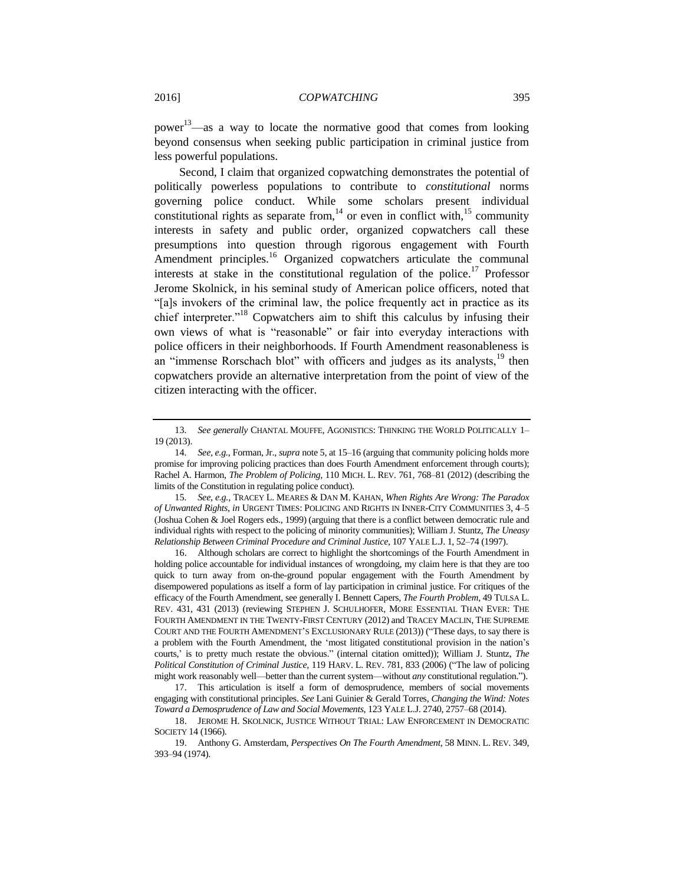power[13]—as a way to locate the normative good that comes from looking beyond consensus when seeking public participation in criminal justice from less powerful populations.

Second, I claim that organized copwatching demonstrates the potential of politically powerless populations to contribute to *constitutional* norms governing police conduct. While some scholars present individual constitutional rights as separate from,[14] or even in conflict with,[15] community interests in safety and public order, organized copwatchers call these presumptions into question through rigorous engagement with Fourth Amendment principles.[16] Organized copwatchers articulate the communal interests at stake in the constitutional regulation of the police.[17] Professor Jerome Skolnick, in his seminal study of American police officers, noted that "[a]s invokers of the criminal law, the police frequently act in practice as its chief interpreter."[18] Copwatchers aim to shift this calculus by infusing their own views of what is "reasonable" or fair into everyday interactions with police officers in their neighborhoods. If Fourth Amendment reasonableness is an "immense Rorschach blot" with officers and judges as its analysts,[19] then copwatchers provide an alternative interpretation from the point of view of the citizen interacting with the officer.

---

13. *See generally* CHANTAL MOUFFE, AGONISTICS: THINKING THE WORLD POLITICALLY 1–19 (2013).

14. *See, e.g.*, Forman, Jr., *supra* note 5, at 15–16 (arguing that community policing holds more promise for improving policing practices than does Fourth Amendment enforcement through courts); Rachel A. Harmon, *The Problem of Policing*, 110 MICH. L. REV. 761, 768–81 (2012) (describing the limits of the Constitution in regulating police conduct).

15. *See, e.g.*, TRACEY L. MEARES & DAN M. KAHAN, *When Rights Are Wrong: The Paradox of Unwanted Rights*, *in* URGENT TIMES: POLICING AND RIGHTS IN INNER-CITY COMMUNITIES 3, 4–5 (Joshua Cohen & Joel Rogers eds., 1999) (arguing that there is a conflict between democratic rule and individual rights with respect to the policing of minority communities); William J. Stuntz, *The Uneasy Relationship Between Criminal Procedure and Criminal Justice*, 107 YALE L.J. 1, 52–74 (1997).

16. Although scholars are correct to highlight the shortcomings of the Fourth Amendment in holding police accountable for individual instances of wrongdoing, my claim here is that they are too quick to turn away from on-the-ground popular engagement with the Fourth Amendment by disempowered populations as itself a form of lay participation in criminal justice. For critiques of the efficacy of the Fourth Amendment, see generally I. Bennett Capers, *The Fourth Problem*, 49 TULSA L. REV. 431, 431 (2013) (reviewing STEPHEN J. SCHULHOFER, MORE ESSENTIAL THAN EVER: THE FOURTH AMENDMENT IN THE TWENTY-FIRST CENTURY (2012) and TRACEY MACLIN, THE SUPREME COURT AND THE FOURTH AMENDMENT'S EXCLUSIONARY RULE (2013)) ("These days, to say there is a problem with the Fourth Amendment, the 'most litigated constitutional provision in the nation's courts,' is to pretty much restate the obvious." (internal citation omitted)); William J. Stuntz, *The Political Constitution of Criminal Justice*, 119 HARV. L. REV. 781, 833 (2006) ("The law of policing might work reasonably well—better than the current system—without *any* constitutional regulation.").

17. This articulation is itself a form of demosprudence, members of social movements engaging with constitutional principles. *See* Lani Guinier & Gerald Torres, *Changing the Wind: Notes Toward a Demosprudence of Law and Social Movements*, 123 YALE L.J. 2740, 2757–68 (2014).

18. JEROME H. SKOLNICK, JUSTICE WITHOUT TRIAL: LAW ENFORCEMENT IN DEMOCRATIC SOCIETY 14 (1966).

19. Anthony G. Amsterdam, *Perspectives On The Fourth Amendment*, 58 MINN. L. REV. 349, 393–94 (1974).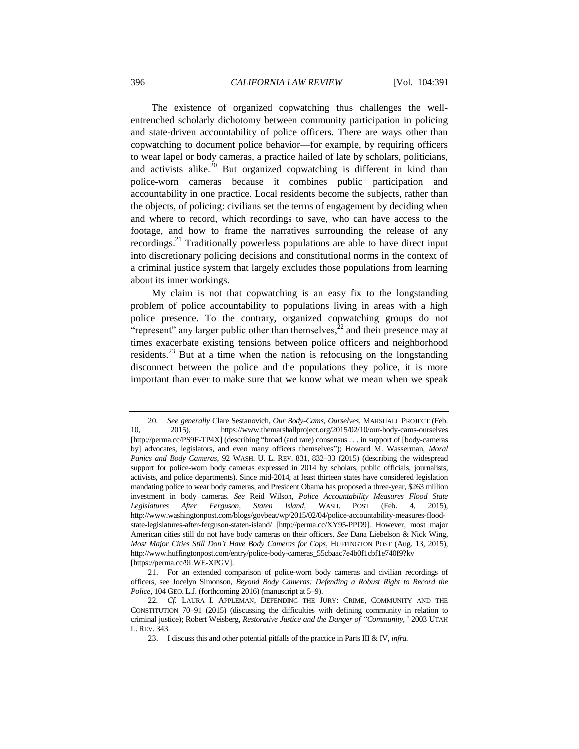The existence of organized copwatching thus challenges the well-entrenched scholarly dichotomy between community participation in policing and state-driven accountability of police officers. There are ways other than copwatching to document police behavior—for example, by requiring officers to wear lapel or body cameras, a practice hailed of late by scholars, politicians, and activists alike.[20] But organized copwatching is different in kind than police-worn cameras because it combines public participation and accountability in one practice. Local residents become the subjects, rather than the objects, of policing: civilians set the terms of engagement by deciding when and where to record, which recordings to save, who can have access to the footage, and how to frame the narratives surrounding the release of any recordings.[21] Traditionally powerless populations are able to have direct input into discretionary policing decisions and constitutional norms in the context of a criminal justice system that largely excludes those populations from learning about its inner workings.

My claim is not that copwatching is an easy fix to the longstanding problem of police accountability to populations living in areas with a high police presence. To the contrary, organized copwatching groups do not "represent" any larger public other than themselves,[22] and their presence may at times exacerbate existing tensions between police officers and neighborhood residents.[23] But at a time when the nation is refocusing on the longstanding disconnect between the police and the populations they police, it is more important than ever to make sure that we know what we mean when we speak

---

20. *See generally* Clare Sestanovich, *Our Body-Cams, Ourselves*, MARSHALL PROJECT (Feb. 10, 2015), https://www.themarshallproject.org/2015/02/10/our-body-cams-ourselves [http://perma.cc/PS9F-TP4X] (describing "broad (and rare) consensus . . . in support of [body-cameras by] advocates, legislators, and even many officers themselves"); Howard M. Wasserman, *Moral Panics and Body Cameras*, 92 WASH. U. L. REV. 831, 832–33 (2015) (describing the widespread support for police-worn body cameras expressed in 2014 by scholars, public officials, journalists, activists, and police departments). Since mid-2014, at least thirteen states have considered legislation mandating police to wear body cameras, and President Obama has proposed a three-year, $263 million investment in body cameras. *See* Reid Wilson, *Police Accountability Measures Flood State Legislatures After Ferguson, Staten Island*, WASH. POST (Feb. 4, 2015), http://www.washingtonpost.com/blogs/govbeat/wp/2015/02/04/police-accountability-measures-flood-state-legislatures-after-ferguson-staten-island/ [http://perma.cc/XY95-PPD9]. However, most major American cities still do not have body cameras on their officers. *See* Dana Liebelson & Nick Wing, *Most Major Cities Still Don't Have Body Cameras for Cops*, HUFFINGTON POST (Aug. 13, 2015), http://www.huffingtonpost.com/entry/police-body-cameras_55cbaac7e4b0f1cbf1e740f9?kv [https://perma.cc/9LWE-XPGV].

21. For an extended comparison of police-worn body cameras and civilian recordings of officers, see Jocelyn Simonson, *Beyond Body Cameras: Defending a Robust Right to Record the Police*, 104 GEO. L.J. (forthcoming 2016) (manuscript at 5–9).

22. *Cf.* LAURA I. APPLEMAN, DEFENDING THE JURY: CRIME, COMMUNITY AND THE CONSTITUTION 70–91 (2015) (discussing the difficulties with defining community in relation to criminal justice); Robert Weisberg, *Restorative Justice and the Danger of "Community*,*"* 2003 UTAH L. REV. 343.

23. I discuss this and other potential pitfalls of the practice in Parts III & IV, *infra.*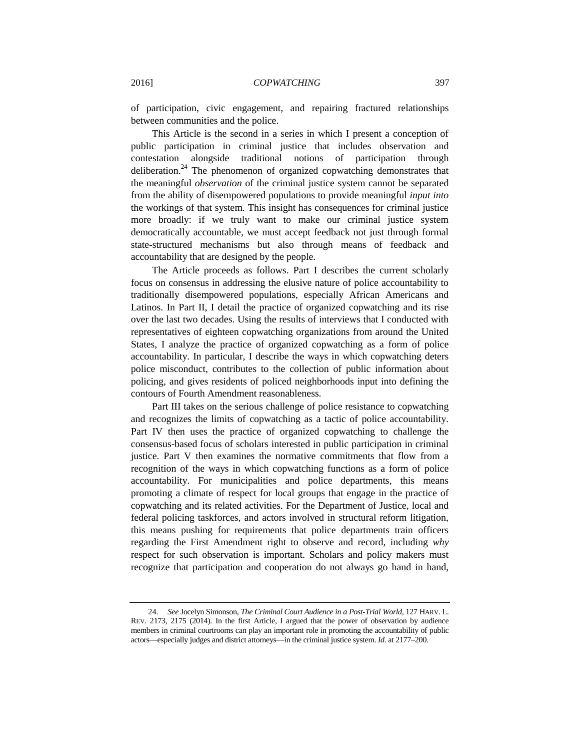of participation, civic engagement, and repairing fractured relationships between communities and the police.

This Article is the second in a series in which I present a conception of public participation in criminal justice that includes observation and contestation alongside traditional notions of participation through deliberation.[24] The phenomenon of organized copwatching demonstrates that the meaningful *observation* of the criminal justice system cannot be separated from the ability of disempowered populations to provide meaningful *input into* the workings of that system. This insight has consequences for criminal justice more broadly: if we truly want to make our criminal justice system democratically accountable, we must accept feedback not just through formal state-structured mechanisms but also through means of feedback and accountability that are designed by the people.

The Article proceeds as follows. Part I describes the current scholarly focus on consensus in addressing the elusive nature of police accountability to traditionally disempowered populations, especially African Americans and Latinos. In Part II, I detail the practice of organized copwatching and its rise over the last two decades. Using the results of interviews that I conducted with representatives of eighteen copwatching organizations from around the United States, I analyze the practice of organized copwatching as a form of police accountability. In particular, I describe the ways in which copwatching deters police misconduct, contributes to the collection of public information about policing, and gives residents of policed neighborhoods input into defining the contours of Fourth Amendment reasonableness.

Part III takes on the serious challenge of police resistance to copwatching and recognizes the limits of copwatching as a tactic of police accountability. Part IV then uses the practice of organized copwatching to challenge the consensus-based focus of scholars interested in public participation in criminal justice. Part V then examines the normative commitments that flow from a recognition of the ways in which copwatching functions as a form of police accountability. For municipalities and police departments, this means promoting a climate of respect for local groups that engage in the practice of copwatching and its related activities. For the Department of Justice, local and federal policing taskforces, and actors involved in structural reform litigation, this means pushing for requirements that police departments train officers regarding the First Amendment right to observe and record, including *why* respect for such observation is important. Scholars and policy makers must recognize that participation and cooperation do not always go hand in hand,

---

24. *See* Jocelyn Simonson, *The Criminal Court Audience in a Post-Trial World*, 127 HARV. L. REV. 2173, 2175 (2014). In the first Article, I argued that the power of observation by audience members in criminal courtrooms can play an important role in promoting the accountability of public actors—especially judges and district attorneys—in the criminal justice system. *Id.* at 2177–200.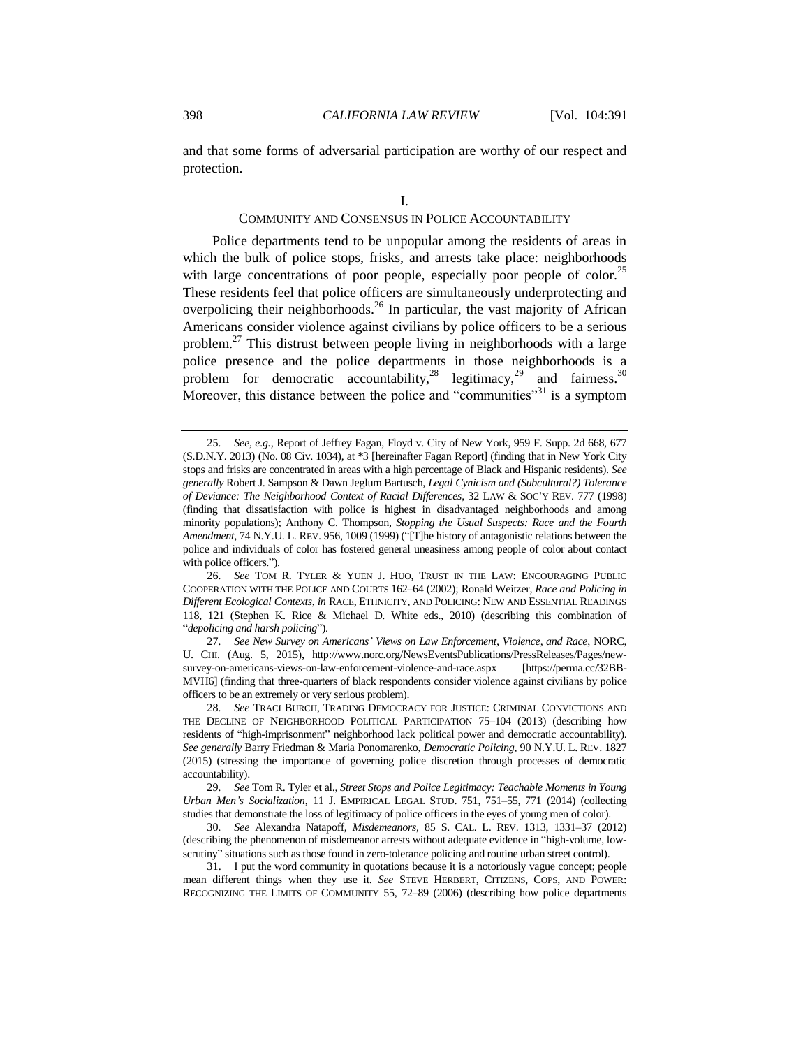and that some forms of adversarial participation are worthy of our respect and protection.

## I.
## COMMUNITY AND CONSENSUS IN POLICE ACCOUNTABILITY

Police departments tend to be unpopular among the residents of areas in which the bulk of police stops, frisks, and arrests take place: neighborhoods with large concentrations of poor people, especially poor people of color.[25] These residents feel that police officers are simultaneously underprotecting and overpolicing their neighborhoods.[26] In particular, the vast majority of African Americans consider violence against civilians by police officers to be a serious problem.[27] This distrust between people living in neighborhoods with a large police presence and the police departments in those neighborhoods is a problem for democratic accountability,[28] legitimacy,[29] and fairness.[30] Moreover, this distance between the police and "communities"[31] is a symptom

---

25. *See, e.g.*, Report of Jeffrey Fagan, Floyd v. City of New York, 959 F. Supp. 2d 668, 677 (S.D.N.Y. 2013) (No. 08 Civ. 1034), at \*3 [hereinafter Fagan Report] (finding that in New York City stops and frisks are concentrated in areas with a high percentage of Black and Hispanic residents). *See generally* Robert J. Sampson & Dawn Jeglum Bartusch, *Legal Cynicism and (Subcultural?) Tolerance of Deviance: The Neighborhood Context of Racial Differences*, 32 LAW & SOC'Y REV. 777 (1998) (finding that dissatisfaction with police is highest in disadvantaged neighborhoods and among minority populations); Anthony C. Thompson, *Stopping the Usual Suspects: Race and the Fourth Amendment*, 74 N.Y.U. L. REV. 956, 1009 (1999) ("[T]he history of antagonistic relations between the police and individuals of color has fostered general uneasiness among people of color about contact with police officers.").

26. *See* TOM R. TYLER & YUEN J. HUO, TRUST IN THE LAW: ENCOURAGING PUBLIC COOPERATION WITH THE POLICE AND COURTS 162–64 (2002); Ronald Weitzer, *Race and Policing in Different Ecological Contexts*, *in* RACE, ETHNICITY, AND POLICING: NEW AND ESSENTIAL READINGS 118, 121 (Stephen K. Rice & Michael D. White eds., 2010) (describing this combination of "*depolicing and harsh policing*").

27. *See New Survey on Americans' Views on Law Enforcement, Violence, and Race*, NORC, U. CHI. (Aug. 5, 2015), http://www.norc.org/NewsEventsPublications/PressReleases/Pages/new-survey-on-americans-views-on-law-enforcement-violence-and-race.aspx [https://perma.cc/32BB-MVH6] (finding that three-quarters of black respondents consider violence against civilians by police officers to be an extremely or very serious problem).

28. *See* TRACI BURCH, TRADING DEMOCRACY FOR JUSTICE: CRIMINAL CONVICTIONS AND THE DECLINE OF NEIGHBORHOOD POLITICAL PARTICIPATION 75–104 (2013) (describing how residents of "high-imprisonment" neighborhood lack political power and democratic accountability). *See generally* Barry Friedman & Maria Ponomarenko, *Democratic Policing*, 90 N.Y.U. L. REV. 1827 (2015) (stressing the importance of governing police discretion through processes of democratic accountability).

29. *See* Tom R. Tyler et al., *Street Stops and Police Legitimacy: Teachable Moments in Young Urban Men's Socialization*, 11 J. EMPIRICAL LEGAL STUD. 751, 751–55, 771 (2014) (collecting studies that demonstrate the loss of legitimacy of police officers in the eyes of young men of color).

30. *See* Alexandra Natapoff, *Misdemeanors*, 85 S. CAL. L. REV. 1313, 1331–37 (2012) (describing the phenomenon of misdemeanor arrests without adequate evidence in "high-volume, low-scrutiny" situations such as those found in zero-tolerance policing and routine urban street control).

31. I put the word community in quotations because it is a notoriously vague concept; people mean different things when they use it. *See* STEVE HERBERT, CITIZENS, COPS, AND POWER: RECOGNIZING THE LIMITS OF COMMUNITY 55, 72–89 (2006) (describing how police departments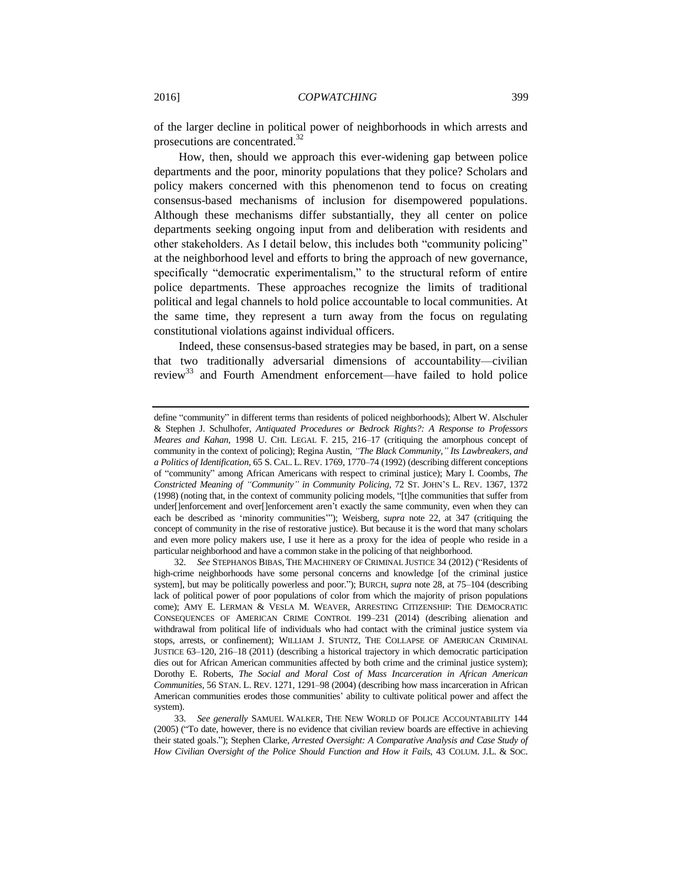of the larger decline in political power of neighborhoods in which arrests and prosecutions are concentrated.[32]

How, then, should we approach this ever-widening gap between police departments and the poor, minority populations that they police? Scholars and policy makers concerned with this phenomenon tend to focus on creating consensus-based mechanisms of inclusion for disempowered populations. Although these mechanisms differ substantially, they all center on police departments seeking ongoing input from and deliberation with residents and other stakeholders. As I detail below, this includes both "community policing" at the neighborhood level and efforts to bring the approach of new governance, specifically "democratic experimentalism," to the structural reform of entire police departments. These approaches recognize the limits of traditional political and legal channels to hold police accountable to local communities. At the same time, they represent a turn away from the focus on regulating constitutional violations against individual officers.

Indeed, these consensus-based strategies may be based, in part, on a sense that two traditionally adversarial dimensions of accountability—civilian review[33] and Fourth Amendment enforcement—have failed to hold police

---

define "community" in different terms than residents of policed neighborhoods); Albert W. Alschuler & Stephen J. Schulhofer, *Antiquated Procedures or Bedrock Rights?: A Response to Professors Meares and Kahan*, 1998 U. CHI. LEGAL F. 215, 216–17 (critiquing the amorphous concept of community in the context of policing); Regina Austin, *"The Black Community," Its Lawbreakers, and a Politics of Identification*, 65 S. CAL. L. REV. 1769, 1770–74 (1992) (describing different conceptions of "community" among African Americans with respect to criminal justice); Mary I. Coombs, *The Constricted Meaning of "Community" in Community Policing*, 72 ST. JOHN'S L. REV. 1367, 1372 (1998) (noting that, in the context of community policing models, "[t]he communities that suffer from under[]enforcement and over[]enforcement aren't exactly the same community, even when they can each be described as 'minority communities'"); Weisberg, *supra* note 22, at 347 (critiquing the concept of community in the rise of restorative justice). But because it is the word that many scholars and even more policy makers use, I use it here as a proxy for the idea of people who reside in a particular neighborhood and have a common stake in the policing of that neighborhood.

32. *See* STEPHANOS BIBAS, THE MACHINERY OF CRIMINAL JUSTICE 34 (2012) ("Residents of high-crime neighborhoods have some personal concerns and knowledge [of the criminal justice system], but may be politically powerless and poor."); BURCH, *supra* note 28, at 75–104 (describing lack of political power of poor populations of color from which the majority of prison populations come); AMY E. LERMAN & VESLA M. WEAVER, ARRESTING CITIZENSHIP: THE DEMOCRATIC CONSEQUENCES OF AMERICAN CRIME CONTROL 199–231 (2014) (describing alienation and withdrawal from political life of individuals who had contact with the criminal justice system via stops, arrests, or confinement); WILLIAM J. STUNTZ, THE COLLAPSE OF AMERICAN CRIMINAL JUSTICE 63–120, 216–18 (2011) (describing a historical trajectory in which democratic participation dies out for African American communities affected by both crime and the criminal justice system); Dorothy E. Roberts, *The Social and Moral Cost of Mass Incarceration in African American Communities*, 56 STAN. L. REV. 1271, 1291–98 (2004) (describing how mass incarceration in African American communities erodes those communities' ability to cultivate political power and affect the system).

33. *See generally* SAMUEL WALKER, THE NEW WORLD OF POLICE ACCOUNTABILITY 144 (2005) ("To date, however, there is no evidence that civilian review boards are effective in achieving their stated goals."); Stephen Clarke, *Arrested Oversight: A Comparative Analysis and Case Study of How Civilian Oversight of the Police Should Function and How it Fails*, 43 COLUM. J.L. & SOC.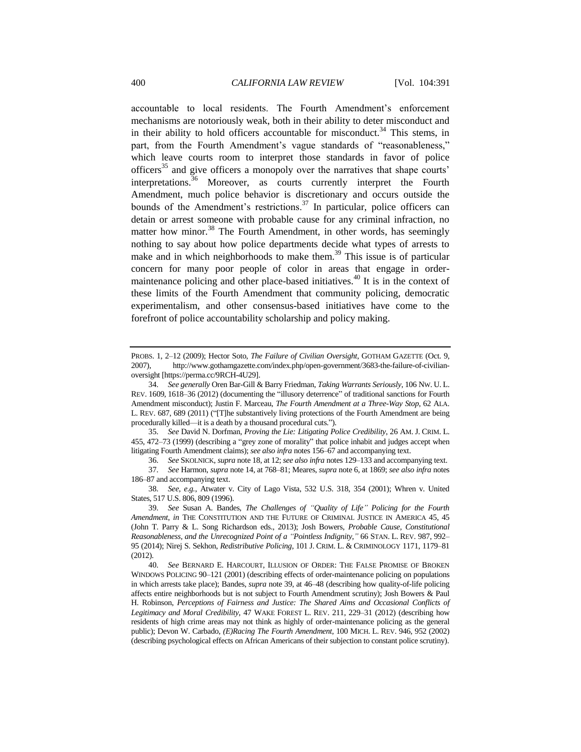accountable to local residents. The Fourth Amendment's enforcement mechanisms are notoriously weak, both in their ability to deter misconduct and in their ability to hold officers accountable for misconduct.[34] This stems, in part, from the Fourth Amendment's vague standards of "reasonableness," which leave courts room to interpret those standards in favor of police officers[35] and give officers a monopoly over the narratives that shape courts' interpretations.[36] Moreover, as courts currently interpret the Fourth Amendment, much police behavior is discretionary and occurs outside the bounds of the Amendment's restrictions.[37] In particular, police officers can detain or arrest someone with probable cause for any criminal infraction, no matter how minor.[38] The Fourth Amendment, in other words, has seemingly nothing to say about how police departments decide what types of arrests to make and in which neighborhoods to make them.[39] This issue is of particular concern for many poor people of color in areas that engage in order-maintenance policing and other place-based initiatives.[40] It is in the context of these limits of the Fourth Amendment that community policing, democratic experimentalism, and other consensus-based initiatives have come to the forefront of police accountability scholarship and policy making.

---

PROBS. 1, 2–12 (2009); Hector Soto, *The Failure of Civilian Oversight*, GOTHAM GAZETTE (Oct. 9, 2007), http://www.gothamgazette.com/index.php/open-government/3683-the-failure-of-civilian-oversight [https://perma.cc/9RCH-4U29].

34. *See generally* Oren Bar-Gill & Barry Friedman, *Taking Warrants Seriously*, 106 NW. U. L. REV. 1609, 1618–36 (2012) (documenting the "illusory deterrence" of traditional sanctions for Fourth Amendment misconduct); Justin F. Marceau, *The Fourth Amendment at a Three-Way Stop*, 62 ALA. L. REV. 687, 689 (2011) ("[T]he substantively living protections of the Fourth Amendment are being procedurally killed—it is a death by a thousand procedural cuts.").

35. *See* David N. Dorfman, *Proving the Lie: Litigating Police Credibility*, 26 AM. J. CRIM. L. 455, 472–73 (1999) (describing a "grey zone of morality" that police inhabit and judges accept when litigating Fourth Amendment claims); *see also infra* notes 156–67 and accompanying text.

36. *See* SKOLNICK, *supra* note 18, at 12; *see also infra* notes 129–133 and accompanying text.

37. *See* Harmon, *supra* note 14, at 768–81; Meares, *supra* note 6, at 1869; *see also infra* notes 186–87 and accompanying text.

38. *See, e.g.*, Atwater v. City of Lago Vista, 532 U.S. 318, 354 (2001); Whren v. United States, 517 U.S. 806, 809 (1996).

39. *See* Susan A. Bandes, *The Challenges of "Quality of Life" Policing for the Fourth Amendment*, *in* THE CONSTITUTION AND THE FUTURE OF CRIMINAL JUSTICE IN AMERICA 45, 45 (John T. Parry & L. Song Richardson eds., 2013); Josh Bowers, *Probable Cause, Constitutional Reasonableness, and the Unrecognized Point of a "Pointless Indignity,"* 66 STAN. L. REV. 987, 992–95 (2014); Nirej S. Sekhon, *Redistributive Policing*, 101 J. CRIM. L. & CRIMINOLOGY 1171, 1179–81 (2012).

40. *See* BERNARD E. HARCOURT, ILLUSION OF ORDER: THE FALSE PROMISE OF BROKEN WINDOWS POLICING 90–121 (2001) (describing effects of order-maintenance policing on populations in which arrests take place); Bandes, *supra* note 39, at 46–48 (describing how quality-of-life policing affects entire neighborhoods but is not subject to Fourth Amendment scrutiny); Josh Bowers & Paul H. Robinson, *Perceptions of Fairness and Justice: The Shared Aims and Occasional Conflicts of Legitimacy and Moral Credibility*, 47 WAKE FOREST L. REV. 211, 229–31 (2012) (describing how residents of high crime areas may not think as highly of order-maintenance policing as the general public); Devon W. Carbado, *(E)Racing The Fourth Amendment*, 100 MICH. L. REV. 946, 952 (2002) (describing psychological effects on African Americans of their subjection to constant police scrutiny).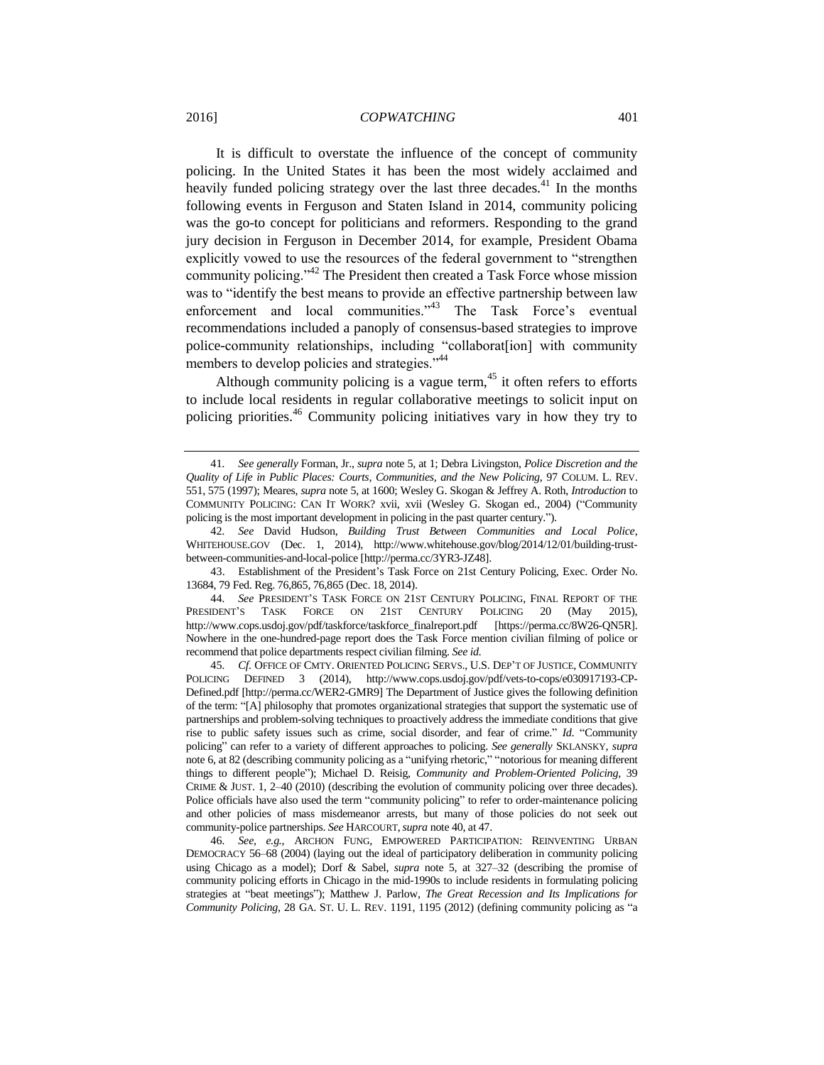It is difficult to overstate the influence of the concept of community policing. In the United States it has been the most widely acclaimed and heavily funded policing strategy over the last three decades.[41] In the months following events in Ferguson and Staten Island in 2014, community policing was the go-to concept for politicians and reformers. Responding to the grand jury decision in Ferguson in December 2014, for example, President Obama explicitly vowed to use the resources of the federal government to "strengthen community policing."[42] The President then created a Task Force whose mission was to "identify the best means to provide an effective partnership between law enforcement and local communities."[43] The Task Force's eventual recommendations included a panoply of consensus-based strategies to improve police-community relationships, including "collaborat[ion] with community members to develop policies and strategies."[44]

Although community policing is a vague term,[45] it often refers to efforts to include local residents in regular collaborative meetings to solicit input on policing priorities.[46] Community policing initiatives vary in how they try to

---

41. *See generally* Forman, Jr., *supra* note 5, at 1; Debra Livingston, *Police Discretion and the Quality of Life in Public Places: Courts, Communities, and the New Policing*, 97 COLUM. L. REV. 551, 575 (1997); Meares, *supra* note 5, at 1600; Wesley G. Skogan & Jeffrey A. Roth, *Introduction* to COMMUNITY POLICING: CAN IT WORK? xvii, xvii (Wesley G. Skogan ed., 2004) ("Community policing is the most important development in policing in the past quarter century.").

42. *See* David Hudson, *Building Trust Between Communities and Local Police*, WHITEHOUSE.GOV (Dec. 1, 2014), http://www.whitehouse.gov/blog/2014/12/01/building-trust-between-communities-and-local-police [http://perma.cc/3YR3-JZ48].

43. Establishment of the President's Task Force on 21st Century Policing, Exec. Order No. 13684, 79 Fed. Reg. 76,865, 76,865 (Dec. 18, 2014).

44. *See* PRESIDENT'S TASK FORCE ON 21ST CENTURY POLICING, FINAL REPORT OF THE PRESIDENT'S TASK FORCE ON 21ST CENTURY POLICING 20 (May 2015), http://www.cops.usdoj.gov/pdf/taskforce/taskforce_finalreport.pdf [https://perma.cc/8W26-QN5R]. Nowhere in the one-hundred-page report does the Task Force mention civilian filming of police or recommend that police departments respect civilian filming. *See id.*

45. *Cf.* OFFICE OF CMTY. ORIENTED POLICING SERVS., U.S. DEP'T OF JUSTICE, COMMUNITY POLICING DEFINED 3 (2014), http://www.cops.usdoj.gov/pdf/vets-to-cops/e030917193-CP-Defined.pdf [http://perma.cc/WER2-GMR9] The Department of Justice gives the following definition of the term: "[A] philosophy that promotes organizational strategies that support the systematic use of partnerships and problem-solving techniques to proactively address the immediate conditions that give rise to public safety issues such as crime, social disorder, and fear of crime." *Id.* "Community policing" can refer to a variety of different approaches to policing. *See generally* SKLANSKY, *supra* note 6, at 82 (describing community policing as a "unifying rhetoric," "notorious for meaning different things to different people"); Michael D. Reisig, *Community and Problem-Oriented Policing*, 39 CRIME & JUST. 1, 2–40 (2010) (describing the evolution of community policing over three decades). Police officials have also used the term "community policing" to refer to order-maintenance policing and other policies of mass misdemeanor arrests, but many of those policies do not seek out community-police partnerships. *See* HARCOURT, *supra* note 40, at 47.

46. *See, e.g.*, ARCHON FUNG, EMPOWERED PARTICIPATION: REINVENTING URBAN DEMOCRACY 56–68 (2004) (laying out the ideal of participatory deliberation in community policing using Chicago as a model); Dorf & Sabel, *supra* note 5, at 327–32 (describing the promise of community policing efforts in Chicago in the mid-1990s to include residents in formulating policing strategies at "beat meetings"); Matthew J. Parlow, *The Great Recession and Its Implications for Community Policing*, 28 GA. ST. U. L. REV. 1191, 1195 (2012) (defining community policing as "a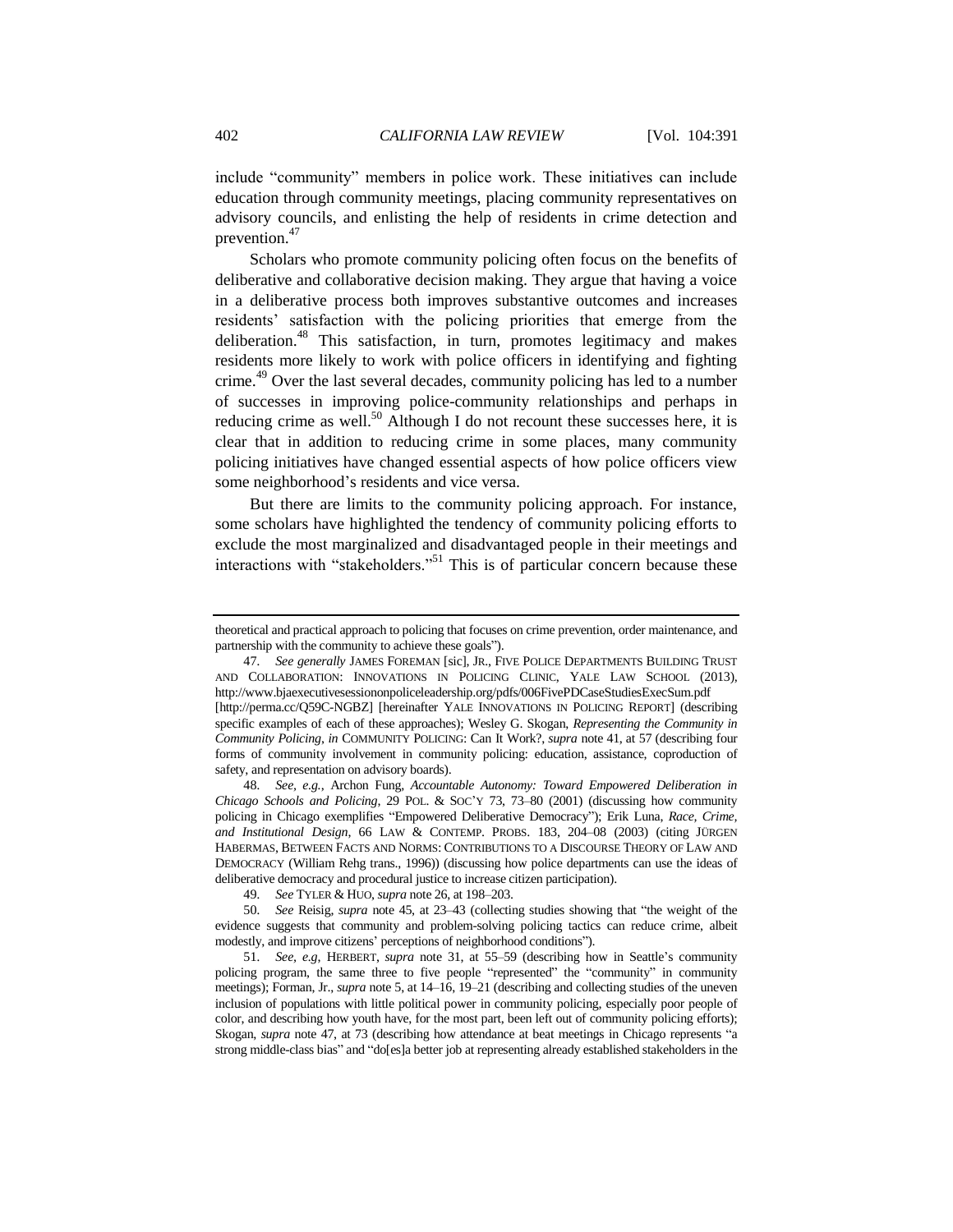include "community" members in police work. These initiatives can include education through community meetings, placing community representatives on advisory councils, and enlisting the help of residents in crime detection and prevention.[47]

Scholars who promote community policing often focus on the benefits of deliberative and collaborative decision making. They argue that having a voice in a deliberative process both improves substantive outcomes and increases residents' satisfaction with the policing priorities that emerge from the deliberation.[48] This satisfaction, in turn, promotes legitimacy and makes residents more likely to work with police officers in identifying and fighting crime.[49] Over the last several decades, community policing has led to a number of successes in improving police-community relationships and perhaps in reducing crime as well.[50] Although I do not recount these successes here, it is clear that in addition to reducing crime in some places, many community policing initiatives have changed essential aspects of how police officers view some neighborhood's residents and vice versa.

But there are limits to the community policing approach. For instance, some scholars have highlighted the tendency of community policing efforts to exclude the most marginalized and disadvantaged people in their meetings and interactions with "stakeholders."[51] This is of particular concern because these

---

theoretical and practical approach to policing that focuses on crime prevention, order maintenance, and partnership with the community to achieve these goals").

47. *See generally* JAMES FOREMAN [sic], JR., FIVE POLICE DEPARTMENTS BUILDING TRUST AND COLLABORATION: INNOVATIONS IN POLICING CLINIC, YALE LAW SCHOOL (2013), http://www.bjaexecutivesessiononpoliceleadership.org/pdfs/006FivePDCaseStudiesExecSum.pdf [http://perma.cc/Q59C-NGBZ] [hereinafter YALE INNOVATIONS IN POLICING REPORT] (describing specific examples of each of these approaches); Wesley G. Skogan, *Representing the Community in Community Policing*, *in* COMMUNITY POLICING: Can It Work?, *supra* note 41, at 57 (describing four forms of community involvement in community policing: education, assistance, coproduction of safety, and representation on advisory boards).

48. *See, e.g.*, Archon Fung, *Accountable Autonomy: Toward Empowered Deliberation in Chicago Schools and Policing*, 29 POL. & SOC'Y 73, 73–80 (2001) (discussing how community policing in Chicago exemplifies "Empowered Deliberative Democracy"); Erik Luna, *Race, Crime, and Institutional Design*, 66 LAW & CONTEMP. PROBS. 183, 204–08 (2003) (citing JÜRGEN HABERMAS, BETWEEN FACTS AND NORMS: CONTRIBUTIONS TO A DISCOURSE THEORY OF LAW AND DEMOCRACY (William Rehg trans., 1996)) (discussing how police departments can use the ideas of deliberative democracy and procedural justice to increase citizen participation).

49. *See* TYLER & HUO, *supra* note 26, at 198–203.

50. *See* Reisig, *supra* note 45, at 23–43 (collecting studies showing that "the weight of the evidence suggests that community and problem-solving policing tactics can reduce crime, albeit modestly, and improve citizens' perceptions of neighborhood conditions").

51. *See, e.g,* HERBERT, *supra* note 31, at 55–59 (describing how in Seattle's community policing program, the same three to five people "represented" the "community" in community meetings); Forman, Jr., *supra* note 5, at 14–16, 19–21 (describing and collecting studies of the uneven inclusion of populations with little political power in community policing, especially poor people of color, and describing how youth have, for the most part, been left out of community policing efforts); Skogan, *supra* note 47, at 73 (describing how attendance at beat meetings in Chicago represents "a strong middle-class bias" and "do[es]a better job at representing already established stakeholders in the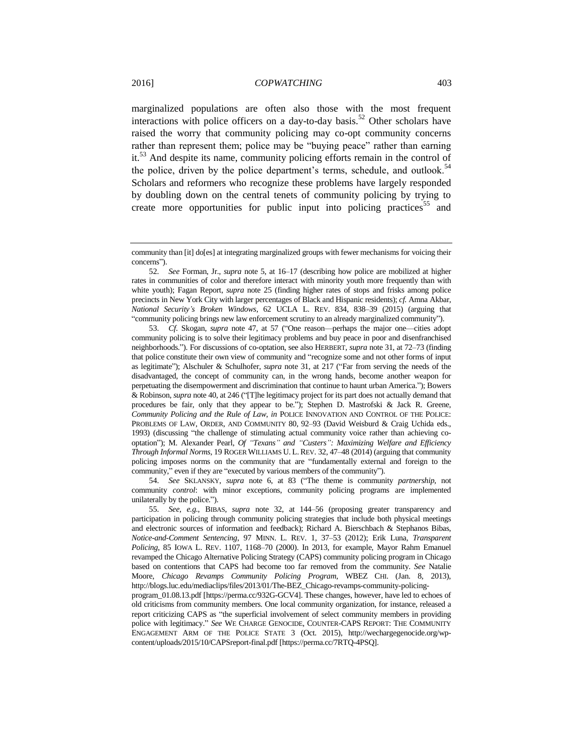marginalized populations are often also those with the most frequent interactions with police officers on a day-to-day basis.[52] Other scholars have raised the worry that community policing may co-opt community concerns rather than represent them; police may be "buying peace" rather than earning it.[53] And despite its name, community policing efforts remain in the control of the police, driven by the police department's terms, schedule, and outlook.[54] Scholars and reformers who recognize these problems have largely responded by doubling down on the central tenets of community policing by trying to create more opportunities for public input into policing practices[55] and

---

community than [it] do[es] at integrating marginalized groups with fewer mechanisms for voicing their concerns").

52. *See* Forman, Jr., *supra* note 5, at 16–17 (describing how police are mobilized at higher rates in communities of color and therefore interact with minority youth more frequently than with white youth); Fagan Report, *supra* note 25 (finding higher rates of stops and frisks among police precincts in New York City with larger percentages of Black and Hispanic residents); *cf.* Amna Akbar, *National Security's Broken Windows*, 62 UCLA L. REV. 834, 838–39 (2015) (arguing that "community policing brings new law enforcement scrutiny to an already marginalized community").

53. *Cf.* Skogan, *supra* note 47, at 57 ("One reason—perhaps the major one—cities adopt community policing is to solve their legitimacy problems and buy peace in poor and disenfranchised neighborhoods."). For discussions of co-optation, see also HERBERT, *supra* note 31, at 72–73 (finding that police constitute their own view of community and "recognize some and not other forms of input as legitimate"); Alschuler & Schulhofer, *supra* note 31, at 217 ("Far from serving the needs of the disadvantaged, the concept of community can, in the wrong hands, become another weapon for perpetuating the disempowerment and discrimination that continue to haunt urban America."); Bowers & Robinson, *supra* note 40, at 246 ("[T]he legitimacy project for its part does not actually demand that procedures be fair, only that they appear to be."); Stephen D. Mastrofski & Jack R. Greene, *Community Policing and the Rule of Law*, *in* POLICE INNOVATION AND CONTROL OF THE POLICE: PROBLEMS OF LAW, ORDER, AND COMMUNITY 80, 92–93 (David Weisburd & Craig Uchida eds., 1993) (discussing "the challenge of stimulating actual community voice rather than achieving co-optation"); M. Alexander Pearl, *Of "Texans" and "Custers": Maximizing Welfare and Efficiency Through Informal Norms*, 19 ROGER WILLIAMS U. L. REV. 32, 47–48 (2014) (arguing that community policing imposes norms on the community that are "fundamentally external and foreign to the community," even if they are "executed by various members of the community").

54. *See* SKLANSKY, *supra* note 6, at 83 ("The theme is community *partnership*, not community *control*: with minor exceptions, community policing programs are implemented unilaterally by the police.").

55. *See, e.g.*, BIBAS, *supra* note 32, at 144–56 (proposing greater transparency and participation in policing through community policing strategies that include both physical meetings and electronic sources of information and feedback); Richard A. Bierschbach & Stephanos Bibas, *Notice-and-Comment Sentencing*, 97 MINN. L. REV. 1, 37–53 (2012); Erik Luna, *Transparent Policing*, 85 IOWA L. REV. 1107, 1168–70 (2000). In 2013, for example, Mayor Rahm Emanuel revamped the Chicago Alternative Policing Strategy (CAPS) community policing program in Chicago based on contentions that CAPS had become too far removed from the community. *See* Natalie Moore, *Chicago Revamps Community Policing Program*, WBEZ CHI. (Jan. 8, 2013), http://blogs.luc.edu/mediaclips/files/2013/01/The-BEZ_Chicago-revamps-community-policing-program_01.08.13.pdf [https://perma.cc/932G-GCV4]. These changes, however, have led to echoes of old criticisms from community members. One local community organization, for instance, released a report criticizing CAPS as "the superficial involvement of select community members in providing police with legitimacy." *See* WE CHARGE GENOCIDE, COUNTER-CAPS REPORT: THE COMMUNITY ENGAGEMENT ARM OF THE POLICE STATE 3 (Oct. 2015), http://wechargegenocide.org/wp-content/uploads/2015/10/CAPSreport-final.pdf [https://perma.cc/7RTQ-4PSQ].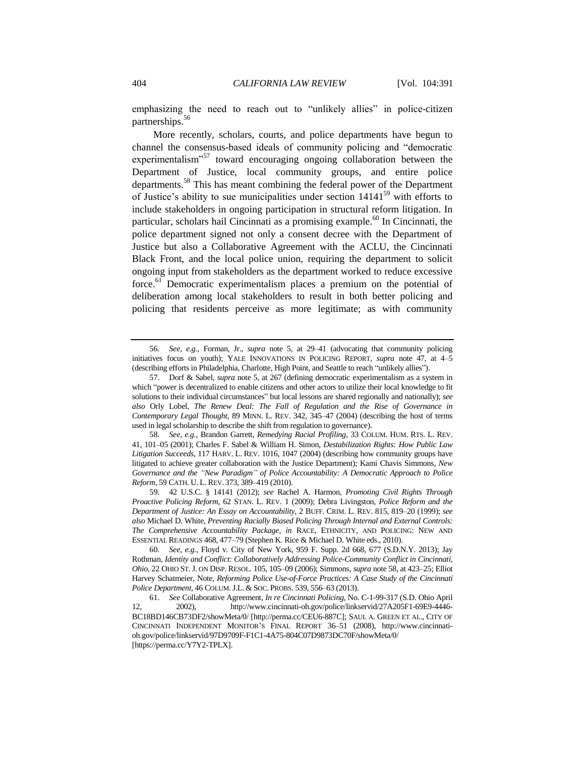emphasizing the need to reach out to "unlikely allies" in police-citizen partnerships.[56]

More recently, scholars, courts, and police departments have begun to channel the consensus-based ideals of community policing and "democratic experimentalism"[57] toward encouraging ongoing collaboration between the Department of Justice, local community groups, and entire police departments.[58] This has meant combining the federal power of the Department of Justice's ability to sue municipalities under section 14141[59] with efforts to include stakeholders in ongoing participation in structural reform litigation. In particular, scholars hail Cincinnati as a promising example.[60] In Cincinnati, the police department signed not only a consent decree with the Department of Justice but also a Collaborative Agreement with the ACLU, the Cincinnati Black Front, and the local police union, requiring the department to solicit ongoing input from stakeholders as the department worked to reduce excessive force.[61] Democratic experimentalism places a premium on the potential of deliberation among local stakeholders to result in both better policing and policing that residents perceive as more legitimate; as with community

---

56. *See, e.g.*, Forman, Jr., *supra* note 5, at 29–41 (advocating that community policing initiatives focus on youth); YALE INNOVATIONS IN POLICING REPORT, *supra* note 47, at 4–5 (describing efforts in Philadelphia, Charlotte, High Point, and Seattle to reach "unlikely allies").

57. Dorf & Sabel, *supra* note 5, at 267 (defining democratic experimentalism as a system in which "power is decentralized to enable citizens and other actors to utilize their local knowledge to fit solutions to their individual circumstances" but local lessons are shared regionally and nationally); *see also* Orly Lobel, *The Renew Deal: The Fall of Regulation and the Rise of Governance in Contemporary Legal Thought*, 89 MINN. L. REV. 342, 345–47 (2004) (describing the host of terms used in legal scholarship to describe the shift from regulation to governance).

58. *See, e.g.*, Brandon Garrett, *Remedying Racial Profiling*, 33 COLUM. HUM. RTS. L. REV. 41, 101–05 (2001); Charles F. Sabel & William H. Simon, *Destabilization Rights: How Public Law Litigation Succeeds*, 117 HARV. L. REV. 1016, 1047 (2004) (describing how community groups have litigated to achieve greater collaboration with the Justice Department); Kami Chavis Simmons, *New Governance and the "New Paradigm" of Police Accountability: A Democratic Approach to Police Reform*, 59 CATH. U. L. REV. 373, 389–419 (2010).

59. 42 U.S.C. § 14141 (2012); *see* Rachel A. Harmon, *Promoting Civil Rights Through Proactive Policing Reform*, 62 STAN. L. REV. 1 (2009); Debra Livingston, *Police Reform and the Department of Justice: An Essay on Accountability*, 2 BUFF. CRIM. L. REV. 815, 819–20 (1999); *see also* Michael D. White, *Preventing Racially Biased Policing Through Internal and External Controls: The Comprehensive Accountability Package*, *in* RACE, ETHNICITY, AND POLICING: NEW AND ESSENTIAL READINGS 468, 477–79 (Stephen K. Rice & Michael D. White eds., 2010).

60. *See, e.g.*, Floyd v. City of New York, 959 F. Supp. 2d 668, 677 (S.D.N.Y. 2013); Jay Rothman, *Identity and Conflict: Collaboratively Addressing Police-Community Conflict in Cincinnati, Ohio*, 22 OHIO ST. J. ON DISP. RESOL. 105, 105–09 (2006); Simmons, *supra* note 58, at 423–25; Elliot Harvey Schatmeier, Note, *Reforming Police Use-of-Force Practices: A Case Study of the Cincinnati Police Department*, 46 COLUM. J.L. & SOC. PROBS. 539, 556–63 (2013).

61. *See* Collaborative Agreement, *In re Cincinnati Policing*, No. C-1-99-317 (S.D. Ohio April 12, 2002), http://www.cincinnati-oh.gov/police/linkservid/27A205F1-69E9-4446-BC18BD146CB73DF2/showMeta/0/ [http://perma.cc/CEU6-887C]; SAUL A. GREEN ET AL., CITY OF CINCINNATI INDEPENDENT MONITOR'S FINAL REPORT 36–51 (2008), http://www.cincinnati-oh.gov/police/linkservid/97D9709F-F1C1-4A75-804C07D9873DC70F/showMeta/0/ [https://perma.cc/Y7Y2-TPLX].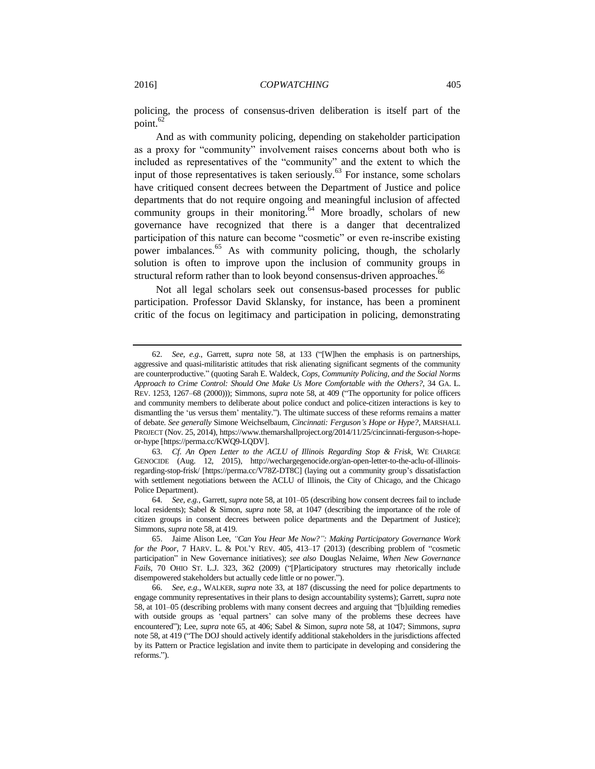policing, the process of consensus-driven deliberation is itself part of the point.[62]

And as with community policing, depending on stakeholder participation as a proxy for "community" involvement raises concerns about both who is included as representatives of the "community" and the extent to which the input of those representatives is taken seriously.[63] For instance, some scholars have critiqued consent decrees between the Department of Justice and police departments that do not require ongoing and meaningful inclusion of affected community groups in their monitoring.[64] More broadly, scholars of new governance have recognized that there is a danger that decentralized participation of this nature can become "cosmetic" or even re-inscribe existing power imbalances.[65] As with community policing, though, the scholarly solution is often to improve upon the inclusion of community groups in structural reform rather than to look beyond consensus-driven approaches.[66]

Not all legal scholars seek out consensus-based processes for public participation. Professor David Sklansky, for instance, has been a prominent critic of the focus on legitimacy and participation in policing, demonstrating

---

62. *See, e.g.*, Garrett, *supra* note 58, at 133 ("[W]hen the emphasis is on partnerships, aggressive and quasi-militaristic attitudes that risk alienating significant segments of the community are counterproductive." (quoting Sarah E. Waldeck, *Cops, Community Policing, and the Social Norms Approach to Crime Control: Should One Make Us More Comfortable with the Others?*, 34 GA. L. REV. 1253, 1267–68 (2000))); Simmons, *supra* note 58, at 409 ("The opportunity for police officers and community members to deliberate about police conduct and police-citizen interactions is key to dismantling the 'us versus them' mentality."). The ultimate success of these reforms remains a matter of debate. *See generally* Simone Weichselbaum, *Cincinnati: Ferguson's Hope or Hype?*, MARSHALL PROJECT (Nov. 25, 2014), https://www.themarshallproject.org/2014/11/25/cincinnati-ferguson-s-hope-or-hype [https://perma.cc/KWQ9-LQDV].

63. *Cf. An Open Letter to the ACLU of Illinois Regarding Stop & Frisk*, WE CHARGE GENOCIDE (Aug. 12, 2015), http://wechargegenocide.org/an-open-letter-to-the-aclu-of-illinois-regarding-stop-frisk/ [https://perma.cc/V78Z-DT8C] (laying out a community group's dissatisfaction with settlement negotiations between the ACLU of Illinois, the City of Chicago, and the Chicago Police Department).

64. *See, e.g.*, Garrett, *supra* note 58, at 101–05 (describing how consent decrees fail to include local residents); Sabel & Simon, *supra* note 58, at 1047 (describing the importance of the role of citizen groups in consent decrees between police departments and the Department of Justice); Simmons, *supra* note 58, at 419.

65. Jaime Alison Lee, *"Can You Hear Me Now?": Making Participatory Governance Work for the Poor*, 7 HARV. L. & POL'Y REV. 405, 413–17 (2013) (describing problem of "cosmetic participation" in New Governance initiatives); *see also* Douglas NeJaime, *When New Governance Fails*, 70 OHIO ST. L.J. 323, 362 (2009) ("[P]articipatory structures may rhetorically include disempowered stakeholders but actually cede little or no power.").

66. *See, e.g.*, WALKER, *supra* note 33, at 187 (discussing the need for police departments to engage community representatives in their plans to design accountability systems); Garrett, *supra* note 58, at 101–05 (describing problems with many consent decrees and arguing that "[b]uilding remedies with outside groups as 'equal partners' can solve many of the problems these decrees have encountered"); Lee, *supra* note 65, at 406; Sabel & Simon, *supra* note 58, at 1047; Simmons, *supra* note 58, at 419 ("The DOJ should actively identify additional stakeholders in the jurisdictions affected by its Pattern or Practice legislation and invite them to participate in developing and considering the reforms.").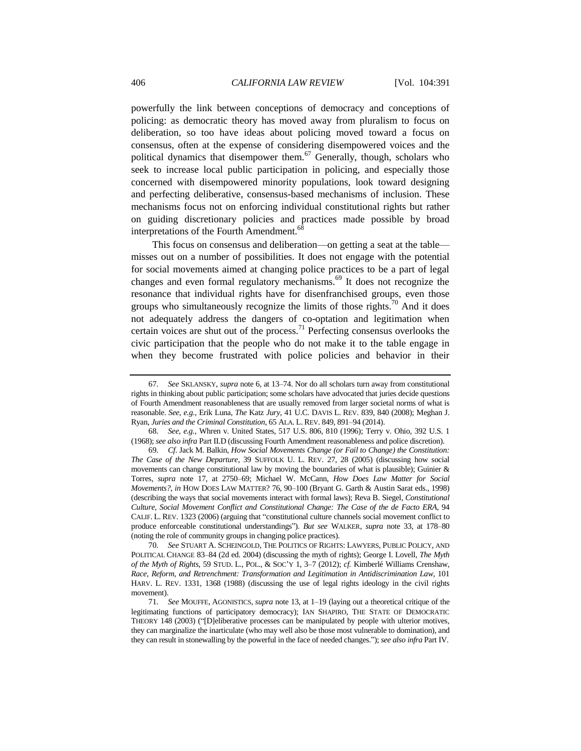powerfully the link between conceptions of democracy and conceptions of policing: as democratic theory has moved away from pluralism to focus on deliberation, so too have ideas about policing moved toward a focus on consensus, often at the expense of considering disempowered voices and the political dynamics that disempower them.[67] Generally, though, scholars who seek to increase local public participation in policing, and especially those concerned with disempowered minority populations, look toward designing and perfecting deliberative, consensus-based mechanisms of inclusion. These mechanisms focus not on enforcing individual constitutional rights but rather on guiding discretionary policies and practices made possible by broad interpretations of the Fourth Amendment.[68]

This focus on consensus and deliberation—on getting a seat at the table—misses out on a number of possibilities. It does not engage with the potential for social movements aimed at changing police practices to be a part of legal changes and even formal regulatory mechanisms.[69] It does not recognize the resonance that individual rights have for disenfranchised groups, even those groups who simultaneously recognize the limits of those rights.[70] And it does not adequately address the dangers of co-optation and legitimation when certain voices are shut out of the process.[71] Perfecting consensus overlooks the civic participation that the people who do not make it to the table engage in when they become frustrated with police policies and behavior in their

---

67. *See* SKLANSKY, *supra* note 6, at 13–74. Nor do all scholars turn away from constitutional rights in thinking about public participation; some scholars have advocated that juries decide questions of Fourth Amendment reasonableness that are usually removed from larger societal norms of what is reasonable. *See, e.g.*, Erik Luna, *The* Katz *Jury*, 41 U.C. DAVIS L. REV. 839, 840 (2008); Meghan J. Ryan, *Juries and the Criminal Constitution*, 65 ALA. L. REV. 849, 891–94 (2014).

68. *See, e.g.*, Whren v. United States, 517 U.S. 806, 810 (1996); Terry v. Ohio, 392 U.S. 1 (1968); *see also infra* Part II.D (discussing Fourth Amendment reasonableness and police discretion).

69. *Cf.* Jack M. Balkin, *How Social Movements Change (or Fail to Change) the Constitution: The Case of the New Departure*, 39 SUFFOLK U. L. REV. 27, 28 (2005) (discussing how social movements can change constitutional law by moving the boundaries of what is plausible); Guinier & Torres, *supra* note 17, at 2750–69; Michael W. McCann, *How Does Law Matter for Social Movements?*, *in* HOW DOES LAW MATTER? 76, 90–100 (Bryant G. Garth & Austin Sarat eds., 1998) (describing the ways that social movements interact with formal laws); Reva B. Siegel, *Constitutional Culture, Social Movement Conflict and Constitutional Change: The Case of the de Facto ERA*, 94 CALIF. L. REV. 1323 (2006) (arguing that "constitutional culture channels social movement conflict to produce enforceable constitutional understandings"). *But see* WALKER, *supra* note 33, at 178–80 (noting the role of community groups in changing police practices).

70. *See* STUART A. SCHEINGOLD, THE POLITICS OF RIGHTS: LAWYERS, PUBLIC POLICY, AND POLITICAL CHANGE 83–84 (2d ed. 2004) (discussing the myth of rights); George I. Lovell, *The Myth of the Myth of Rights*, 59 STUD. L., POL., & SOC'Y 1, 3–7 (2012); *cf.* Kimberlé Williams Crenshaw, *Race, Reform, and Retrenchment: Transformation and Legitimation in Antidiscrimination Law*, 101 HARV. L. REV. 1331, 1368 (1988) (discussing the use of legal rights ideology in the civil rights movement).

71. *See* MOUFFE, AGONISTICS, *supra* note 13, at 1–19 (laying out a theoretical critique of the legitimating functions of participatory democracy); IAN SHAPIRO, THE STATE OF DEMOCRATIC THEORY 148 (2003) ("[D]eliberative processes can be manipulated by people with ulterior motives, they can marginalize the inarticulate (who may well also be those most vulnerable to domination), and they can result in stonewalling by the powerful in the face of needed changes."); *see also infra* Part IV.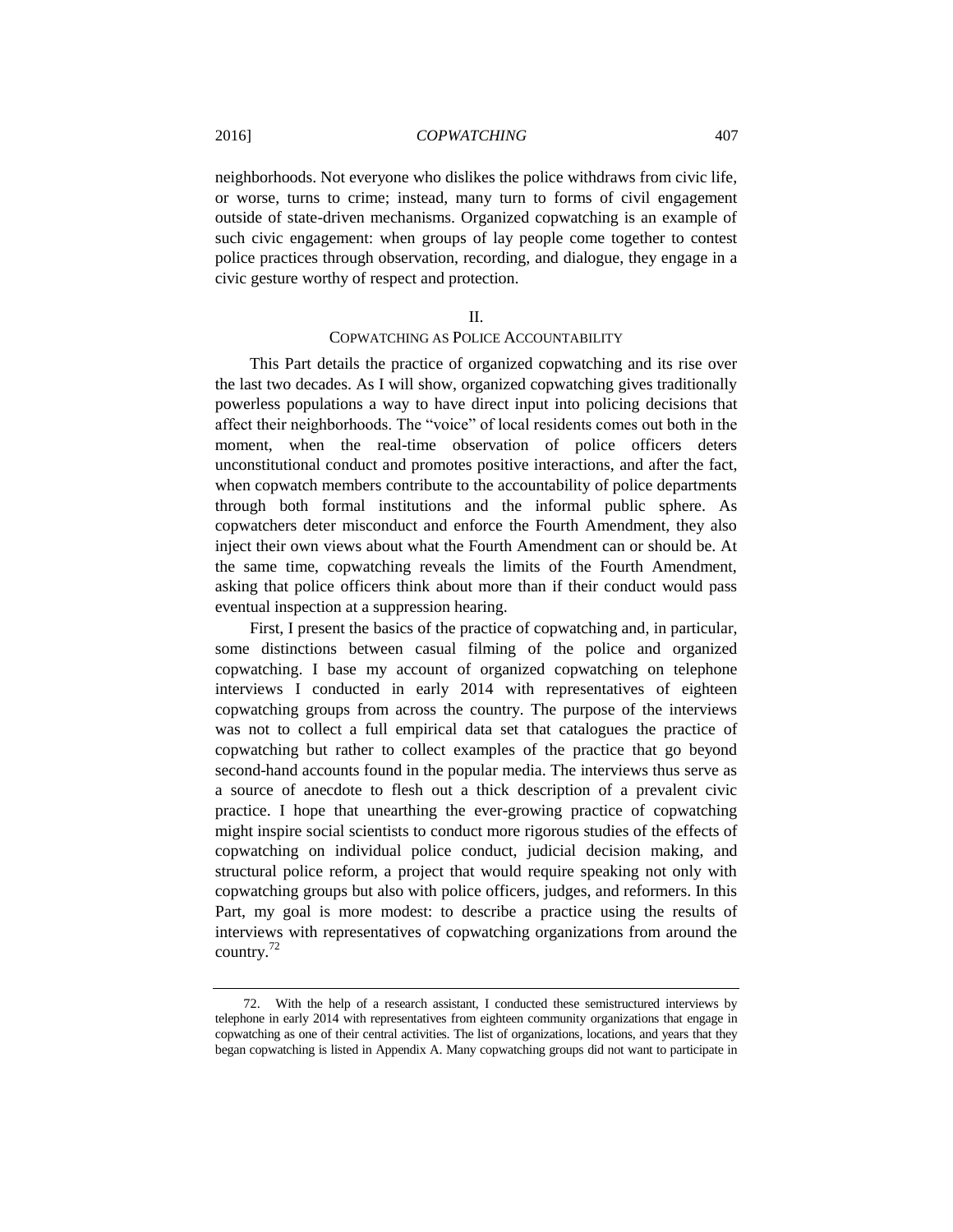neighborhoods. Not everyone who dislikes the police withdraws from civic life, or worse, turns to crime; instead, many turn to forms of civil engagement outside of state-driven mechanisms. Organized copwatching is an example of such civic engagement: when groups of lay people come together to contest police practices through observation, recording, and dialogue, they engage in a civic gesture worthy of respect and protection.

## II.
## COPWATCHING AS POLICE ACCOUNTABILITY

This Part details the practice of organized copwatching and its rise over the last two decades. As I will show, organized copwatching gives traditionally powerless populations a way to have direct input into policing decisions that affect their neighborhoods. The "voice" of local residents comes out both in the moment, when the real-time observation of police officers deters unconstitutional conduct and promotes positive interactions, and after the fact, when copwatch members contribute to the accountability of police departments through both formal institutions and the informal public sphere. As copwatchers deter misconduct and enforce the Fourth Amendment, they also inject their own views about what the Fourth Amendment can or should be. At the same time, copwatching reveals the limits of the Fourth Amendment, asking that police officers think about more than if their conduct would pass eventual inspection at a suppression hearing.

First, I present the basics of the practice of copwatching and, in particular, some distinctions between casual filming of the police and organized copwatching. I base my account of organized copwatching on telephone interviews I conducted in early 2014 with representatives of eighteen copwatching groups from across the country. The purpose of the interviews was not to collect a full empirical data set that catalogues the practice of copwatching but rather to collect examples of the practice that go beyond second-hand accounts found in the popular media. The interviews thus serve as a source of anecdote to flesh out a thick description of a prevalent civic practice. I hope that unearthing the ever-growing practice of copwatching might inspire social scientists to conduct more rigorous studies of the effects of copwatching on individual police conduct, judicial decision making, and structural police reform, a project that would require speaking not only with copwatching groups but also with police officers, judges, and reformers. In this Part, my goal is more modest: to describe a practice using the results of interviews with representatives of copwatching organizations from around the country.[72]

---

72. With the help of a research assistant, I conducted these semistructured interviews by telephone in early 2014 with representatives from eighteen community organizations that engage in copwatching as one of their central activities. The list of organizations, locations, and years that they began copwatching is listed in Appendix A. Many copwatching groups did not want to participate in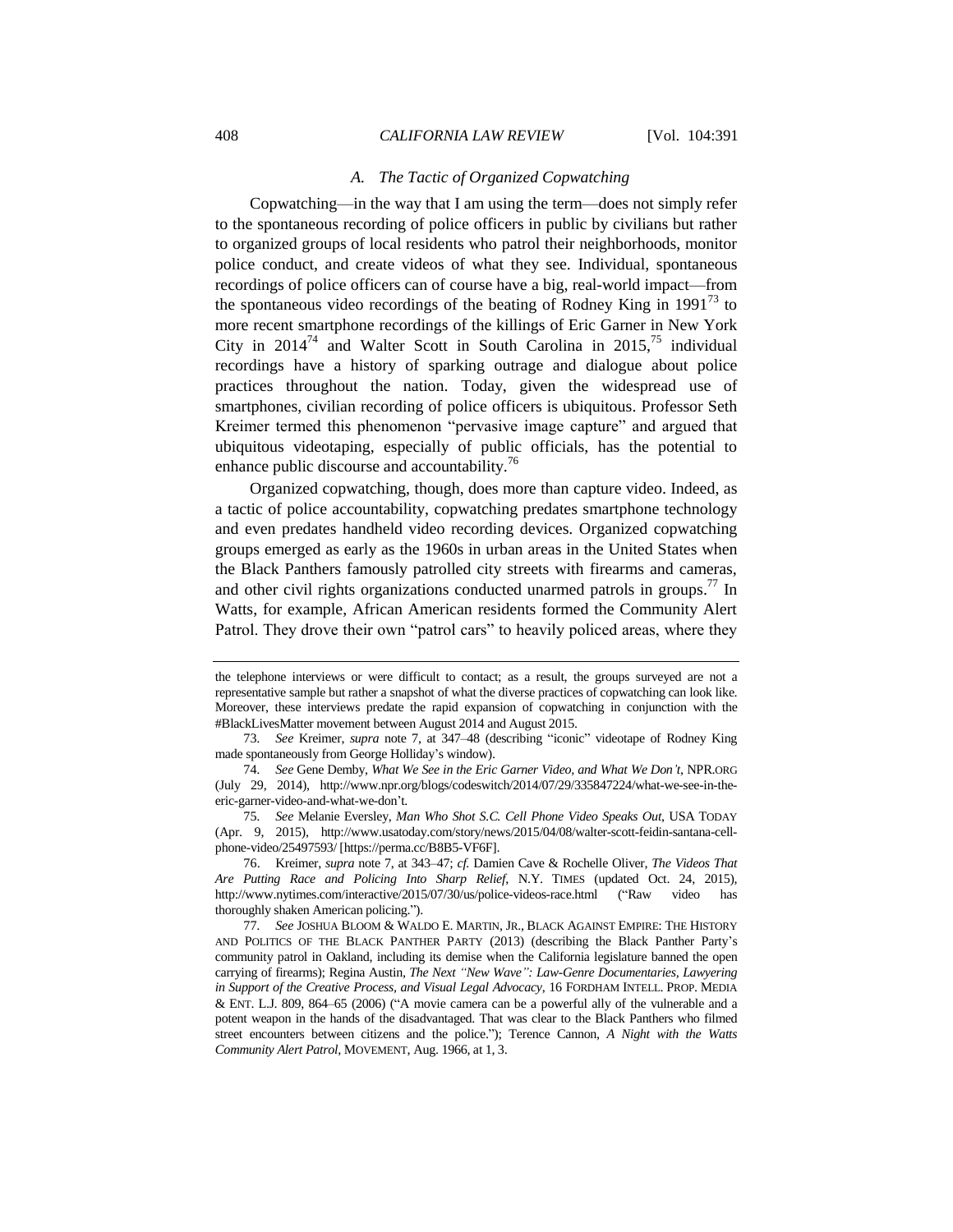### *A. The Tactic of Organized Copwatching*

Copwatching—in the way that I am using the term—does not simply refer to the spontaneous recording of police officers in public by civilians but rather to organized groups of local residents who patrol their neighborhoods, monitor police conduct, and create videos of what they see. Individual, spontaneous recordings of police officers can of course have a big, real-world impact—from the spontaneous video recordings of the beating of Rodney King in 1991[73] to more recent smartphone recordings of the killings of Eric Garner in New York City in 2014[74] and Walter Scott in South Carolina in 2015,[75] individual recordings have a history of sparking outrage and dialogue about police practices throughout the nation. Today, given the widespread use of smartphones, civilian recording of police officers is ubiquitous. Professor Seth Kreimer termed this phenomenon "pervasive image capture" and argued that ubiquitous videotaping, especially of public officials, has the potential to enhance public discourse and accountability.[76]

Organized copwatching, though, does more than capture video. Indeed, as a tactic of police accountability, copwatching predates smartphone technology and even predates handheld video recording devices. Organized copwatching groups emerged as early as the 1960s in urban areas in the United States when the Black Panthers famously patrolled city streets with firearms and cameras, and other civil rights organizations conducted unarmed patrols in groups.[77] In Watts, for example, African American residents formed the Community Alert Patrol. They drove their own "patrol cars" to heavily policed areas, where they

---

the telephone interviews or were difficult to contact; as a result, the groups surveyed are not a representative sample but rather a snapshot of what the diverse practices of copwatching can look like. Moreover, these interviews predate the rapid expansion of copwatching in conjunction with the #BlackLivesMatter movement between August 2014 and August 2015.

73. *See* Kreimer, *supra* note 7, at 347–48 (describing "iconic" videotape of Rodney King made spontaneously from George Holliday's window).

74. *See* Gene Demby, *What We See in the Eric Garner Video, and What We Don't*, NPR.ORG (July 29, 2014), http://www.npr.org/blogs/codeswitch/2014/07/29/335847224/what-we-see-in-the-eric-garner-video-and-what-we-don't.

75. *See* Melanie Eversley, *Man Who Shot S.C. Cell Phone Video Speaks Out*, USA TODAY (Apr. 9, 2015), http://www.usatoday.com/story/news/2015/04/08/walter-scott-feidin-santana-cell-phone-video/25497593/ [https://perma.cc/B8B5-VF6F].

76. Kreimer, *supra* note 7, at 343–47; *cf.* Damien Cave & Rochelle Oliver, *The Videos That Are Putting Race and Policing Into Sharp Relief*, N.Y. TIMES (updated Oct. 24, 2015), http://www.nytimes.com/interactive/2015/07/30/us/police-videos-race.html ("Raw video has thoroughly shaken American policing.").

77. *See* JOSHUA BLOOM & WALDO E. MARTIN, JR., BLACK AGAINST EMPIRE: THE HISTORY AND POLITICS OF THE BLACK PANTHER PARTY (2013) (describing the Black Panther Party's community patrol in Oakland, including its demise when the California legislature banned the open carrying of firearms); Regina Austin, *The Next "New Wave": Law-Genre Documentaries, Lawyering in Support of the Creative Process, and Visual Legal Advocacy*, 16 FORDHAM INTELL. PROP. MEDIA & ENT. L.J. 809, 864–65 (2006) ("A movie camera can be a powerful ally of the vulnerable and a potent weapon in the hands of the disadvantaged. That was clear to the Black Panthers who filmed street encounters between citizens and the police."); Terence Cannon, *A Night with the Watts Community Alert Patrol*, MOVEMENT, Aug. 1966, at 1, 3.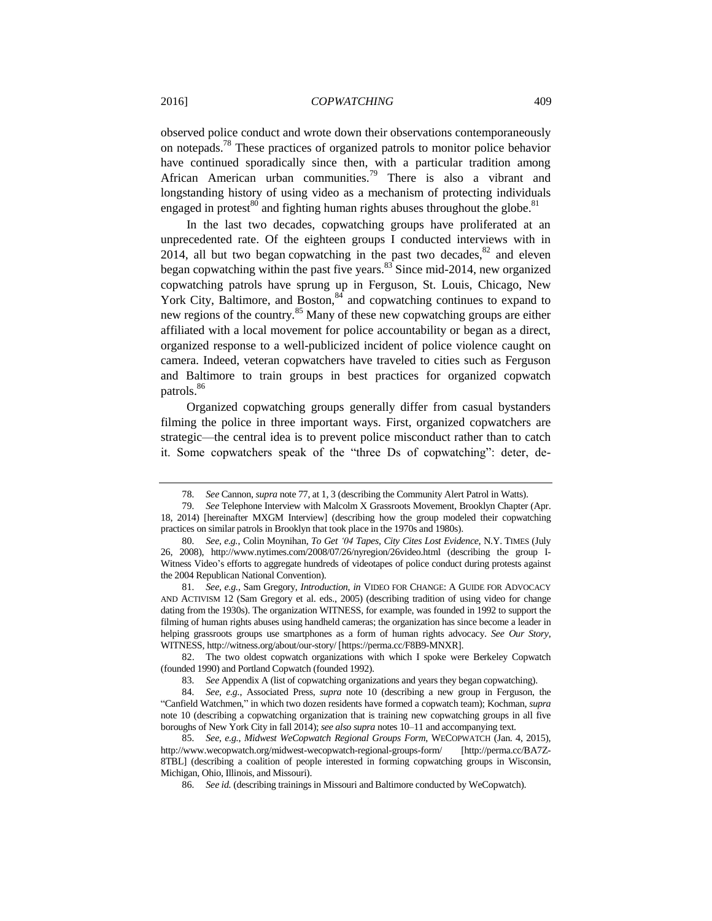observed police conduct and wrote down their observations contemporaneously on notepads.[78] These practices of organized patrols to monitor police behavior have continued sporadically since then, with a particular tradition among African American urban communities.[79] There is also a vibrant and longstanding history of using video as a mechanism of protecting individuals engaged in protest[80] and fighting human rights abuses throughout the globe.[81]

In the last two decades, copwatching groups have proliferated at an unprecedented rate. Of the eighteen groups I conducted interviews with in 2014, all but two began copwatching in the past two decades,[82] and eleven began copwatching within the past five years.[83] Since mid-2014, new organized copwatching patrols have sprung up in Ferguson, St. Louis, Chicago, New York City, Baltimore, and Boston,[84] and copwatching continues to expand to new regions of the country.[85] Many of these new copwatching groups are either affiliated with a local movement for police accountability or began as a direct, organized response to a well-publicized incident of police violence caught on camera. Indeed, veteran copwatchers have traveled to cities such as Ferguson and Baltimore to train groups in best practices for organized copwatch patrols.[86]

Organized copwatching groups generally differ from casual bystanders filming the police in three important ways. First, organized copwatchers are strategic—the central idea is to prevent police misconduct rather than to catch it. Some copwatchers speak of the "three Ds of copwatching": deter, de-

---

78. *See* Cannon, *supra* note 77, at 1, 3 (describing the Community Alert Patrol in Watts).

79. *See* Telephone Interview with Malcolm X Grassroots Movement, Brooklyn Chapter (Apr. 18, 2014) [hereinafter MXGM Interview] (describing how the group modeled their copwatching practices on similar patrols in Brooklyn that took place in the 1970s and 1980s).

80. *See, e.g.*, Colin Moynihan, *To Get '04 Tapes, City Cites Lost Evidence*, N.Y. TIMES (July 26, 2008), http://www.nytimes.com/2008/07/26/nyregion/26video.html (describing the group I-Witness Video's efforts to aggregate hundreds of videotapes of police conduct during protests against the 2004 Republican National Convention).

81. *See, e.g.*, Sam Gregory, *Introduction*, *in* VIDEO FOR CHANGE: A GUIDE FOR ADVOCACY AND ACTIVISM 12 (Sam Gregory et al. eds., 2005) (describing tradition of using video for change dating from the 1930s). The organization WITNESS, for example, was founded in 1992 to support the filming of human rights abuses using handheld cameras; the organization has since become a leader in helping grassroots groups use smartphones as a form of human rights advocacy. *See Our Story*, WITNESS, http://witness.org/about/our-story/ [https://perma.cc/F8B9-MNXR].

82. The two oldest copwatch organizations with which I spoke were Berkeley Copwatch (founded 1990) and Portland Copwatch (founded 1992).

83. *See* Appendix A (list of copwatching organizations and years they began copwatching).

84. *See, e.g.*, Associated Press, *supra* note 10 (describing a new group in Ferguson, the "Canfield Watchmen," in which two dozen residents have formed a copwatch team); Kochman, *supra* note 10 (describing a copwatching organization that is training new copwatching groups in all five boroughs of New York City in fall 2014); *see also supra* notes 10–11 and accompanying text.

85. *See, e.g.*, *Midwest WeCopwatch Regional Groups Form*, WECOPWATCH (Jan. 4, 2015), http://www.wecopwatch.org/midwest-wecopwatch-regional-groups-form/ [http://perma.cc/BA7Z-8TBL] (describing a coalition of people interested in forming copwatching groups in Wisconsin, Michigan, Ohio, Illinois, and Missouri).

86. *See id.* (describing trainings in Missouri and Baltimore conducted by WeCopwatch).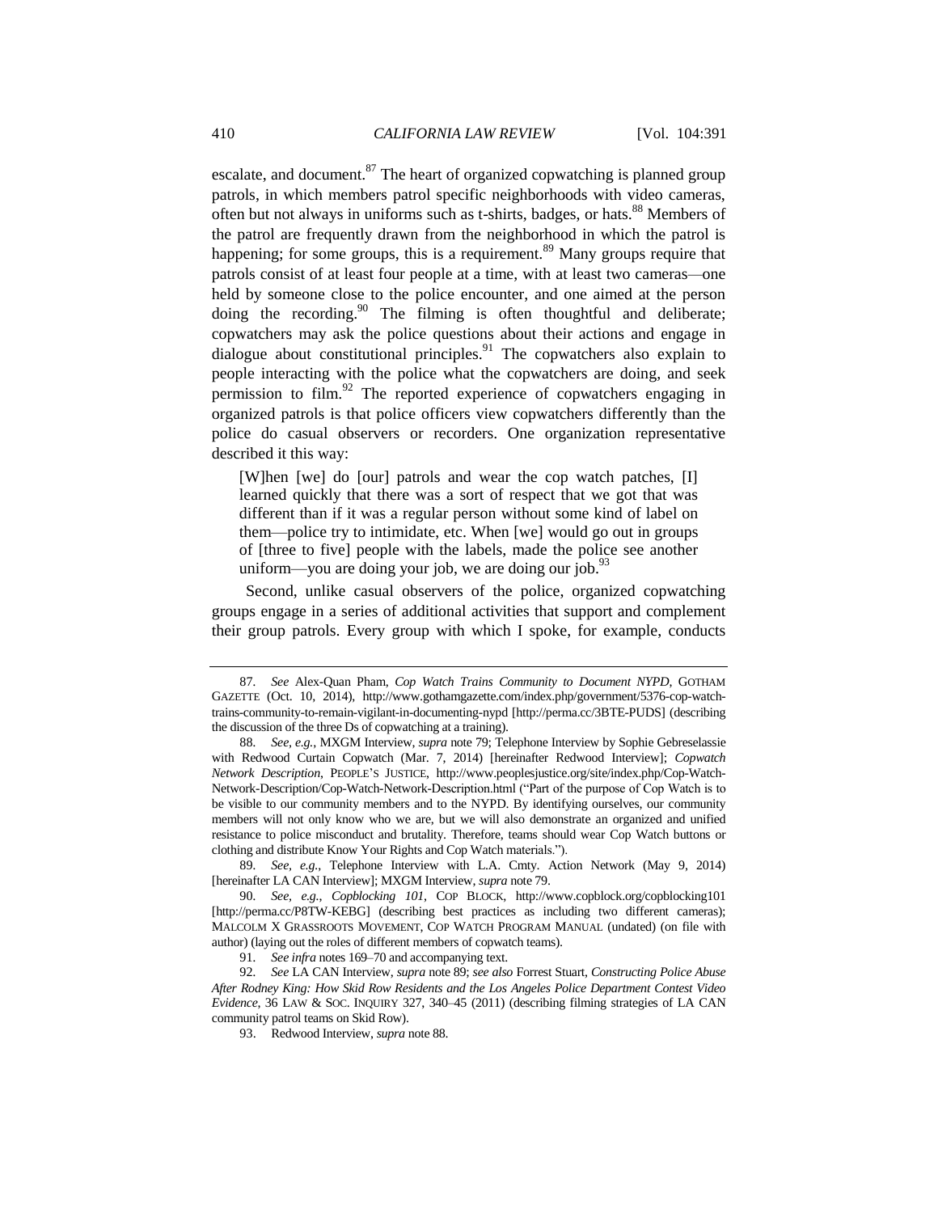escalate, and document.[87] The heart of organized copwatching is planned group patrols, in which members patrol specific neighborhoods with video cameras, often but not always in uniforms such as t-shirts, badges, or hats.[88] Members of the patrol are frequently drawn from the neighborhood in which the patrol is happening; for some groups, this is a requirement.[89] Many groups require that patrols consist of at least four people at a time, with at least two cameras—one held by someone close to the police encounter, and one aimed at the person doing the recording.[90] The filming is often thoughtful and deliberate; copwatchers may ask the police questions about their actions and engage in dialogue about constitutional principles.[91] The copwatchers also explain to people interacting with the police what the copwatchers are doing, and seek permission to film.[92] The reported experience of copwatchers engaging in organized patrols is that police officers view copwatchers differently than the police do casual observers or recorders. One organization representative described it this way:

> [W]hen [we] do [our] patrols and wear the cop watch patches, [I] learned quickly that there was a sort of respect that we got that was different than if it was a regular person without some kind of label on them—police try to intimidate, etc. When [we] would go out in groups of [three to five] people with the labels, made the police see another uniform—you are doing your job, we are doing our job.[93]

Second, unlike casual observers of the police, organized copwatching groups engage in a series of additional activities that support and complement their group patrols. Every group with which I spoke, for example, conducts

---

87. *See* Alex-Quan Pham, *Cop Watch Trains Community to Document NYPD*, GOTHAM GAZETTE (Oct. 10, 2014), http://www.gothamgazette.com/index.php/government/5376-cop-watch-trains-community-to-remain-vigilant-in-documenting-nypd [http://perma.cc/3BTE-PUDS] (describing the discussion of the three Ds of copwatching at a training).

88. *See, e.g.*, MXGM Interview, *supra* note 79; Telephone Interview by Sophie Gebreselassie with Redwood Curtain Copwatch (Mar. 7, 2014) [hereinafter Redwood Interview]; *Copwatch Network Description*, PEOPLE'S JUSTICE, http://www.peoplesjustice.org/site/index.php/Cop-Watch-Network-Description/Cop-Watch-Network-Description.html ("Part of the purpose of Cop Watch is to be visible to our community members and to the NYPD. By identifying ourselves, our community members will not only know who we are, but we will also demonstrate an organized and unified resistance to police misconduct and brutality. Therefore, teams should wear Cop Watch buttons or clothing and distribute Know Your Rights and Cop Watch materials.").

89. *See, e.g.*, Telephone Interview with L.A. Cmty. Action Network (May 9, 2014) [hereinafter LA CAN Interview]; MXGM Interview, *supra* note 79.

90. *See, e.g.*, *Copblocking 101*, COP BLOCK, http://www.copblock.org/copblocking101 [http://perma.cc/P8TW-KEBG] (describing best practices as including two different cameras); MALCOLM X GRASSROOTS MOVEMENT, COP WATCH PROGRAM MANUAL (undated) (on file with author) (laying out the roles of different members of copwatch teams).

91. *See infra* notes 169–70 and accompanying text.

92. *See* LA CAN Interview, *supra* note 89; *see also* Forrest Stuart, *Constructing Police Abuse After Rodney King: How Skid Row Residents and the Los Angeles Police Department Contest Video Evidence*, 36 LAW & SOC. INQUIRY 327, 340–45 (2011) (describing filming strategies of LA CAN community patrol teams on Skid Row).

93. Redwood Interview, *supra* note 88.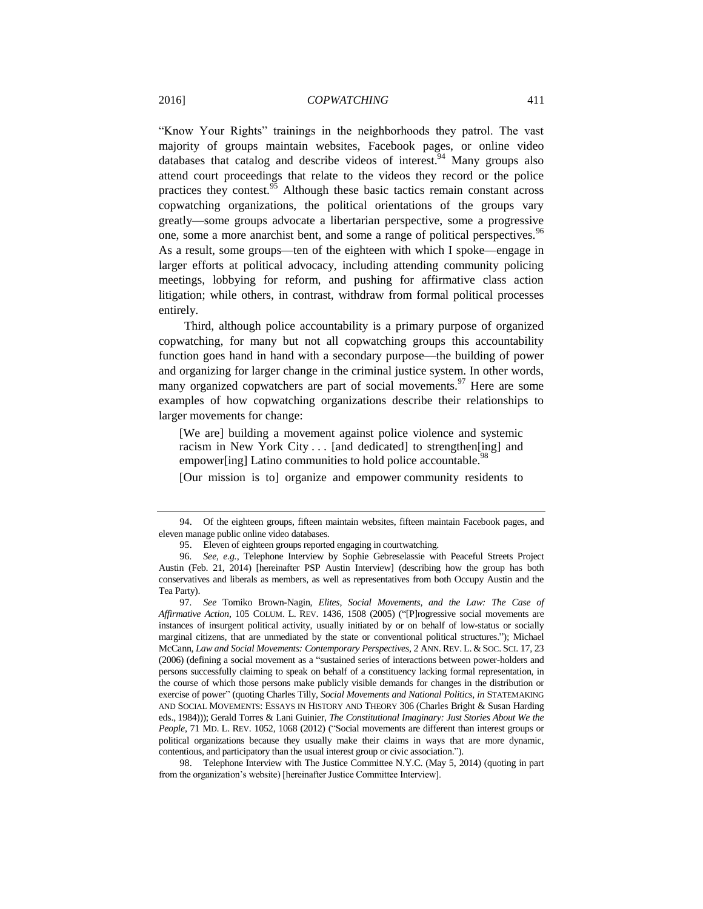"Know Your Rights" trainings in the neighborhoods they patrol. The vast majority of groups maintain websites, Facebook pages, or online video databases that catalog and describe videos of interest.[94] Many groups also attend court proceedings that relate to the videos they record or the police practices they contest.[95] Although these basic tactics remain constant across copwatching organizations, the political orientations of the groups vary greatly—some groups advocate a libertarian perspective, some a progressive one, some a more anarchist bent, and some a range of political perspectives.[96] As a result, some groups—ten of the eighteen with which I spoke—engage in larger efforts at political advocacy, including attending community policing meetings, lobbying for reform, and pushing for affirmative class action litigation; while others, in contrast, withdraw from formal political processes entirely.

Third, although police accountability is a primary purpose of organized copwatching, for many but not all copwatching groups this accountability function goes hand in hand with a secondary purpose—the building of power and organizing for larger change in the criminal justice system. In other words, many organized copwatchers are part of social movements.[97] Here are some examples of how copwatching organizations describe their relationships to larger movements for change:

> [We are] building a movement against police violence and systemic racism in New York City . . . [and dedicated] to strengthen[ing] and empower[ing] Latino communities to hold police accountable.[98]
>
> [Our mission is to] organize and empower community residents to

---

94. Of the eighteen groups, fifteen maintain websites, fifteen maintain Facebook pages, and eleven manage public online video databases.

95. Eleven of eighteen groups reported engaging in courtwatching.

96. *See, e.g.*, Telephone Interview by Sophie Gebreselassie with Peaceful Streets Project Austin (Feb. 21, 2014) [hereinafter PSP Austin Interview] (describing how the group has both conservatives and liberals as members, as well as representatives from both Occupy Austin and the Tea Party).

97. *See* Tomiko Brown-Nagin, *Elites, Social Movements, and the Law: The Case of Affirmative Action*, 105 COLUM. L. REV. 1436, 1508 (2005) ("[P]rogressive social movements are instances of insurgent political activity, usually initiated by or on behalf of low-status or socially marginal citizens, that are unmediated by the state or conventional political structures."); Michael McCann, *Law and Social Movements: Contemporary Perspectives*, 2 ANN. REV. L. & SOC. SCI. 17, 23 (2006) (defining a social movement as a "sustained series of interactions between power-holders and persons successfully claiming to speak on behalf of a constituency lacking formal representation, in the course of which those persons make publicly visible demands for changes in the distribution or exercise of power" (quoting Charles Tilly, *Social Movements and National Politics*, *in* STATEMAKING AND SOCIAL MOVEMENTS: ESSAYS IN HISTORY AND THEORY 306 (Charles Bright & Susan Harding eds., 1984))); Gerald Torres & Lani Guinier, *The Constitutional Imaginary: Just Stories About We the People*, 71 MD. L. REV. 1052, 1068 (2012) ("Social movements are different than interest groups or political organizations because they usually make their claims in ways that are more dynamic, contentious, and participatory than the usual interest group or civic association.").

98. Telephone Interview with The Justice Committee N.Y.C. (May 5, 2014) (quoting in part from the organization's website) [hereinafter Justice Committee Interview].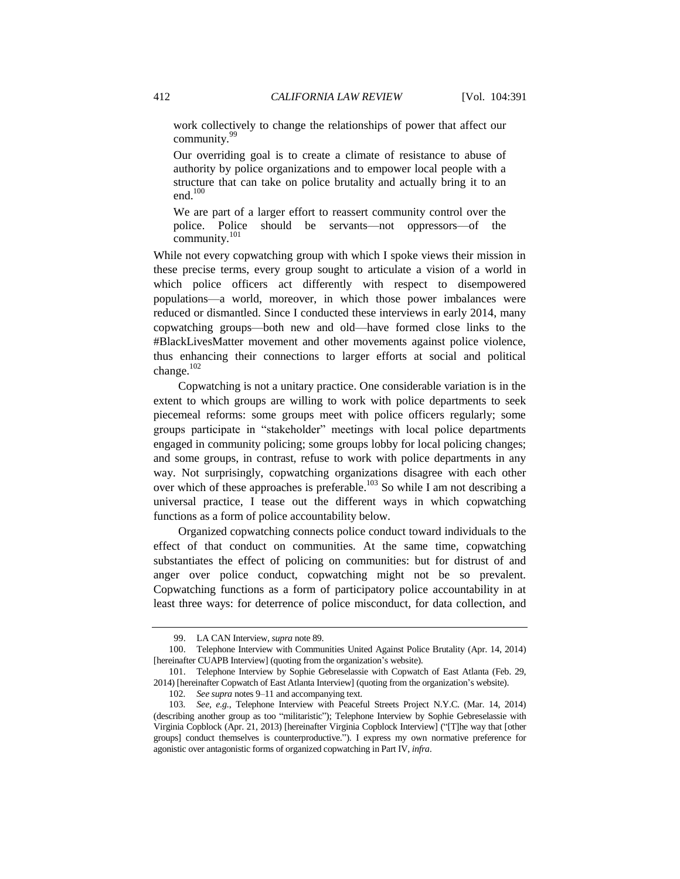> work collectively to change the relationships of power that affect our community.[99]
>
> Our overriding goal is to create a climate of resistance to abuse of authority by police organizations and to empower local people with a structure that can take on police brutality and actually bring it to an end.[100]
>
> We are part of a larger effort to reassert community control over the police. Police should be servants—not oppressors—of the community.[101]

While not every copwatching group with which I spoke views their mission in these precise terms, every group sought to articulate a vision of a world in which police officers act differently with respect to disempowered populations—a world, moreover, in which those power imbalances were reduced or dismantled. Since I conducted these interviews in early 2014, many copwatching groups—both new and old—have formed close links to the #BlackLivesMatter movement and other movements against police violence, thus enhancing their connections to larger efforts at social and political change.[102]

Copwatching is not a unitary practice. One considerable variation is in the extent to which groups are willing to work with police departments to seek piecemeal reforms: some groups meet with police officers regularly; some groups participate in "stakeholder" meetings with local police departments engaged in community policing; some groups lobby for local policing changes; and some groups, in contrast, refuse to work with police departments in any way. Not surprisingly, copwatching organizations disagree with each other over which of these approaches is preferable.[103] So while I am not describing a universal practice, I tease out the different ways in which copwatching functions as a form of police accountability below.

Organized copwatching connects police conduct toward individuals to the effect of that conduct on communities. At the same time, copwatching substantiates the effect of policing on communities: but for distrust of and anger over police conduct, copwatching might not be so prevalent. Copwatching functions as a form of participatory police accountability in at least three ways: for deterrence of police misconduct, for data collection, and

---

99. LA CAN Interview, *supra* note 89.

100. Telephone Interview with Communities United Against Police Brutality (Apr. 14, 2014) [hereinafter CUAPB Interview] (quoting from the organization's website).

101. Telephone Interview by Sophie Gebreselassie with Copwatch of East Atlanta (Feb. 29, 2014) [hereinafter Copwatch of East Atlanta Interview] (quoting from the organization's website).

102. *See supra* notes 9–11 and accompanying text.

103. *See, e.g.*, Telephone Interview with Peaceful Streets Project N.Y.C. (Mar. 14, 2014) (describing another group as too "militaristic"); Telephone Interview by Sophie Gebreselassie with Virginia Copblock (Apr. 21, 2013) [hereinafter Virginia Copblock Interview] ("[T]he way that [other groups] conduct themselves is counterproductive."). I express my own normative preference for agonistic over antagonistic forms of organized copwatching in Part IV, *infra*.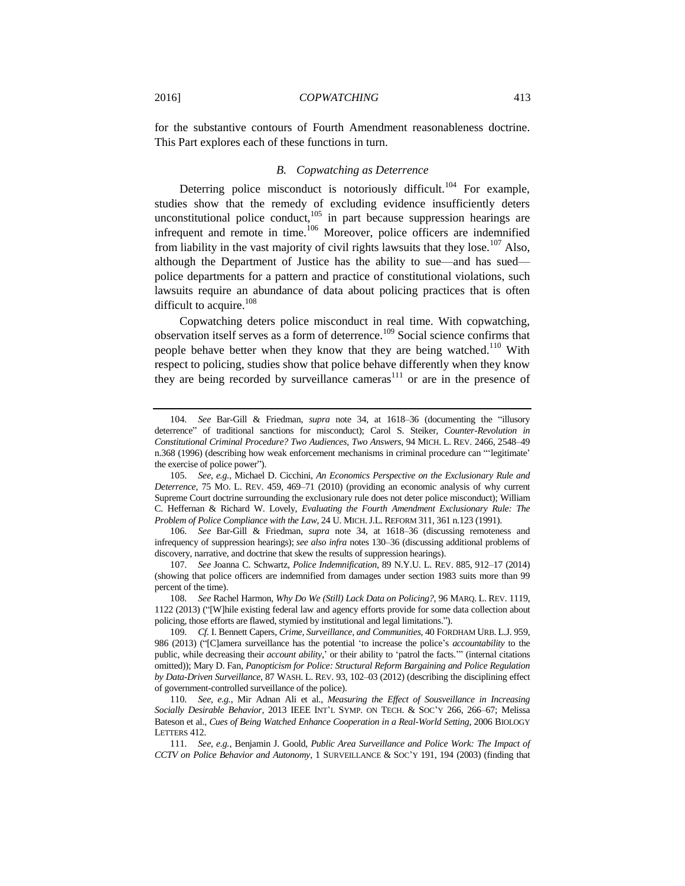for the substantive contours of Fourth Amendment reasonableness doctrine. This Part explores each of these functions in turn.

### *B. Copwatching as Deterrence*

Deterring police misconduct is notoriously difficult.[104] For example, studies show that the remedy of excluding evidence insufficiently deters unconstitutional police conduct,[105] in part because suppression hearings are infrequent and remote in time.[106] Moreover, police officers are indemnified from liability in the vast majority of civil rights lawsuits that they lose.[107] Also, although the Department of Justice has the ability to sue—and has sued—police departments for a pattern and practice of constitutional violations, such lawsuits require an abundance of data about policing practices that is often difficult to acquire.[108]

Copwatching deters police misconduct in real time. With copwatching, observation itself serves as a form of deterrence.[109] Social science confirms that people behave better when they know that they are being watched.[110] With respect to policing, studies show that police behave differently when they know they are being recorded by surveillance cameras[111] or are in the presence of

---

104. *See* Bar-Gill & Friedman, *supra* note 34, at 1618–36 (documenting the "illusory deterrence" of traditional sanctions for misconduct); Carol S. Steiker, *Counter-Revolution in Constitutional Criminal Procedure? Two Audiences, Two Answers*, 94 MICH. L. REV. 2466, 2548–49 n.368 (1996) (describing how weak enforcement mechanisms in criminal procedure can "'legitimate' the exercise of police power").

105. *See, e.g.*, Michael D. Cicchini, *An Economics Perspective on the Exclusionary Rule and Deterrence*, 75 MO. L. REV. 459, 469–71 (2010) (providing an economic analysis of why current Supreme Court doctrine surrounding the exclusionary rule does not deter police misconduct); William C. Heffernan & Richard W. Lovely, *Evaluating the Fourth Amendment Exclusionary Rule: The Problem of Police Compliance with the Law*, 24 U. MICH. J.L. REFORM 311, 361 n.123 (1991).

106. *See* Bar-Gill & Friedman, *supra* note 34, at 1618–36 (discussing remoteness and infrequency of suppression hearings); *see also infra* notes 130–36 (discussing additional problems of discovery, narrative, and doctrine that skew the results of suppression hearings).

107. *See* Joanna C. Schwartz, *Police Indemnification*, 89 N.Y.U. L. REV. 885, 912–17 (2014) (showing that police officers are indemnified from damages under section 1983 suits more than 99 percent of the time).

108. *See* Rachel Harmon, *Why Do We (Still) Lack Data on Policing?*, 96 MARQ. L. REV. 1119, 1122 (2013) ("[W]hile existing federal law and agency efforts provide for some data collection about policing, those efforts are flawed, stymied by institutional and legal limitations.").

109. *Cf.* I. Bennett Capers, *Crime, Surveillance, and Communities*, 40 FORDHAM URB. L.J. 959, 986 (2013) ("[C]amera surveillance has the potential 'to increase the police's *accountability* to the public, while decreasing their *account ability*,' or their ability to 'patrol the facts.'" (internal citations omitted)); Mary D. Fan, *Panopticism for Police: Structural Reform Bargaining and Police Regulation by Data-Driven Surveillance*, 87 WASH. L. REV. 93, 102–03 (2012) (describing the disciplining effect of government-controlled surveillance of the police).

110. *See, e.g.*, Mir Adnan Ali et al., *Measuring the Effect of Sousveillance in Increasing Socially Desirable Behavior*, 2013 IEEE INT'L SYMP. ON TECH. & SOC'Y 266, 266–67; Melissa Bateson et al., *Cues of Being Watched Enhance Cooperation in a Real-World Setting*, 2006 BIOLOGY LETTERS 412.

111. *See, e.g.*, Benjamin J. Goold, *Public Area Surveillance and Police Work: The Impact of CCTV on Police Behavior and Autonomy*, 1 SURVEILLANCE & SOC'Y 191, 194 (2003) (finding that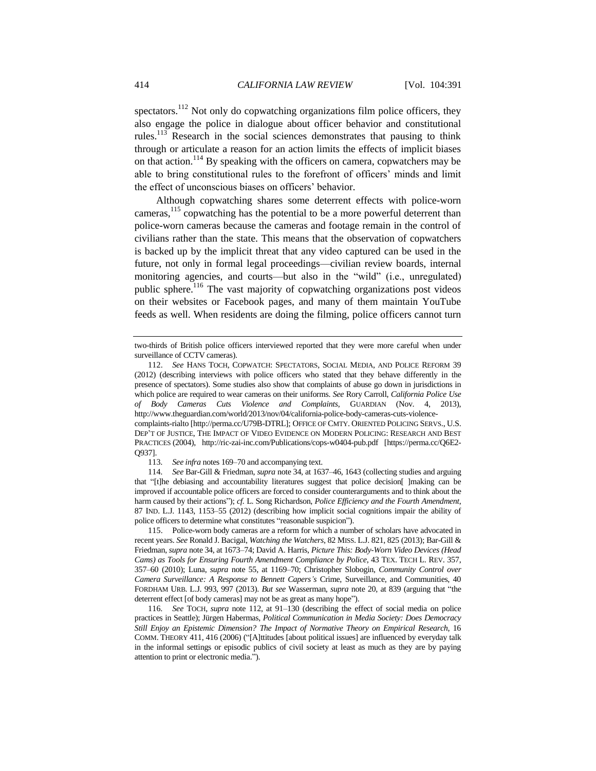spectators.[112] Not only do copwatching organizations film police officers, they also engage the police in dialogue about officer behavior and constitutional rules.[113] Research in the social sciences demonstrates that pausing to think through or articulate a reason for an action limits the effects of implicit biases on that action.[114] By speaking with the officers on camera, copwatchers may be able to bring constitutional rules to the forefront of officers' minds and limit the effect of unconscious biases on officers' behavior.

Although copwatching shares some deterrent effects with police-worn cameras,[115] copwatching has the potential to be a more powerful deterrent than police-worn cameras because the cameras and footage remain in the control of civilians rather than the state. This means that the observation of copwatchers is backed up by the implicit threat that any video captured can be used in the future, not only in formal legal proceedings—civilian review boards, internal monitoring agencies, and courts—but also in the "wild" (i.e., unregulated) public sphere.[116] The vast majority of copwatching organizations post videos on their websites or Facebook pages, and many of them maintain YouTube feeds as well. When residents are doing the filming, police officers cannot turn

---

two-thirds of British police officers interviewed reported that they were more careful when under surveillance of CCTV cameras).

112. *See* HANS TOCH, COPWATCH: SPECTATORS, SOCIAL MEDIA, AND POLICE REFORM 39 (2012) (describing interviews with police officers who stated that they behave differently in the presence of spectators). Some studies also show that complaints of abuse go down in jurisdictions in which police are required to wear cameras on their uniforms. *See* Rory Carroll, *California Police Use of Body Cameras Cuts Violence and Complaints*, GUARDIAN (Nov. 4, 2013), http://www.theguardian.com/world/2013/nov/04/california-police-body-cameras-cuts-violence-complaints-rialto [http://perma.cc/U79B-DTRL]; OFFICE OF CMTY. ORIENTED POLICING SERVS., U.S. DEP'T OF JUSTICE, THE IMPACT OF VIDEO EVIDENCE ON MODERN POLICING: RESEARCH AND BEST PRACTICES (2004), http://ric-zai-inc.com/Publications/cops-w0404-pub.pdf [https://perma.cc/Q6E2-Q937].

113. *See infra* notes 169–70 and accompanying text.

114. *See* Bar-Gill & Friedman, *supra* note 34, at 1637–46, 1643 (collecting studies and arguing that "[t]he debiasing and accountability literatures suggest that police decision[ ]making can be improved if accountable police officers are forced to consider counterarguments and to think about the harm caused by their actions"); *cf.* L. Song Richardson, *Police Efficiency and the Fourth Amendment*, 87 IND. L.J. 1143, 1153–55 (2012) (describing how implicit social cognitions impair the ability of police officers to determine what constitutes "reasonable suspicion").

115. Police-worn body cameras are a reform for which a number of scholars have advocated in recent years. *See* Ronald J. Bacigal, *Watching the Watchers*, 82 MISS. L.J. 821, 825 (2013); Bar-Gill & Friedman, *supra* note 34, at 1673–74; David A. Harris, *Picture This: Body-Worn Video Devices (Head Cams) as Tools for Ensuring Fourth Amendment Compliance by Police*, 43 TEX. TECH L. REV. 357, 357–60 (2010); Luna, *supra* note 55, at 1169–70; Christopher Slobogin, *Community Control over Camera Surveillance: A Response to Bennett Capers's* Crime, Surveillance, and Communities, 40 FORDHAM URB. L.J. 993, 997 (2013). *But see* Wasserman, *supra* note 20, at 839 (arguing that "the deterrent effect [of body cameras] may not be as great as many hope").

116. *See* TOCH, *supra* note 112, at 91–130 (describing the effect of social media on police practices in Seattle); Jürgen Habermas, *Political Communication in Media Society: Does Democracy Still Enjoy an Epistemic Dimension? The Impact of Normative Theory on Empirical Research*, 16 COMM. THEORY 411, 416 (2006) ("[A]ttitudes [about political issues] are influenced by everyday talk in the informal settings or episodic publics of civil society at least as much as they are by paying attention to print or electronic media.").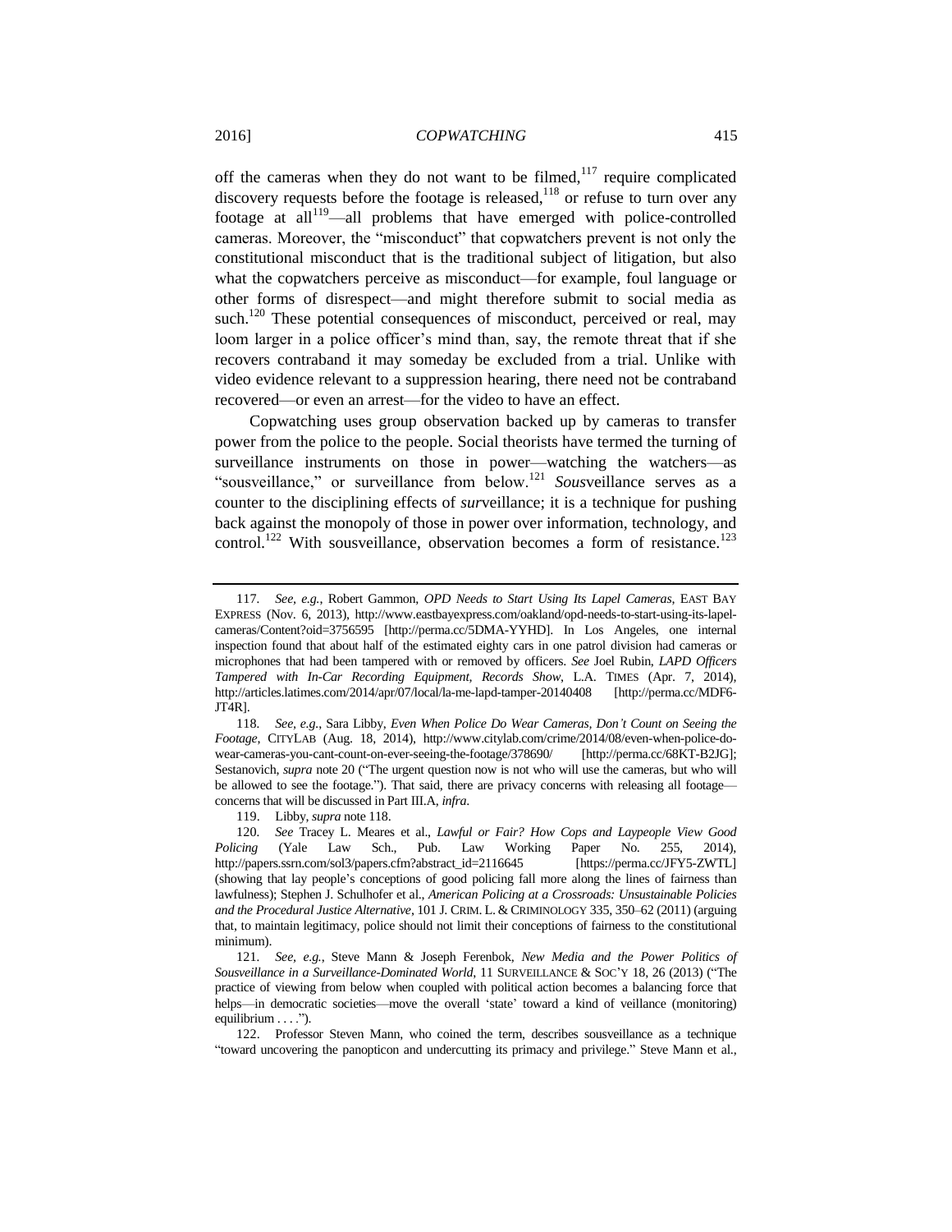off the cameras when they do not want to be filmed,[117] require complicated discovery requests before the footage is released,[118] or refuse to turn over any footage at all[119]—all problems that have emerged with police-controlled cameras. Moreover, the "misconduct" that copwatchers prevent is not only the constitutional misconduct that is the traditional subject of litigation, but also what the copwatchers perceive as misconduct—for example, foul language or other forms of disrespect—and might therefore submit to social media as such.[120] These potential consequences of misconduct, perceived or real, may loom larger in a police officer's mind than, say, the remote threat that if she recovers contraband it may someday be excluded from a trial. Unlike with video evidence relevant to a suppression hearing, there need not be contraband recovered—or even an arrest—for the video to have an effect.

Copwatching uses group observation backed up by cameras to transfer power from the police to the people. Social theorists have termed the turning of surveillance instruments on those in power—watching the watchers—as "sousveillance," or surveillance from below.[121] *Sous*veillance serves as a counter to the disciplining effects of *sur*veillance; it is a technique for pushing back against the monopoly of those in power over information, technology, and control.[122] With sousveillance, observation becomes a form of resistance.[123]

---

117. *See, e.g.*, Robert Gammon, *OPD Needs to Start Using Its Lapel Cameras*, EAST BAY EXPRESS (Nov. 6, 2013), http://www.eastbayexpress.com/oakland/opd-needs-to-start-using-its-lapel-cameras/Content?oid=3756595 [http://perma.cc/5DMA-YYHD]. In Los Angeles, one internal inspection found that about half of the estimated eighty cars in one patrol division had cameras or microphones that had been tampered with or removed by officers. *See* Joel Rubin, *LAPD Officers Tampered with In-Car Recording Equipment, Records Show*, L.A. TIMES (Apr. 7, 2014), http://articles.latimes.com/2014/apr/07/local/la-me-lapd-tamper-20140408 [http://perma.cc/MDF6-JT4R].

118. *See, e.g.*, Sara Libby, *Even When Police Do Wear Cameras, Don't Count on Seeing the Footage*, CITYLAB (Aug. 18, 2014), http://www.citylab.com/crime/2014/08/even-when-police-do-wear-cameras-you-cant-count-on-ever-seeing-the-footage/378690/ [http://perma.cc/68KT-B2JG]; Sestanovich, *supra* note 20 ("The urgent question now is not who will use the cameras, but who will be allowed to see the footage."). That said, there are privacy concerns with releasing all footage—concerns that will be discussed in Part III.A, *infra*.

119. Libby, *supra* note 118.

120. *See* Tracey L. Meares et al., *Lawful or Fair? How Cops and Laypeople View Good Policing* (Yale Law Sch., Pub. Law Working Paper No. 255, 2014), http://papers.ssrn.com/sol3/papers.cfm?abstract_id=2116645 [https://perma.cc/JFY5-ZWTL] (showing that lay people's conceptions of good policing fall more along the lines of fairness than lawfulness); Stephen J. Schulhofer et al., *American Policing at a Crossroads: Unsustainable Policies and the Procedural Justice Alternative*, 101 J. CRIM. L. & CRIMINOLOGY 335, 350–62 (2011) (arguing that, to maintain legitimacy, police should not limit their conceptions of fairness to the constitutional minimum).

121. *See, e.g.*, Steve Mann & Joseph Ferenbok, *New Media and the Power Politics of Sousveillance in a Surveillance-Dominated World*, 11 SURVEILLANCE & SOC'Y 18, 26 (2013) ("The practice of viewing from below when coupled with political action becomes a balancing force that helps—in democratic societies—move the overall 'state' toward a kind of veillance (monitoring) equilibrium . . . .").

122. Professor Steven Mann, who coined the term, describes sousveillance as a technique "toward uncovering the panopticon and undercutting its primacy and privilege." Steve Mann et al.,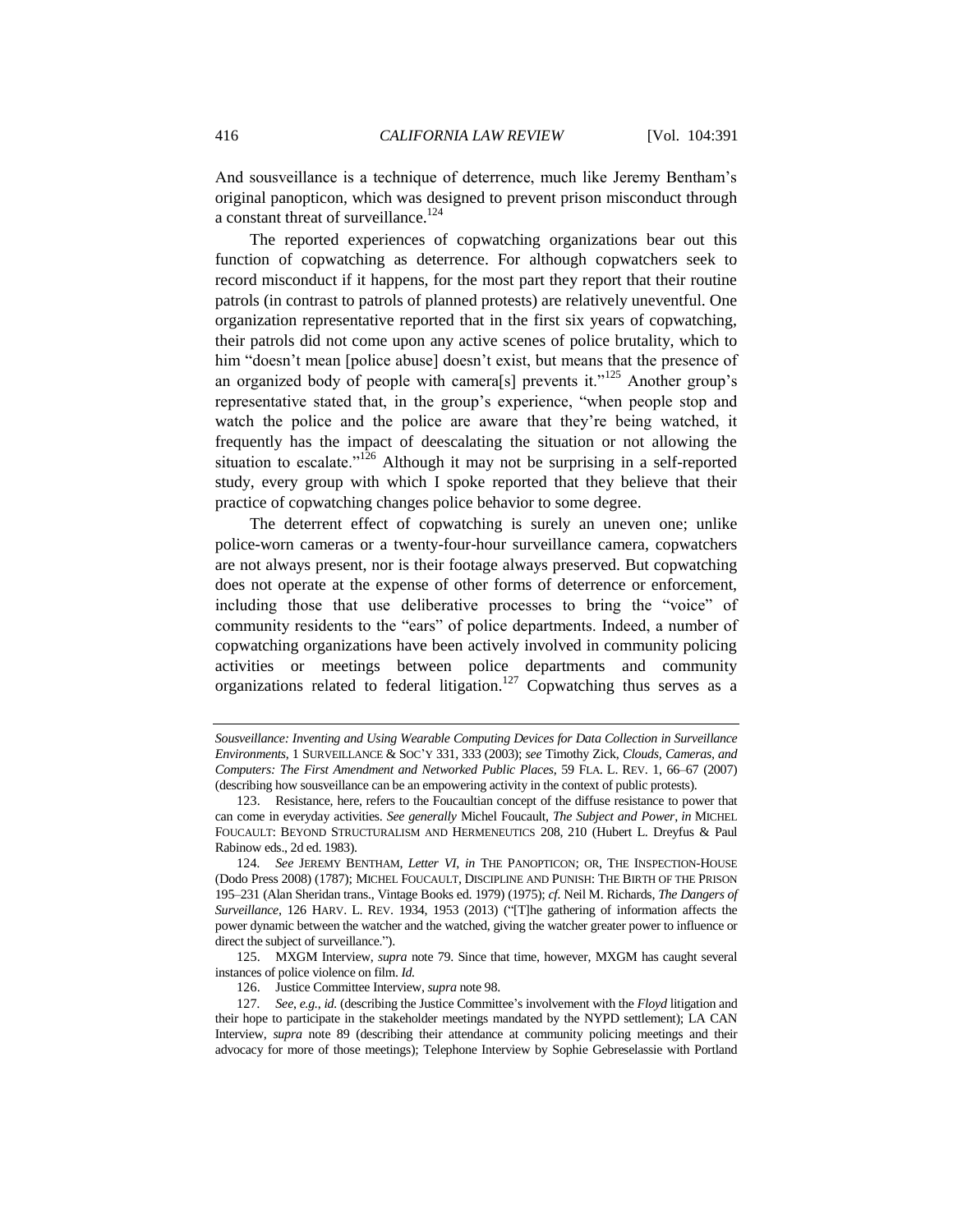And sousveillance is a technique of deterrence, much like Jeremy Bentham's original panopticon, which was designed to prevent prison misconduct through a constant threat of surveillance.[124]

The reported experiences of copwatching organizations bear out this function of copwatching as deterrence. For although copwatchers seek to record misconduct if it happens, for the most part they report that their routine patrols (in contrast to patrols of planned protests) are relatively uneventful. One organization representative reported that in the first six years of copwatching, their patrols did not come upon any active scenes of police brutality, which to him "doesn't mean [police abuse] doesn't exist, but means that the presence of an organized body of people with camera[s] prevents it."[125] Another group's representative stated that, in the group's experience, "when people stop and watch the police and the police are aware that they're being watched, it frequently has the impact of deescalating the situation or not allowing the situation to escalate."[126] Although it may not be surprising in a self-reported study, every group with which I spoke reported that they believe that their practice of copwatching changes police behavior to some degree.

The deterrent effect of copwatching is surely an uneven one; unlike police-worn cameras or a twenty-four-hour surveillance camera, copwatchers are not always present, nor is their footage always preserved. But copwatching does not operate at the expense of other forms of deterrence or enforcement, including those that use deliberative processes to bring the "voice" of community residents to the "ears" of police departments. Indeed, a number of copwatching organizations have been actively involved in community policing activities or meetings between police departments and community organizations related to federal litigation.[127] Copwatching thus serves as a

---

*Sousveillance: Inventing and Using Wearable Computing Devices for Data Collection in Surveillance Environments*, 1 SURVEILLANCE & SOC'Y 331, 333 (2003); *see* Timothy Zick, *Clouds, Cameras, and Computers: The First Amendment and Networked Public Places*, 59 FLA. L. REV. 1, 66–67 (2007) (describing how sousveillance can be an empowering activity in the context of public protests).

123. Resistance, here, refers to the Foucaultian concept of the diffuse resistance to power that can come in everyday activities. *See generally* Michel Foucault, *The Subject and Power*, *in* MICHEL FOUCAULT: BEYOND STRUCTURALISM AND HERMENEUTICS 208, 210 (Hubert L. Dreyfus & Paul Rabinow eds., 2d ed. 1983).

124. *See* JEREMY BENTHAM, *Letter VI*, *in* THE PANOPTICON; OR, THE INSPECTION-HOUSE (Dodo Press 2008) (1787); MICHEL FOUCAULT, DISCIPLINE AND PUNISH: THE BIRTH OF THE PRISON 195–231 (Alan Sheridan trans., Vintage Books ed. 1979) (1975); *cf.* Neil M. Richards, *The Dangers of Surveillance*, 126 HARV. L. REV. 1934, 1953 (2013) ("[T]he gathering of information affects the power dynamic between the watcher and the watched, giving the watcher greater power to influence or direct the subject of surveillance.").

125. MXGM Interview, *supra* note 79. Since that time, however, MXGM has caught several instances of police violence on film. *Id.*

126. Justice Committee Interview, *supra* note 98.

127. *See, e.g.*, *id.* (describing the Justice Committee's involvement with the *Floyd* litigation and their hope to participate in the stakeholder meetings mandated by the NYPD settlement); LA CAN Interview, *supra* note 89 (describing their attendance at community policing meetings and their advocacy for more of those meetings); Telephone Interview by Sophie Gebreselassie with Portland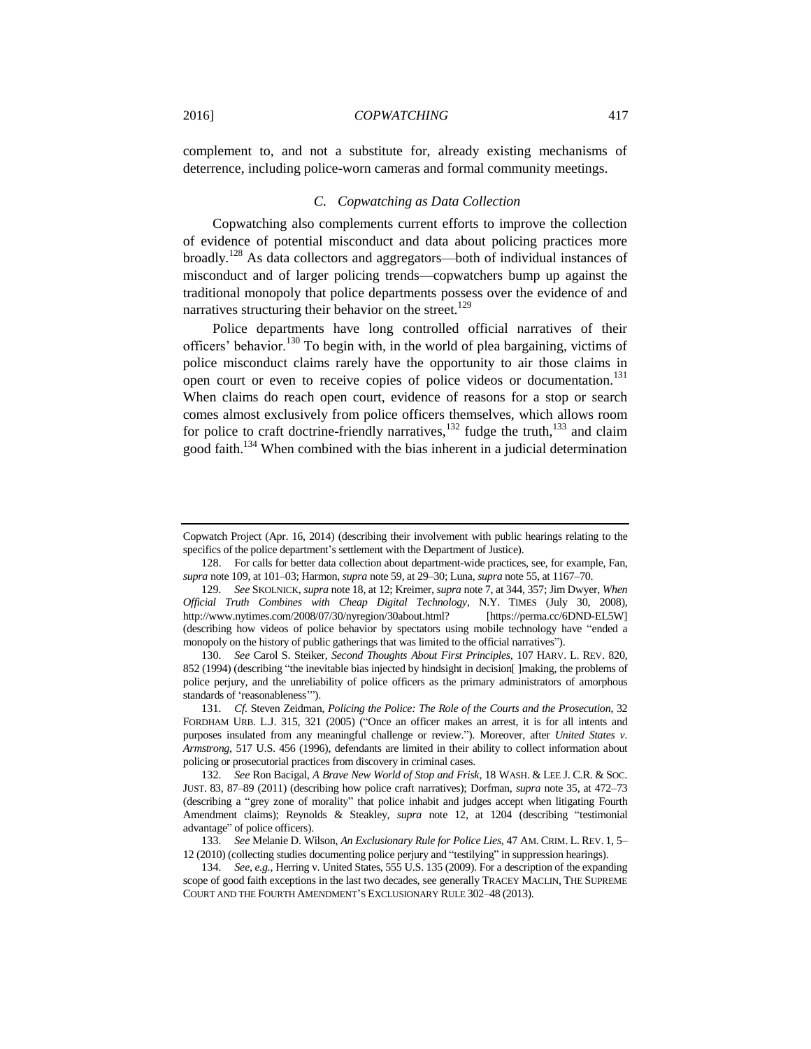complement to, and not a substitute for, already existing mechanisms of deterrence, including police-worn cameras and formal community meetings.

### *C. Copwatching as Data Collection*

Copwatching also complements current efforts to improve the collection of evidence of potential misconduct and data about policing practices more broadly.[128] As data collectors and aggregators—both of individual instances of misconduct and of larger policing trends—copwatchers bump up against the traditional monopoly that police departments possess over the evidence of and narratives structuring their behavior on the street.[129]

Police departments have long controlled official narratives of their officers' behavior.[130] To begin with, in the world of plea bargaining, victims of police misconduct claims rarely have the opportunity to air those claims in open court or even to receive copies of police videos or documentation.[131] When claims do reach open court, evidence of reasons for a stop or search comes almost exclusively from police officers themselves, which allows room for police to craft doctrine-friendly narratives,[132] fudge the truth,[133] and claim good faith.[134] When combined with the bias inherent in a judicial determination

---

Copwatch Project (Apr. 16, 2014) (describing their involvement with public hearings relating to the specifics of the police department's settlement with the Department of Justice).

128. For calls for better data collection about department-wide practices, see, for example, Fan, *supra* note 109, at 101–03; Harmon, *supra* note 59, at 29–30; Luna, *supra* note 55, at 1167–70.

129. *See* SKOLNICK, *supra* note 18, at 12; Kreimer, *supra* note 7, at 344, 357; Jim Dwyer, *When Official Truth Combines with Cheap Digital Technology*, N.Y. TIMES (July 30, 2008), http://www.nytimes.com/2008/07/30/nyregion/30about.html? [https://perma.cc/6DND-EL5W] (describing how videos of police behavior by spectators using mobile technology have "ended a monopoly on the history of public gatherings that was limited to the official narratives").

130. *See* Carol S. Steiker, *Second Thoughts About First Principles*, 107 HARV. L. REV. 820, 852 (1994) (describing "the inevitable bias injected by hindsight in decision[ ]making, the problems of police perjury, and the unreliability of police officers as the primary administrators of amorphous standards of 'reasonableness'").

131. *Cf.* Steven Zeidman, *Policing the Police: The Role of the Courts and the Prosecution*, 32 FORDHAM URB. L.J. 315, 321 (2005) ("Once an officer makes an arrest, it is for all intents and purposes insulated from any meaningful challenge or review."). Moreover, after *United States v. Armstrong*, 517 U.S. 456 (1996), defendants are limited in their ability to collect information about policing or prosecutorial practices from discovery in criminal cases.

132. *See* Ron Bacigal, *A Brave New World of Stop and Frisk*, 18 WASH. & LEE J. C.R. & SOC. JUST. 83, 87–89 (2011) (describing how police craft narratives); Dorfman, *supra* note 35, at 472–73 (describing a "grey zone of morality" that police inhabit and judges accept when litigating Fourth Amendment claims); Reynolds & Steakley, *supra* note 12, at 1204 (describing "testimonial advantage" of police officers).

133. *See* Melanie D. Wilson, *An Exclusionary Rule for Police Lies*, 47 AM. CRIM. L. REV. 1, 5–12 (2010) (collecting studies documenting police perjury and "testilying" in suppression hearings).

134. *See, e.g.*, Herring v. United States, 555 U.S. 135 (2009). For a description of the expanding scope of good faith exceptions in the last two decades, see generally TRACEY MACLIN, THE SUPREME COURT AND THE FOURTH AMENDMENT'S EXCLUSIONARY RULE 302–48 (2013).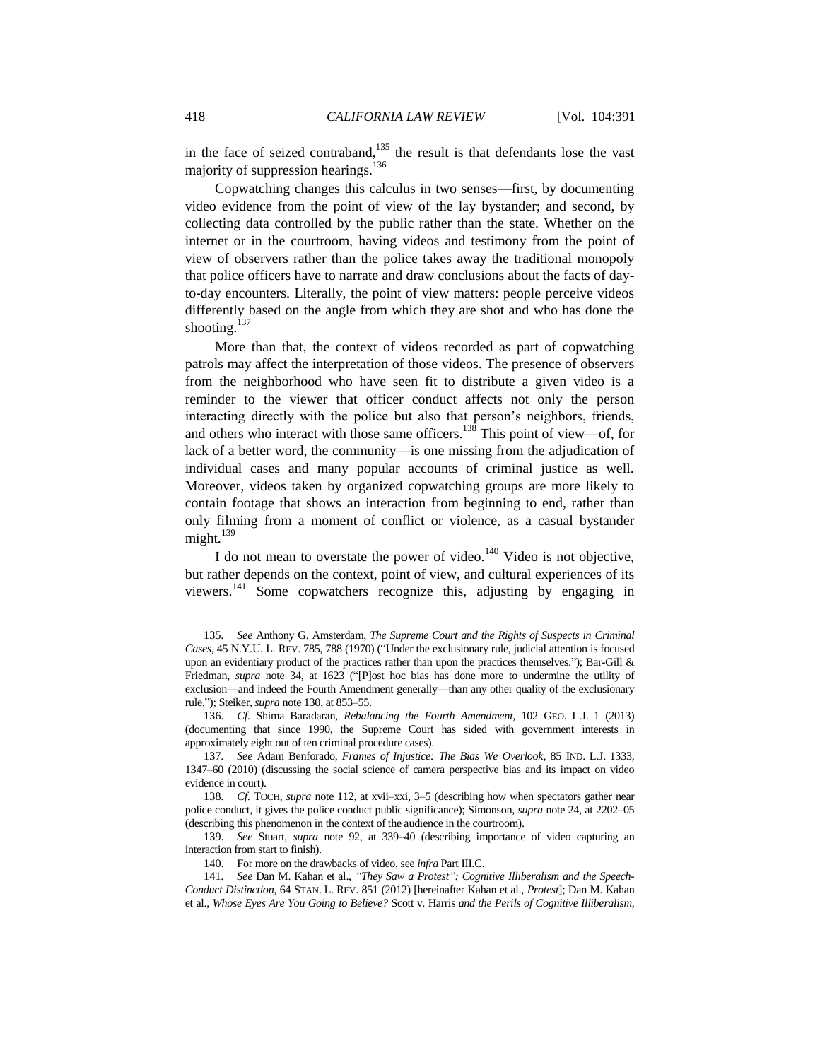in the face of seized contraband,[135] the result is that defendants lose the vast majority of suppression hearings.[136]

Copwatching changes this calculus in two senses—first, by documenting video evidence from the point of view of the lay bystander; and second, by collecting data controlled by the public rather than the state. Whether on the internet or in the courtroom, having videos and testimony from the point of view of observers rather than the police takes away the traditional monopoly that police officers have to narrate and draw conclusions about the facts of day-to-day encounters. Literally, the point of view matters: people perceive videos differently based on the angle from which they are shot and who has done the shooting.[137]

More than that, the context of videos recorded as part of copwatching patrols may affect the interpretation of those videos. The presence of observers from the neighborhood who have seen fit to distribute a given video is a reminder to the viewer that officer conduct affects not only the person interacting directly with the police but also that person's neighbors, friends, and others who interact with those same officers.[138] This point of view—of, for lack of a better word, the community—is one missing from the adjudication of individual cases and many popular accounts of criminal justice as well. Moreover, videos taken by organized copwatching groups are more likely to contain footage that shows an interaction from beginning to end, rather than only filming from a moment of conflict or violence, as a casual bystander might.[139]

I do not mean to overstate the power of video.[140] Video is not objective, but rather depends on the context, point of view, and cultural experiences of its viewers.[141] Some copwatchers recognize this, adjusting by engaging in

---

135. *See* Anthony G. Amsterdam, *The Supreme Court and the Rights of Suspects in Criminal Cases*, 45 N.Y.U. L. REV. 785, 788 (1970) ("Under the exclusionary rule, judicial attention is focused upon an evidentiary product of the practices rather than upon the practices themselves."); Bar-Gill & Friedman, *supra* note 34, at 1623 ("[P]ost hoc bias has done more to undermine the utility of exclusion—and indeed the Fourth Amendment generally—than any other quality of the exclusionary rule."); Steiker, *supra* note 130, at 853–55.

136. *Cf.* Shima Baradaran, *Rebalancing the Fourth Amendment*, 102 GEO. L.J. 1 (2013) (documenting that since 1990, the Supreme Court has sided with government interests in approximately eight out of ten criminal procedure cases).

137. *See* Adam Benforado, *Frames of Injustice: The Bias We Overlook*, 85 IND. L.J. 1333, 1347–60 (2010) (discussing the social science of camera perspective bias and its impact on video evidence in court).

138. *Cf.* TOCH, *supra* note 112, at xvii–xxi, 3–5 (describing how when spectators gather near police conduct, it gives the police conduct public significance); Simonson, *supra* note 24, at 2202–05 (describing this phenomenon in the context of the audience in the courtroom).

139. *See* Stuart, *supra* note 92, at 339–40 (describing importance of video capturing an interaction from start to finish).

140. For more on the drawbacks of video, see *infra* Part III.C.

141. *See* Dan M. Kahan et al., *"They Saw a Protest": Cognitive Illiberalism and the Speech-Conduct Distinction*, 64 STAN. L. REV. 851 (2012) [hereinafter Kahan et al., *Protest*]; Dan M. Kahan et al., *Whose Eyes Are You Going to Believe?* Scott v. Harris *and the Perils of Cognitive Illiberalism*,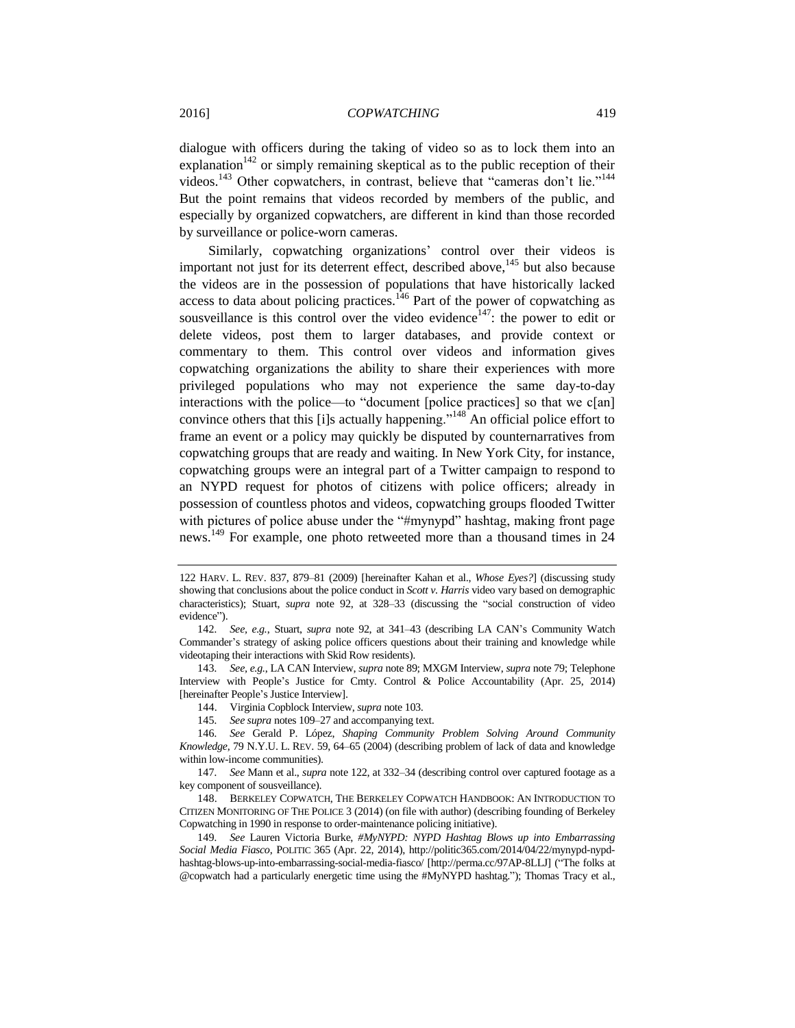dialogue with officers during the taking of video so as to lock them into an explanation[142] or simply remaining skeptical as to the public reception of their videos.[143] Other copwatchers, in contrast, believe that "cameras don't lie."[144] But the point remains that videos recorded by members of the public, and especially by organized copwatchers, are different in kind than those recorded by surveillance or police-worn cameras.

Similarly, copwatching organizations' control over their videos is important not just for its deterrent effect, described above,[145] but also because the videos are in the possession of populations that have historically lacked access to data about policing practices.[146] Part of the power of copwatching as sousveillance is this control over the video evidence[147]: the power to edit or delete videos, post them to larger databases, and provide context or commentary to them. This control over videos and information gives copwatching organizations the ability to share their experiences with more privileged populations who may not experience the same day-to-day interactions with the police—to "document [police practices] so that we c[an] convince others that this [i]s actually happening."[148] An official police effort to frame an event or a policy may quickly be disputed by counternarratives from copwatching groups that are ready and waiting. In New York City, for instance, copwatching groups were an integral part of a Twitter campaign to respond to an NYPD request for photos of citizens with police officers; already in possession of countless photos and videos, copwatching groups flooded Twitter with pictures of police abuse under the "#mynypd" hashtag, making front page news.[149] For example, one photo retweeted more than a thousand times in 24

---

122 HARV. L. REV. 837, 879–81 (2009) [hereinafter Kahan et al., *Whose Eyes?*] (discussing study showing that conclusions about the police conduct in *Scott v. Harris* video vary based on demographic characteristics); Stuart, *supra* note 92, at 328–33 (discussing the "social construction of video evidence").

142. *See, e.g.*, Stuart, *supra* note 92, at 341–43 (describing LA CAN's Community Watch Commander's strategy of asking police officers questions about their training and knowledge while videotaping their interactions with Skid Row residents).

143. *See, e.g.*, LA CAN Interview, *supra* note 89; MXGM Interview, *supra* note 79; Telephone Interview with People's Justice for Cmty. Control & Police Accountability (Apr. 25, 2014) [hereinafter People's Justice Interview].

144. Virginia Copblock Interview, *supra* note 103.

145. *See supra* notes 109–27 and accompanying text.

146. *See* Gerald P. López, *Shaping Community Problem Solving Around Community Knowledge*, 79 N.Y.U. L. REV. 59, 64–65 (2004) (describing problem of lack of data and knowledge within low-income communities).

147. *See* Mann et al., *supra* note 122, at 332–34 (describing control over captured footage as a key component of sousveillance).

148. BERKELEY COPWATCH, THE BERKELEY COPWATCH HANDBOOK: AN INTRODUCTION TO CITIZEN MONITORING OF THE POLICE 3 (2014) (on file with author) (describing founding of Berkeley Copwatching in 1990 in response to order-maintenance policing initiative).

149. *See* Lauren Victoria Burke, *#MyNYPD: NYPD Hashtag Blows up into Embarrassing Social Media Fiasco*, POLITIC 365 (Apr. 22, 2014), http://politic365.com/2014/04/22/mynypd-nypd-hashtag-blows-up-into-embarrassing-social-media-fiasco/ [http://perma.cc/97AP-8LLJ] ("The folks at @copwatch had a particularly energetic time using the #MyNYPD hashtag."); Thomas Tracy et al.,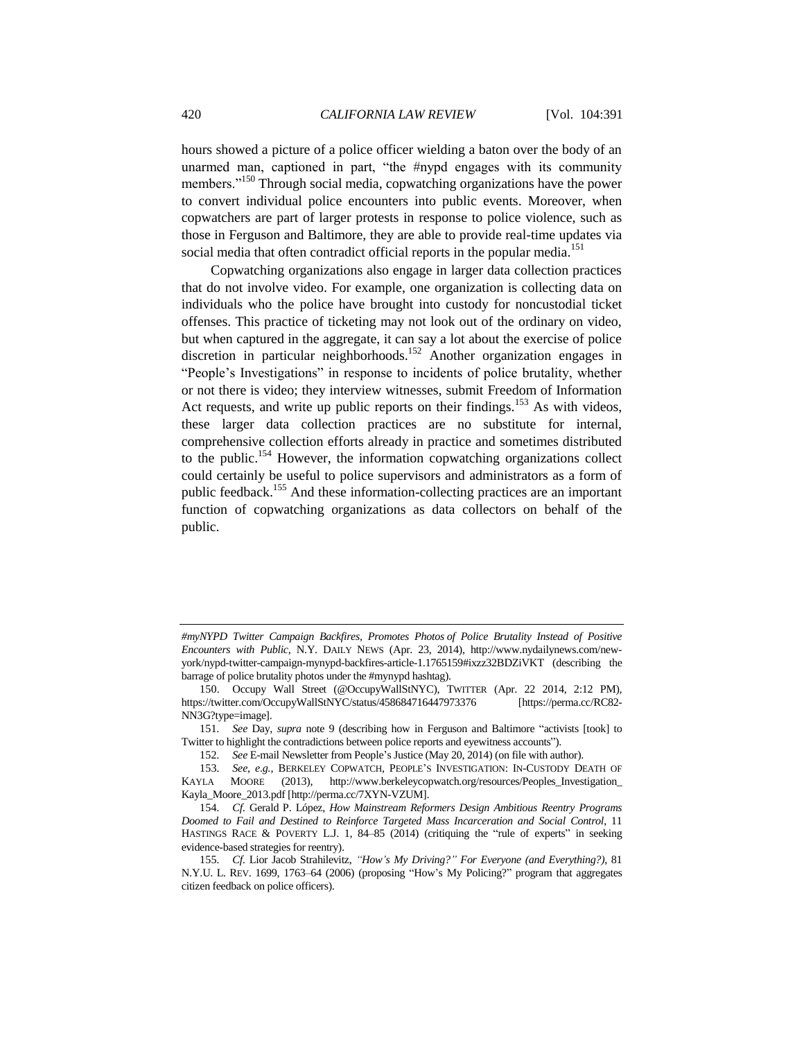hours showed a picture of a police officer wielding a baton over the body of an unarmed man, captioned in part, "the #nypd engages with its community members."[150] Through social media, copwatching organizations have the power to convert individual police encounters into public events. Moreover, when copwatchers are part of larger protests in response to police violence, such as those in Ferguson and Baltimore, they are able to provide real-time updates via social media that often contradict official reports in the popular media.[151]

Copwatching organizations also engage in larger data collection practices that do not involve video. For example, one organization is collecting data on individuals who the police have brought into custody for noncustodial ticket offenses. This practice of ticketing may not look out of the ordinary on video, but when captured in the aggregate, it can say a lot about the exercise of police discretion in particular neighborhoods.[152] Another organization engages in "People's Investigations" in response to incidents of police brutality, whether or not there is video; they interview witnesses, submit Freedom of Information Act requests, and write up public reports on their findings.[153] As with videos, these larger data collection practices are no substitute for internal, comprehensive collection efforts already in practice and sometimes distributed to the public.[154] However, the information copwatching organizations collect could certainly be useful to police supervisors and administrators as a form of public feedback.[155] And these information-collecting practices are an important function of copwatching organizations as data collectors on behalf of the public.

---

*#myNYPD Twitter Campaign Backfires, Promotes Photos of Police Brutality Instead of Positive Encounters with Public*, N.Y. DAILY NEWS (Apr. 23, 2014), http://www.nydailynews.com/new-york/nypd-twitter-campaign-mynypd-backfires-article-1.1765159#ixzz32BDZiVKT (describing the barrage of police brutality photos under the #mynypd hashtag).

150. Occupy Wall Street (@OccupyWallStNYC), TWITTER (Apr. 22 2014, 2:12 PM), https://twitter.com/OccupyWallStNYC/status/458684716447973376 [https://perma.cc/RC82-NN3G?type=image].

151. *See* Day, *supra* note 9 (describing how in Ferguson and Baltimore "activists [took] to Twitter to highlight the contradictions between police reports and eyewitness accounts").

152. *See* E-mail Newsletter from People's Justice (May 20, 2014) (on file with author).

153. *See, e.g.*, BERKELEY COPWATCH, PEOPLE'S INVESTIGATION: IN-CUSTODY DEATH OF KAYLA MOORE (2013), http://www.berkeleycopwatch.org/resources/Peoples_Investigation_Kayla_Moore_2013.pdf [http://perma.cc/7XYN-VZUM].

154. *Cf.* Gerald P. López, *How Mainstream Reformers Design Ambitious Reentry Programs Doomed to Fail and Destined to Reinforce Targeted Mass Incarceration and Social Control*, 11 HASTINGS RACE & POVERTY L.J. 1, 84–85 (2014) (critiquing the "rule of experts" in seeking evidence-based strategies for reentry).

155. *Cf.* Lior Jacob Strahilevitz, *"How's My Driving?" For Everyone (and Everything?)*, 81 N.Y.U. L. REV. 1699, 1763–64 (2006) (proposing "How's My Policing?" program that aggregates citizen feedback on police officers).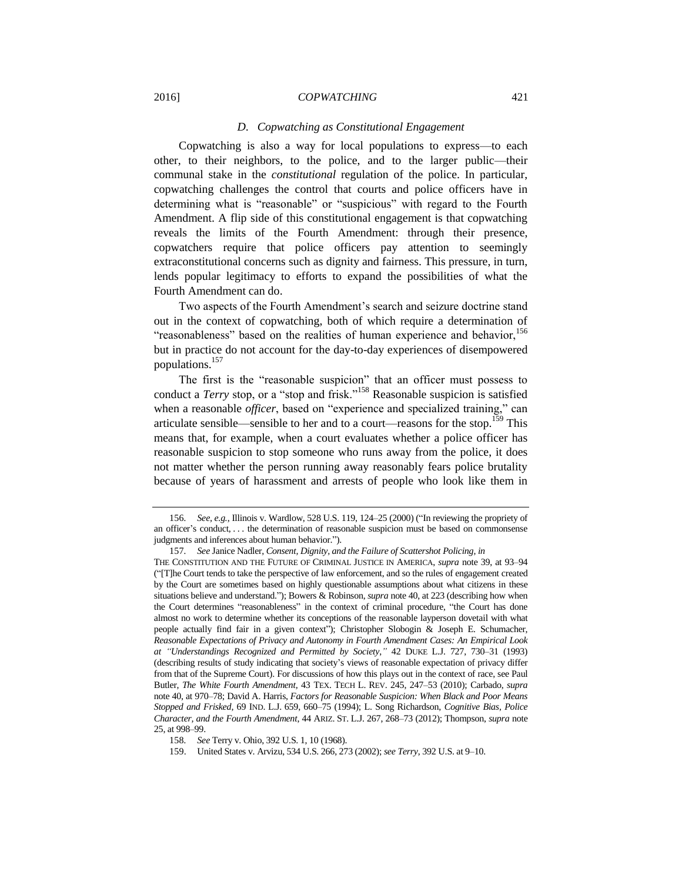### D. Copwatching as Constitutional Engagement

Copwatching is also a way for local populations to express—to each other, to their neighbors, to the police, and to the larger public—their communal stake in the *constitutional* regulation of the police. In particular, copwatching challenges the control that courts and police officers have in determining what is "reasonable" or "suspicious" with regard to the Fourth Amendment. A flip side of this constitutional engagement is that copwatching reveals the limits of the Fourth Amendment: through their presence, copwatchers require that police officers pay attention to seemingly extraconstitutional concerns such as dignity and fairness. This pressure, in turn, lends popular legitimacy to efforts to expand the possibilities of what the Fourth Amendment can do.

Two aspects of the Fourth Amendment's search and seizure doctrine stand out in the context of copwatching, both of which require a determination of "reasonableness" based on the realities of human experience and behavior,[156] but in practice do not account for the day-to-day experiences of disempowered populations.[157]

The first is the "reasonable suspicion" that an officer must possess to conduct a *Terry* stop, or a "stop and frisk."[158] Reasonable suspicion is satisfied when a reasonable *officer*, based on "experience and specialized training," can articulate sensible—sensible to her and to a court—reasons for the stop.[159] This means that, for example, when a court evaluates whether a police officer has reasonable suspicion to stop someone who runs away from the police, it does not matter whether the person running away reasonably fears police brutality because of years of harassment and arrests of people who look like them in

---

156. *See, e.g.*, Illinois v. Wardlow, 528 U.S. 119, 124–25 (2000) ("In reviewing the propriety of an officer's conduct, . . . the determination of reasonable suspicion must be based on commonsense judgments and inferences about human behavior.").

157. *See* Janice Nadler, *Consent, Dignity, and the Failure of Scattershot Policing*, *in* THE CONSTITUTION AND THE FUTURE OF CRIMINAL JUSTICE IN AMERICA, *supra* note 39, at 93–94 ("[T]he Court tends to take the perspective of law enforcement, and so the rules of engagement created by the Court are sometimes based on highly questionable assumptions about what citizens in these situations believe and understand."); Bowers & Robinson, *supra* note 40, at 223 (describing how when the Court determines "reasonableness" in the context of criminal procedure, "the Court has done almost no work to determine whether its conceptions of the reasonable layperson dovetail with what people actually find fair in a given context"); Christopher Slobogin & Joseph E. Schumacher, *Reasonable Expectations of Privacy and Autonomy in Fourth Amendment Cases: An Empirical Look at "Understandings Recognized and Permitted by Society,"* 42 DUKE L.J. 727, 730–31 (1993) (describing results of study indicating that society's views of reasonable expectation of privacy differ from that of the Supreme Court). For discussions of how this plays out in the context of race, see Paul Butler, *The White Fourth Amendment*, 43 TEX. TECH L. REV. 245, 247–53 (2010); Carbado, *supra* note 40, at 970–78; David A. Harris, *Factors for Reasonable Suspicion: When Black and Poor Means Stopped and Frisked*, 69 IND. L.J. 659, 660–75 (1994); L. Song Richardson, *Cognitive Bias, Police Character, and the Fourth Amendment*, 44 ARIZ. ST. L.J. 267, 268–73 (2012); Thompson, *supra* note 25, at 998–99.

158. *See* Terry v. Ohio, 392 U.S. 1, 10 (1968).

159. United States v. Arvizu, 534 U.S. 266, 273 (2002); *see Terry*, 392 U.S. at 9–10.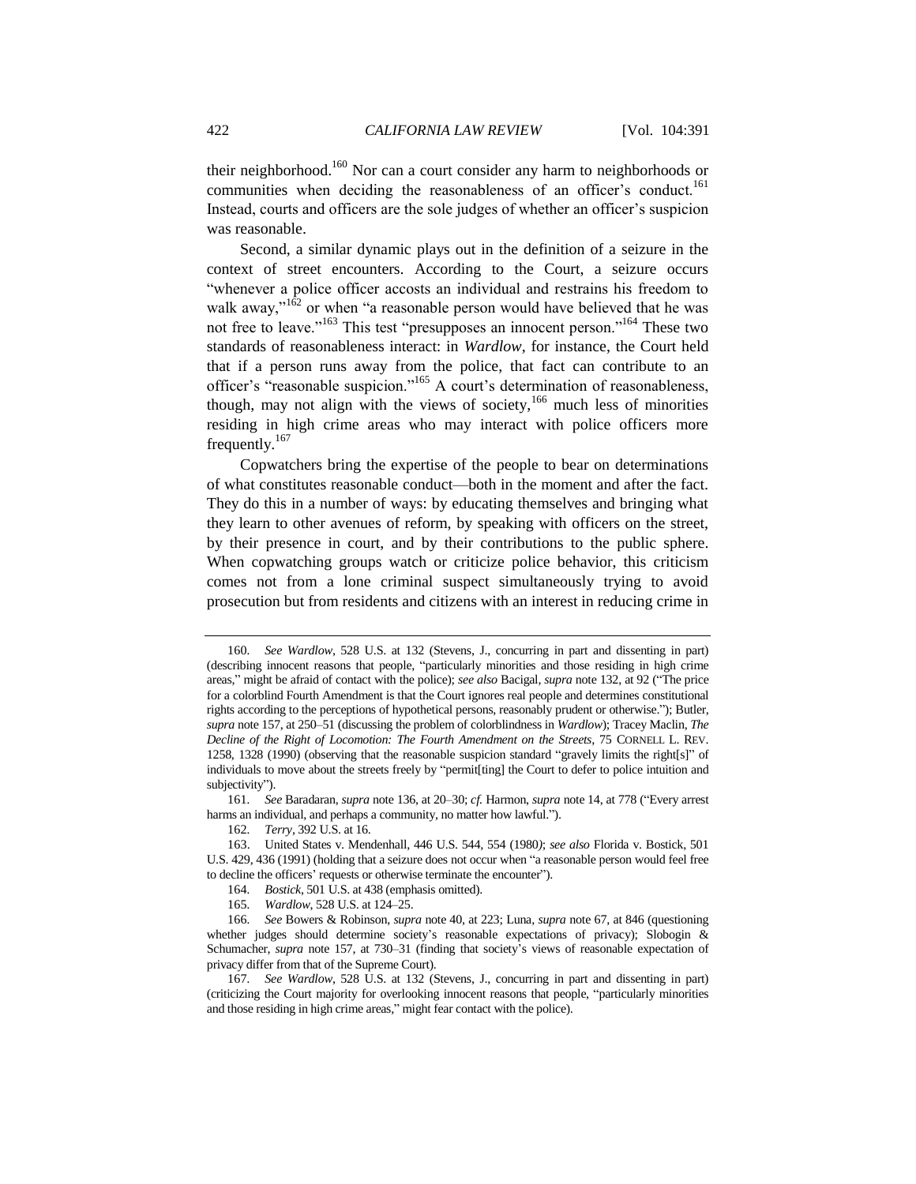their neighborhood.[160] Nor can a court consider any harm to neighborhoods or communities when deciding the reasonableness of an officer's conduct.[161] Instead, courts and officers are the sole judges of whether an officer's suspicion was reasonable.

Second, a similar dynamic plays out in the definition of a seizure in the context of street encounters. According to the Court, a seizure occurs "whenever a police officer accosts an individual and restrains his freedom to walk away,"[162] or when "a reasonable person would have believed that he was not free to leave."[163] This test "presupposes an innocent person."[164] These two standards of reasonableness interact: in *Wardlow*, for instance, the Court held that if a person runs away from the police, that fact can contribute to an officer's "reasonable suspicion."[165] A court's determination of reasonableness, though, may not align with the views of society,[166] much less of minorities residing in high crime areas who may interact with police officers more frequently.[167]

Copwatchers bring the expertise of the people to bear on determinations of what constitutes reasonable conduct—both in the moment and after the fact. They do this in a number of ways: by educating themselves and bringing what they learn to other avenues of reform, by speaking with officers on the street, by their presence in court, and by their contributions to the public sphere. When copwatching groups watch or criticize police behavior, this criticism comes not from a lone criminal suspect simultaneously trying to avoid prosecution but from residents and citizens with an interest in reducing crime in

---

160. *See Wardlow*, 528 U.S. at 132 (Stevens, J., concurring in part and dissenting in part) (describing innocent reasons that people, "particularly minorities and those residing in high crime areas," might be afraid of contact with the police); *see also* Bacigal, *supra* note 132, at 92 ("The price for a colorblind Fourth Amendment is that the Court ignores real people and determines constitutional rights according to the perceptions of hypothetical persons, reasonably prudent or otherwise."); Butler, *supra* note 157, at 250–51 (discussing the problem of colorblindness in *Wardlow*); Tracey Maclin, *The Decline of the Right of Locomotion: The Fourth Amendment on the Streets*, 75 CORNELL L. REV. 1258, 1328 (1990) (observing that the reasonable suspicion standard "gravely limits the right[s]" of individuals to move about the streets freely by "permit[ting] the Court to defer to police intuition and subjectivity").

161. *See* Baradaran, *supra* note 136, at 20–30; *cf.* Harmon, *supra* note 14, at 778 ("Every arrest harms an individual, and perhaps a community, no matter how lawful.").

162. *Terry*, 392 U.S. at 16.

163. United States v. Mendenhall, 446 U.S. 544, 554 (1980); *see also* Florida v. Bostick, 501 U.S. 429, 436 (1991) (holding that a seizure does not occur when "a reasonable person would feel free to decline the officers' requests or otherwise terminate the encounter").

164. *Bostick*, 501 U.S. at 438 (emphasis omitted).

165. *Wardlow*, 528 U.S. at 124–25.

166. *See* Bowers & Robinson, *supra* note 40, at 223; Luna, *supra* note 67, at 846 (questioning whether judges should determine society's reasonable expectations of privacy); Slobogin & Schumacher, *supra* note 157, at 730–31 (finding that society's views of reasonable expectation of privacy differ from that of the Supreme Court).

167. *See Wardlow*, 528 U.S. at 132 (Stevens, J., concurring in part and dissenting in part) (criticizing the Court majority for overlooking innocent reasons that people, "particularly minorities and those residing in high crime areas," might fear contact with the police).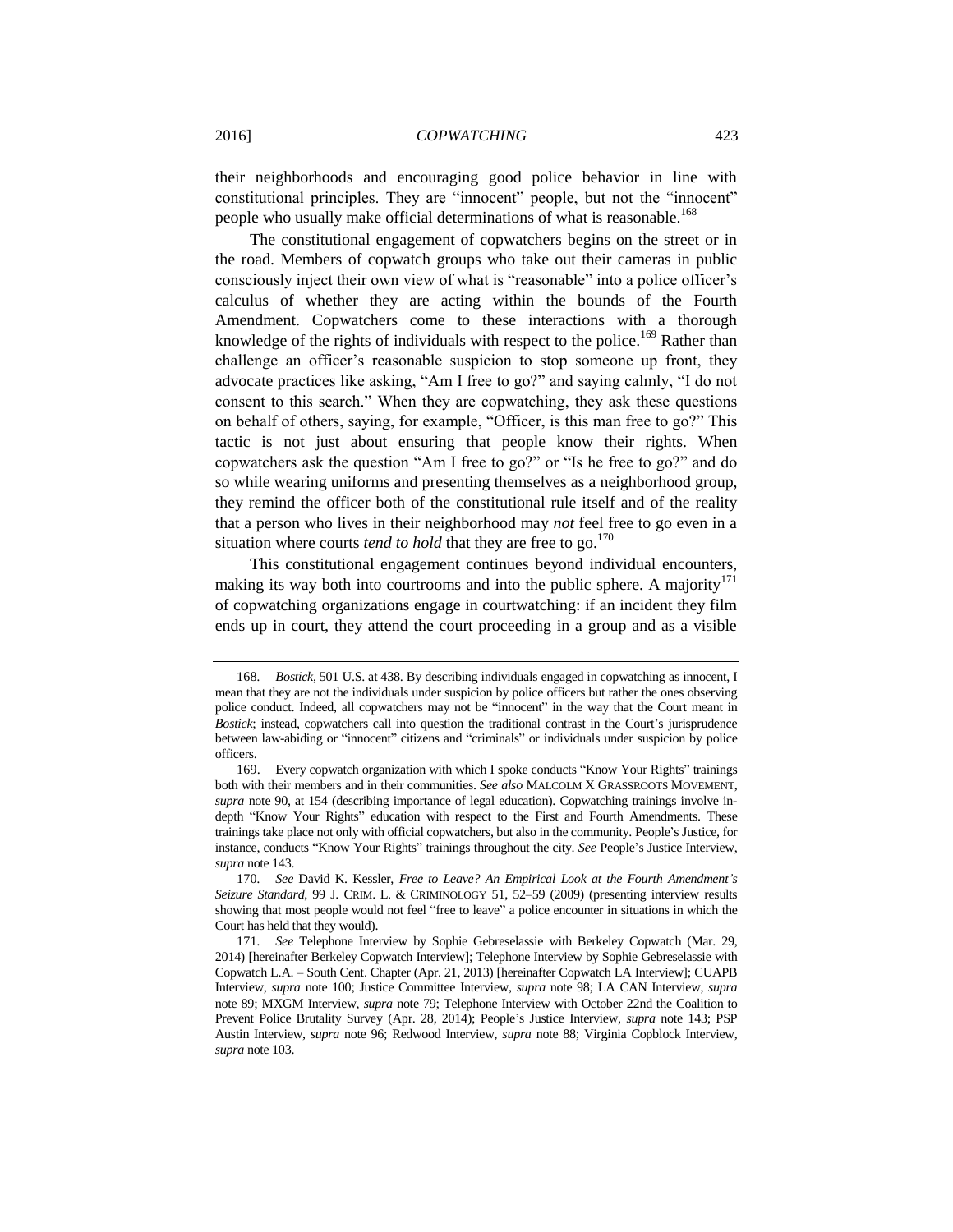their neighborhoods and encouraging good police behavior in line with constitutional principles. They are "innocent" people, but not the "innocent" people who usually make official determinations of what is reasonable.[168]

The constitutional engagement of copwatchers begins on the street or in the road. Members of copwatch groups who take out their cameras in public consciously inject their own view of what is "reasonable" into a police officer's calculus of whether they are acting within the bounds of the Fourth Amendment. Copwatchers come to these interactions with a thorough knowledge of the rights of individuals with respect to the police.[169] Rather than challenge an officer's reasonable suspicion to stop someone up front, they advocate practices like asking, "Am I free to go?" and saying calmly, "I do not consent to this search." When they are copwatching, they ask these questions on behalf of others, saying, for example, "Officer, is this man free to go?" This tactic is not just about ensuring that people know their rights. When copwatchers ask the question "Am I free to go?" or "Is he free to go?" and do so while wearing uniforms and presenting themselves as a neighborhood group, they remind the officer both of the constitutional rule itself and of the reality that a person who lives in their neighborhood may *not* feel free to go even in a situation where courts *tend to hold* that they are free to go.[170]

This constitutional engagement continues beyond individual encounters, making its way both into courtrooms and into the public sphere. A majority[171] of copwatching organizations engage in courtwatching: if an incident they film ends up in court, they attend the court proceeding in a group and as a visible

---

168. *Bostick*, 501 U.S. at 438. By describing individuals engaged in copwatching as innocent, I mean that they are not the individuals under suspicion by police officers but rather the ones observing police conduct. Indeed, all copwatchers may not be "innocent" in the way that the Court meant in *Bostick*; instead, copwatchers call into question the traditional contrast in the Court's jurisprudence between law-abiding or "innocent" citizens and "criminals" or individuals under suspicion by police officers.

169. Every copwatch organization with which I spoke conducts "Know Your Rights" trainings both with their members and in their communities. *See also* MALCOLM X GRASSROOTS MOVEMENT, *supra* note 90, at 154 (describing importance of legal education). Copwatching trainings involve in-depth "Know Your Rights" education with respect to the First and Fourth Amendments. These trainings take place not only with official copwatchers, but also in the community. People's Justice, for instance, conducts "Know Your Rights" trainings throughout the city. *See* People's Justice Interview, *supra* note 143.

170. *See* David K. Kessler, *Free to Leave? An Empirical Look at the Fourth Amendment's Seizure Standard*, 99 J. CRIM. L. & CRIMINOLOGY 51, 52–59 (2009) (presenting interview results showing that most people would not feel "free to leave" a police encounter in situations in which the Court has held that they would).

171. *See* Telephone Interview by Sophie Gebreselassie with Berkeley Copwatch (Mar. 29, 2014) [hereinafter Berkeley Copwatch Interview]; Telephone Interview by Sophie Gebreselassie with Copwatch L.A. – South Cent. Chapter (Apr. 21, 2013) [hereinafter Copwatch LA Interview]; CUAPB Interview, *supra* note 100; Justice Committee Interview, *supra* note 98; LA CAN Interview, *supra* note 89; MXGM Interview, *supra* note 79; Telephone Interview with October 22nd the Coalition to Prevent Police Brutality Survey (Apr. 28, 2014); People's Justice Interview, *supra* note 143; PSP Austin Interview, *supra* note 96; Redwood Interview, *supra* note 88; Virginia Copblock Interview, *supra* note 103.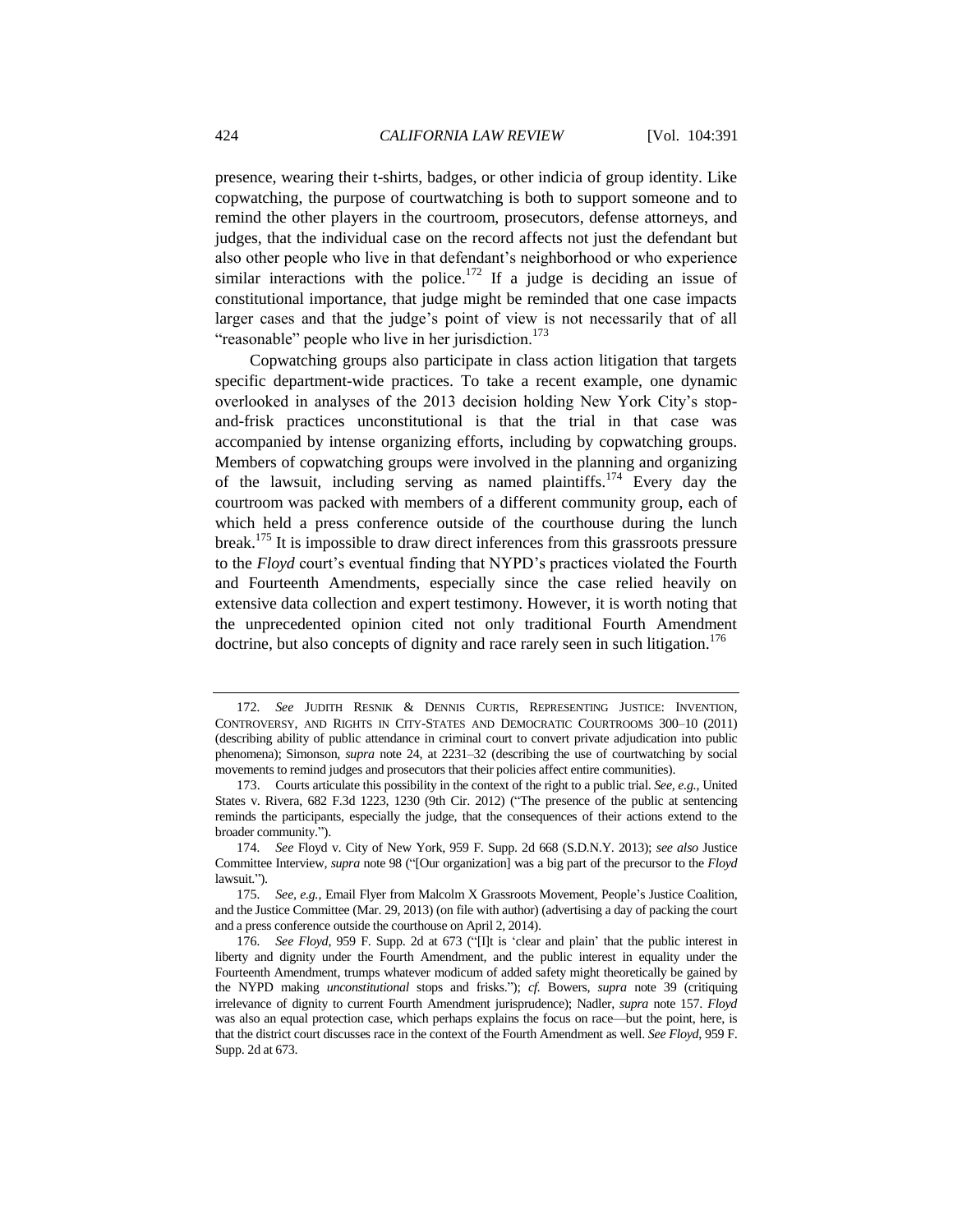presence, wearing their t-shirts, badges, or other indicia of group identity. Like copwatching, the purpose of courtwatching is both to support someone and to remind the other players in the courtroom, prosecutors, defense attorneys, and judges, that the individual case on the record affects not just the defendant but also other people who live in that defendant's neighborhood or who experience similar interactions with the police.[172] If a judge is deciding an issue of constitutional importance, that judge might be reminded that one case impacts larger cases and that the judge's point of view is not necessarily that of all "reasonable" people who live in her jurisdiction.[173]

Copwatching groups also participate in class action litigation that targets specific department-wide practices. To take a recent example, one dynamic overlooked in analyses of the 2013 decision holding New York City's stop-and-frisk practices unconstitutional is that the trial in that case was accompanied by intense organizing efforts, including by copwatching groups. Members of copwatching groups were involved in the planning and organizing of the lawsuit, including serving as named plaintiffs.[174] Every day the courtroom was packed with members of a different community group, each of which held a press conference outside of the courthouse during the lunch break.[175] It is impossible to draw direct inferences from this grassroots pressure to the *Floyd* court's eventual finding that NYPD's practices violated the Fourth and Fourteenth Amendments, especially since the case relied heavily on extensive data collection and expert testimony. However, it is worth noting that the unprecedented opinion cited not only traditional Fourth Amendment doctrine, but also concepts of dignity and race rarely seen in such litigation.[176]

---

172. *See* JUDITH RESNIK & DENNIS CURTIS, REPRESENTING JUSTICE: INVENTION, CONTROVERSY, AND RIGHTS IN CITY-STATES AND DEMOCRATIC COURTROOMS 300–10 (2011) (describing ability of public attendance in criminal court to convert private adjudication into public phenomena); Simonson, *supra* note 24, at 2231–32 (describing the use of courtwatching by social movements to remind judges and prosecutors that their policies affect entire communities).

173. Courts articulate this possibility in the context of the right to a public trial. *See, e.g.*, United States v. Rivera, 682 F.3d 1223, 1230 (9th Cir. 2012) ("The presence of the public at sentencing reminds the participants, especially the judge, that the consequences of their actions extend to the broader community.").

174. *See* Floyd v. City of New York, 959 F. Supp. 2d 668 (S.D.N.Y. 2013); *see also* Justice Committee Interview, *supra* note 98 ("[Our organization] was a big part of the precursor to the *Floyd* lawsuit.").

175. *See, e.g.*, Email Flyer from Malcolm X Grassroots Movement, People's Justice Coalition, and the Justice Committee (Mar. 29, 2013) (on file with author) (advertising a day of packing the court and a press conference outside the courthouse on April 2, 2014).

176. *See Floyd*, 959 F. Supp. 2d at 673 ("[I]t is 'clear and plain' that the public interest in liberty and dignity under the Fourth Amendment, and the public interest in equality under the Fourteenth Amendment, trumps whatever modicum of added safety might theoretically be gained by the NYPD making *unconstitutional* stops and frisks."); *cf.* Bowers, *supra* note 39 (critiquing irrelevance of dignity to current Fourth Amendment jurisprudence); Nadler, *supra* note 157. *Floyd* was also an equal protection case, which perhaps explains the focus on race—but the point, here, is that the district court discusses race in the context of the Fourth Amendment as well. *See Floyd*, 959 F. Supp. 2d at 673.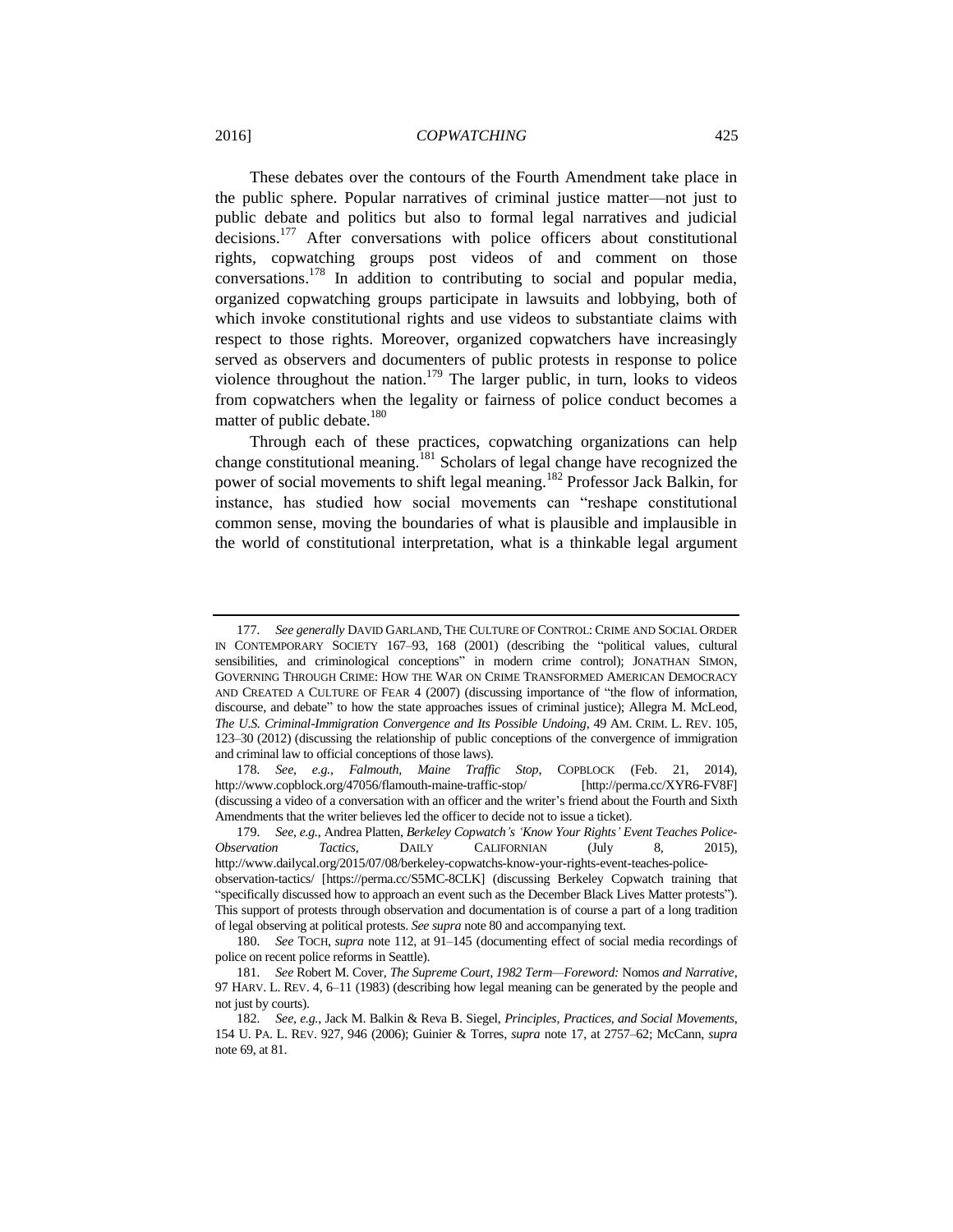These debates over the contours of the Fourth Amendment take place in the public sphere. Popular narratives of criminal justice matter—not just to public debate and politics but also to formal legal narratives and judicial decisions.[177] After conversations with police officers about constitutional rights, copwatching groups post videos of and comment on those conversations.[178] In addition to contributing to social and popular media, organized copwatching groups participate in lawsuits and lobbying, both of which invoke constitutional rights and use videos to substantiate claims with respect to those rights. Moreover, organized copwatchers have increasingly served as observers and documenters of public protests in response to police violence throughout the nation.[179] The larger public, in turn, looks to videos from copwatchers when the legality or fairness of police conduct becomes a matter of public debate.[180]

Through each of these practices, copwatching organizations can help change constitutional meaning.[181] Scholars of legal change have recognized the power of social movements to shift legal meaning.[182] Professor Jack Balkin, for instance, has studied how social movements can "reshape constitutional common sense, moving the boundaries of what is plausible and implausible in the world of constitutional interpretation, what is a thinkable legal argument

---

177. *See generally* DAVID GARLAND, THE CULTURE OF CONTROL: CRIME AND SOCIAL ORDER IN CONTEMPORARY SOCIETY 167–93, 168 (2001) (describing the "political values, cultural sensibilities, and criminological conceptions" in modern crime control); JONATHAN SIMON, GOVERNING THROUGH CRIME: HOW THE WAR ON CRIME TRANSFORMED AMERICAN DEMOCRACY AND CREATED A CULTURE OF FEAR 4 (2007) (discussing importance of "the flow of information, discourse, and debate" to how the state approaches issues of criminal justice); Allegra M. McLeod, *The U.S. Criminal-Immigration Convergence and Its Possible Undoing*, 49 AM. CRIM. L. REV. 105, 123–30 (2012) (discussing the relationship of public conceptions of the convergence of immigration and criminal law to official conceptions of those laws).

178. *See, e.g.*, *Falmouth, Maine Traffic Stop*, COPBLOCK (Feb. 21, 2014), http://www.copblock.org/47056/flamouth-maine-traffic-stop/ [http://perma.cc/XYR6-FV8F] (discussing a video of a conversation with an officer and the writer's friend about the Fourth and Sixth Amendments that the writer believes led the officer to decide not to issue a ticket).

179. *See, e.g.*, Andrea Platten, *Berkeley Copwatch's 'Know Your Rights' Event Teaches Police-Observation Tactics*, DAILY CALIFORNIAN (July 8, 2015), http://www.dailycal.org/2015/07/08/berkeley-copwatchs-know-your-rights-event-teaches-police-observation-tactics/ [https://perma.cc/S5MC-8CLK] (discussing Berkeley Copwatch training that "specifically discussed how to approach an event such as the December Black Lives Matter protests"). This support of protests through observation and documentation is of course a part of a long tradition of legal observing at political protests. *See supra* note 80 and accompanying text.

180. *See* TOCH, *supra* note 112, at 91–145 (documenting effect of social media recordings of police on recent police reforms in Seattle).

181. *See* Robert M. Cover, *The Supreme Court, 1982 Term—Foreword:* Nomos *and Narrative*, 97 HARV. L. REV. 4, 6–11 (1983) (describing how legal meaning can be generated by the people and not just by courts).

182. *See, e.g.*, Jack M. Balkin & Reva B. Siegel, *Principles, Practices, and Social Movements*, 154 U. PA. L. REV. 927, 946 (2006); Guinier & Torres, *supra* note 17, at 2757–62; McCann, *supra* note 69, at 81.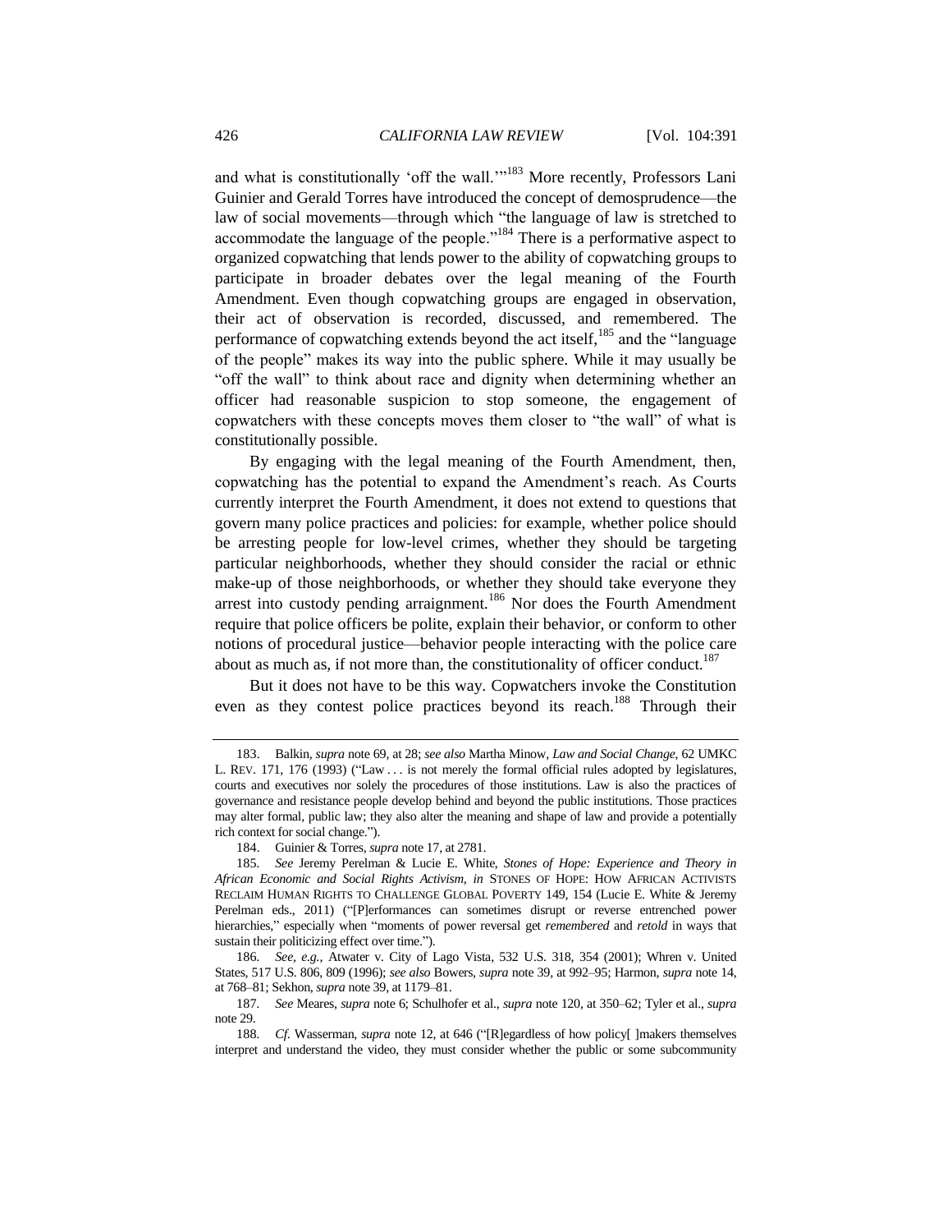and what is constitutionally 'off the wall.'"[183] More recently, Professors Lani Guinier and Gerald Torres have introduced the concept of demosprudence—the law of social movements—through which "the language of law is stretched to accommodate the language of the people."[184] There is a performative aspect to organized copwatching that lends power to the ability of copwatching groups to participate in broader debates over the legal meaning of the Fourth Amendment. Even though copwatching groups are engaged in observation, their act of observation is recorded, discussed, and remembered. The performance of copwatching extends beyond the act itself,[185] and the "language of the people" makes its way into the public sphere. While it may usually be "off the wall" to think about race and dignity when determining whether an officer had reasonable suspicion to stop someone, the engagement of copwatchers with these concepts moves them closer to "the wall" of what is constitutionally possible.

By engaging with the legal meaning of the Fourth Amendment, then, copwatching has the potential to expand the Amendment's reach. As Courts currently interpret the Fourth Amendment, it does not extend to questions that govern many police practices and policies: for example, whether police should be arresting people for low-level crimes, whether they should be targeting particular neighborhoods, whether they should consider the racial or ethnic make-up of those neighborhoods, or whether they should take everyone they arrest into custody pending arraignment.[186] Nor does the Fourth Amendment require that police officers be polite, explain their behavior, or conform to other notions of procedural justice—behavior people interacting with the police care about as much as, if not more than, the constitutionality of officer conduct.[187]

But it does not have to be this way. Copwatchers invoke the Constitution even as they contest police practices beyond its reach.[188] Through their

---

183. Balkin, *supra* note 69, at 28; *see also* Martha Minow, *Law and Social Change*, 62 UMKC L. REV. 171, 176 (1993) ("Law . . . is not merely the formal official rules adopted by legislatures, courts and executives nor solely the procedures of those institutions. Law is also the practices of governance and resistance people develop behind and beyond the public institutions. Those practices may alter formal, public law; they also alter the meaning and shape of law and provide a potentially rich context for social change.").

184. Guinier & Torres, *supra* note 17, at 2781.

185. *See* Jeremy Perelman & Lucie E. White, *Stones of Hope: Experience and Theory in African Economic and Social Rights Activism*, *in* STONES OF HOPE: HOW AFRICAN ACTIVISTS RECLAIM HUMAN RIGHTS TO CHALLENGE GLOBAL POVERTY 149, 154 (Lucie E. White & Jeremy Perelman eds., 2011) ("[P]erformances can sometimes disrupt or reverse entrenched power hierarchies," especially when "moments of power reversal get *remembered* and *retold* in ways that sustain their politicizing effect over time.").

186. *See, e.g.*, Atwater v. City of Lago Vista, 532 U.S. 318, 354 (2001); Whren v. United States, 517 U.S. 806, 809 (1996); *see also* Bowers, *supra* note 39, at 992–95; Harmon, *supra* note 14, at 768–81; Sekhon, *supra* note 39, at 1179–81.

187. *See* Meares, *supra* note 6; Schulhofer et al., *supra* note 120, at 350–62; Tyler et al., *supra* note 29.

188. *Cf.* Wasserman, *supra* note 12, at 646 ("[R]egardless of how policy[ ]makers themselves interpret and understand the video, they must consider whether the public or some subcommunity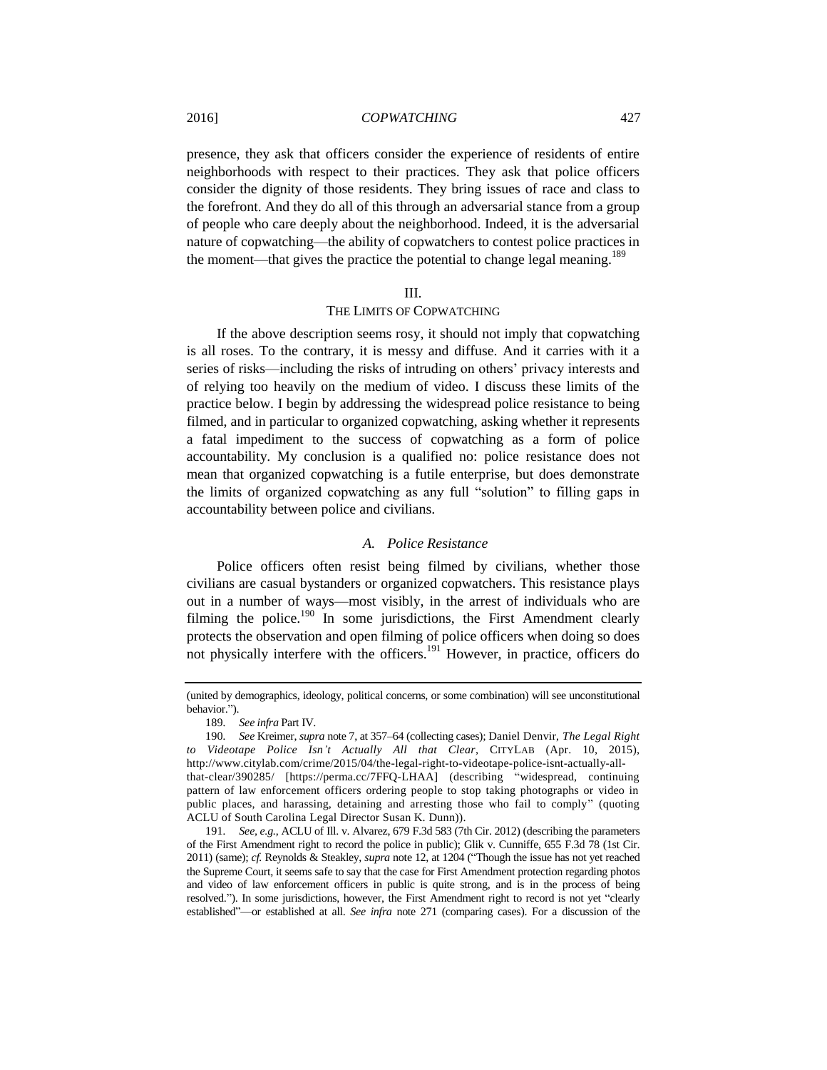presence, they ask that officers consider the experience of residents of entire neighborhoods with respect to their practices. They ask that police officers consider the dignity of those residents. They bring issues of race and class to the forefront. And they do all of this through an adversarial stance from a group of people who care deeply about the neighborhood. Indeed, it is the adversarial nature of copwatching—the ability of copwatchers to contest police practices in the moment—that gives the practice the potential to change legal meaning.[189]

## III.
## THE LIMITS OF COPWATCHING

If the above description seems rosy, it should not imply that copwatching is all roses. To the contrary, it is messy and diffuse. And it carries with it a series of risks—including the risks of intruding on others' privacy interests and of relying too heavily on the medium of video. I discuss these limits of the practice below. I begin by addressing the widespread police resistance to being filmed, and in particular to organized copwatching, asking whether it represents a fatal impediment to the success of copwatching as a form of police accountability. My conclusion is a qualified no: police resistance does not mean that organized copwatching is a futile enterprise, but does demonstrate the limits of organized copwatching as any full "solution" to filling gaps in accountability between police and civilians.

### *A. Police Resistance*

Police officers often resist being filmed by civilians, whether those civilians are casual bystanders or organized copwatchers. This resistance plays out in a number of ways—most visibly, in the arrest of individuals who are filming the police.[190] In some jurisdictions, the First Amendment clearly protects the observation and open filming of police officers when doing so does not physically interfere with the officers.[191] However, in practice, officers do

---

(united by demographics, ideology, political concerns, or some combination) will see unconstitutional behavior.").

189. *See infra* Part IV.

190. *See* Kreimer, *supra* note 7, at 357–64 (collecting cases); Daniel Denvir, *The Legal Right to Videotape Police Isn't Actually All that Clear*, CITYLAB (Apr. 10, 2015), http://www.citylab.com/crime/2015/04/the-legal-right-to-videotape-police-isnt-actually-all-that-clear/390285/ [https://perma.cc/7FFQ-LHAA] (describing "widespread, continuing pattern of law enforcement officers ordering people to stop taking photographs or video in public places, and harassing, detaining and arresting those who fail to comply" (quoting ACLU of South Carolina Legal Director Susan K. Dunn)).

191. *See, e.g.*, ACLU of Ill. v. Alvarez, 679 F.3d 583 (7th Cir. 2012) (describing the parameters of the First Amendment right to record the police in public); Glik v. Cunniffe, 655 F.3d 78 (1st Cir. 2011) (same); *cf.* Reynolds & Steakley, *supra* note 12, at 1204 ("Though the issue has not yet reached the Supreme Court, it seems safe to say that the case for First Amendment protection regarding photos and video of law enforcement officers in public is quite strong, and is in the process of being resolved."). In some jurisdictions, however, the First Amendment right to record is not yet "clearly established"—or established at all. *See infra* note 271 (comparing cases). For a discussion of the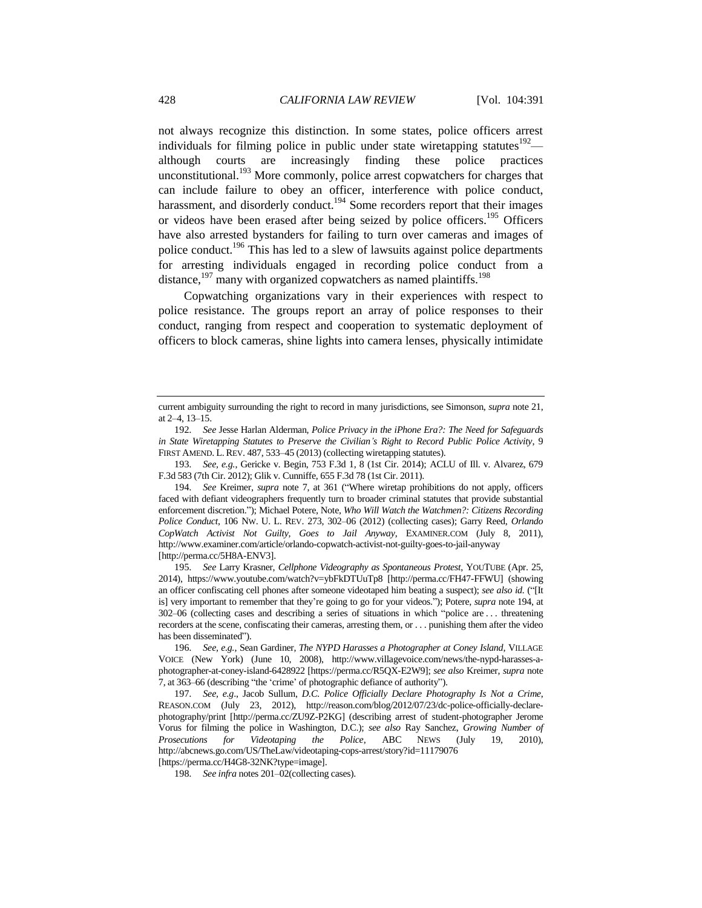not always recognize this distinction. In some states, police officers arrest individuals for filming police in public under state wiretapping statutes[192]—although courts are increasingly finding these police practices unconstitutional.[193] More commonly, police arrest copwatchers for charges that can include failure to obey an officer, interference with police conduct, harassment, and disorderly conduct.[194] Some recorders report that their images or videos have been erased after being seized by police officers.[195] Officers have also arrested bystanders for failing to turn over cameras and images of police conduct.[196] This has led to a slew of lawsuits against police departments for arresting individuals engaged in recording police conduct from a distance,[197] many with organized copwatchers as named plaintiffs.[198]

Copwatching organizations vary in their experiences with respect to police resistance. The groups report an array of police responses to their conduct, ranging from respect and cooperation to systematic deployment of officers to block cameras, shine lights into camera lenses, physically intimidate

---

current ambiguity surrounding the right to record in many jurisdictions, see Simonson, *supra* note 21, at 2–4, 13–15.

192. *See* Jesse Harlan Alderman, *Police Privacy in the iPhone Era?: The Need for Safeguards in State Wiretapping Statutes to Preserve the Civilian's Right to Record Public Police Activity*, 9 FIRST AMEND. L. REV. 487, 533–45 (2013) (collecting wiretapping statutes).

193. *See, e.g.*, Gericke v. Begin, 753 F.3d 1, 8 (1st Cir. 2014); ACLU of Ill. v. Alvarez, 679 F.3d 583 (7th Cir. 2012); Glik v. Cunniffe, 655 F.3d 78 (1st Cir. 2011).

194. *See* Kreimer, *supra* note 7, at 361 ("Where wiretap prohibitions do not apply, officers faced with defiant videographers frequently turn to broader criminal statutes that provide substantial enforcement discretion."); Michael Potere, Note, *Who Will Watch the Watchmen?: Citizens Recording Police Conduct*, 106 NW. U. L. REV. 273, 302–06 (2012) (collecting cases); Garry Reed, *Orlando CopWatch Activist Not Guilty, Goes to Jail Anyway*, EXAMINER.COM (July 8, 2011), http://www.examiner.com/article/orlando-copwatch-activist-not-guilty-goes-to-jail-anyway [http://perma.cc/5H8A-ENV3].

195. *See* Larry Krasner, *Cellphone Videography as Spontaneous Protest*, YOUTUBE (Apr. 25, 2014), https://www.youtube.com/watch?v=ybFkDTUuTp8 [http://perma.cc/FH47-FFWU] (showing an officer confiscating cell phones after someone videotaped him beating a suspect); *see also id.* ("[It is] very important to remember that they're going to go for your videos."); Potere, *supra* note 194, at 302–06 (collecting cases and describing a series of situations in which "police are . . . threatening recorders at the scene, confiscating their cameras, arresting them, or . . . punishing them after the video has been disseminated").

196. *See, e.g.*, Sean Gardiner, *The NYPD Harasses a Photographer at Coney Island*, VILLAGE VOICE (New York) (June 10, 2008), http://www.villagevoice.com/news/the-nypd-harasses-a-photographer-at-coney-island-6428922 [https://perma.cc/R5QX-E2W9]; *see also* Kreimer, *supra* note 7, at 363–66 (describing "the 'crime' of photographic defiance of authority").

197. *See, e.g.*, Jacob Sullum, *D.C. Police Officially Declare Photography Is Not a Crime*, REASON.COM (July 23, 2012), http://reason.com/blog/2012/07/23/dc-police-officially-declare-photography/print [http://perma.cc/ZU9Z-P2KG] (describing arrest of student-photographer Jerome Vorus for filming the police in Washington, D.C.); *see also* Ray Sanchez, *Growing Number of Prosecutions for Videotaping the Police*, ABC NEWS (July 19, 2010), http://abcnews.go.com/US/TheLaw/videotaping-cops-arrest/story?id=11179076 [https://perma.cc/H4G8-32NK?type=image].

198. *See infra* notes 201–02(collecting cases).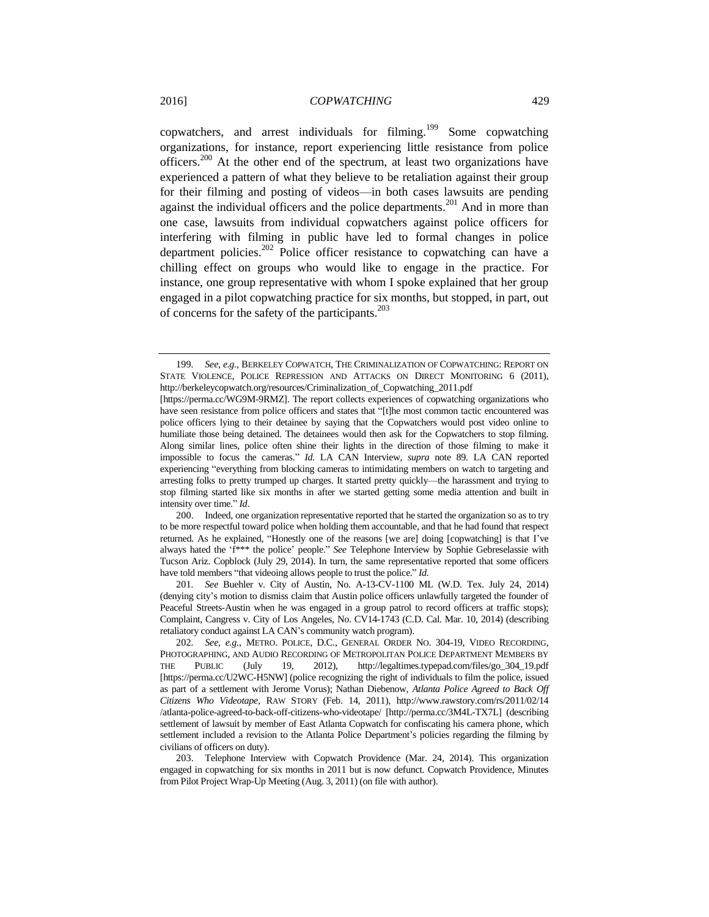copwatchers, and arrest individuals for filming.[199] Some copwatching organizations, for instance, report experiencing little resistance from police officers.[200] At the other end of the spectrum, at least two organizations have experienced a pattern of what they believe to be retaliation against their group for their filming and posting of videos—in both cases lawsuits are pending against the individual officers and the police departments.[201] And in more than one case, lawsuits from individual copwatchers against police officers for interfering with filming in public have led to formal changes in police department policies.[202] Police officer resistance to copwatching can have a chilling effect on groups who would like to engage in the practice. For instance, one group representative with whom I spoke explained that her group engaged in a pilot copwatching practice for six months, but stopped, in part, out of concerns for the safety of the participants.[203]

---

199. *See, e.g.*, BERKELEY COPWATCH, THE CRIMINALIZATION OF COPWATCHING: REPORT ON STATE VIOLENCE, POLICE REPRESSION AND ATTACKS ON DIRECT MONITORING 6 (2011), http://berkeleycopwatch.org/resources/Criminalization_of_Copwatching_2011.pdf [https://perma.cc/WG9M-9RMZ]. The report collects experiences of copwatching organizations who have seen resistance from police officers and states that "[t]he most common tactic encountered was police officers lying to their detainee by saying that the Copwatchers would post video online to humiliate those being detained. The detainees would then ask for the Copwatchers to stop filming. Along similar lines, police often shine their lights in the direction of those filming to make it impossible to focus the cameras." *Id.* LA CAN Interview, *supra* note 89. LA CAN reported experiencing "everything from blocking cameras to intimidating members on watch to targeting and arresting folks to pretty trumped up charges. It started pretty quickly—the harassment and trying to stop filming started like six months in after we started getting some media attention and built in intensity over time." *Id*.

200. Indeed, one organization representative reported that he started the organization so as to try to be more respectful toward police when holding them accountable, and that he had found that respect returned. As he explained, "Honestly one of the reasons [we are] doing [copwatching] is that I've always hated the 'f*** the police' people." *See* Telephone Interview by Sophie Gebreselassie with Tucson Ariz. Copblock (July 29, 2014). In turn, the same representative reported that some officers have told members "that videoing allows people to trust the police." *Id.*

201. *See* Buehler v. City of Austin, No. A-13-CV-1100 ML (W.D. Tex. July 24, 2014) (denying city's motion to dismiss claim that Austin police officers unlawfully targeted the founder of Peaceful Streets-Austin when he was engaged in a group patrol to record officers at traffic stops); Complaint, Cangress v. City of Los Angeles, No. CV14-1743 (C.D. Cal. Mar. 10, 2014) (describing retaliatory conduct against LA CAN's community watch program).

202. *See, e.g.*, METRO. POLICE, D.C., GENERAL ORDER NO. 304-19, VIDEO RECORDING, PHOTOGRAPHING, AND AUDIO RECORDING OF METROPOLITAN POLICE DEPARTMENT MEMBERS BY THE PUBLIC (July 19, 2012), http://legaltimes.typepad.com/files/go_304_19.pdf [https://perma.cc/U2WC-H5NW] (police recognizing the right of individuals to film the police, issued as part of a settlement with Jerome Vorus); Nathan Diebenow, *Atlanta Police Agreed to Back Off Citizens Who Videotape*, RAW STORY (Feb. 14, 2011), http://www.rawstory.com/rs/2011/02/14/atlanta-police-agreed-to-back-off-citizens-who-videotape/ [http://perma.cc/3M4L-TX7L] (describing settlement of lawsuit by member of East Atlanta Copwatch for confiscating his camera phone, which settlement included a revision to the Atlanta Police Department's policies regarding the filming by civilians of officers on duty).

203. Telephone Interview with Copwatch Providence (Mar. 24, 2014). This organization engaged in copwatching for six months in 2011 but is now defunct. Copwatch Providence, Minutes from Pilot Project Wrap-Up Meeting (Aug. 3, 2011) (on file with author).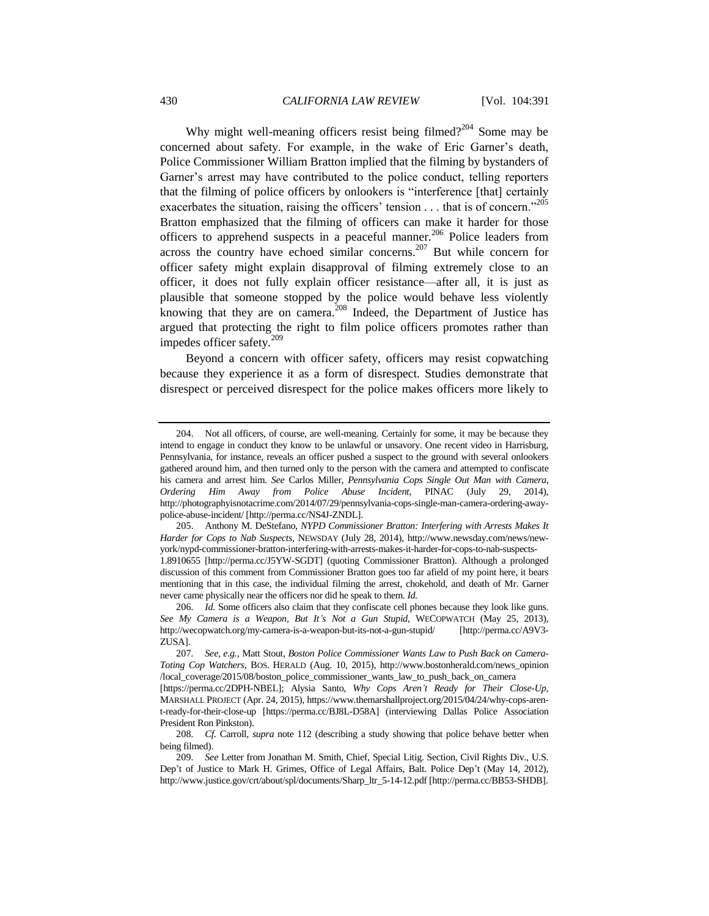Why might well-meaning officers resist being filmed?[204] Some may be concerned about safety. For example, in the wake of Eric Garner's death, Police Commissioner William Bratton implied that the filming by bystanders of Garner's arrest may have contributed to the police conduct, telling reporters that the filming of police officers by onlookers is "interference [that] certainly exacerbates the situation, raising the officers' tension . . . that is of concern."[205] Bratton emphasized that the filming of officers can make it harder for those officers to apprehend suspects in a peaceful manner.[206] Police leaders from across the country have echoed similar concerns.[207] But while concern for officer safety might explain disapproval of filming extremely close to an officer, it does not fully explain officer resistance—after all, it is just as plausible that someone stopped by the police would behave less violently knowing that they are on camera.[208] Indeed, the Department of Justice has argued that protecting the right to film police officers promotes rather than impedes officer safety.[209]

Beyond a concern with officer safety, officers may resist copwatching because they experience it as a form of disrespect. Studies demonstrate that disrespect or perceived disrespect for the police makes officers more likely to

---

204. Not all officers, of course, are well-meaning. Certainly for some, it may be because they intend to engage in conduct they know to be unlawful or unsavory. One recent video in Harrisburg, Pennsylvania, for instance, reveals an officer pushed a suspect to the ground with several onlookers gathered around him, and then turned only to the person with the camera and attempted to confiscate his camera and arrest him. *See* Carlos Miller, *Pennsylvania Cops Single Out Man with Camera, Ordering Him Away from Police Abuse Incident*, PINAC (July 29, 2014), http://photographyisnotacrime.com/2014/07/29/pennsylvania-cops-single-man-camera-ordering-away-police-abuse-incident/ [http://perma.cc/NS4J-ZNDL].

205. Anthony M. DeStefano, *NYPD Commissioner Bratton: Interfering with Arrests Makes It Harder for Cops to Nab Suspects*, NEWSDAY (July 28, 2014), http://www.newsday.com/news/new-york/nypd-commissioner-bratton-interfering-with-arrests-makes-it-harder-for-cops-to-nab-suspects-1.8910655 [http://perma.cc/J5YW-SGDT] (quoting Commissioner Bratton). Although a prolonged discussion of this comment from Commissioner Bratton goes too far afield of my point here, it bears mentioning that in this case, the individual filming the arrest, chokehold, and death of Mr. Garner never came physically near the officers nor did he speak to them. *Id.*

206. *Id.* Some officers also claim that they confiscate cell phones because they look like guns. *See My Camera is a Weapon, But It's Not a Gun Stupid*, WECOPWATCH (May 25, 2013), http://wecopwatch.org/my-camera-is-a-weapon-but-its-not-a-gun-stupid/ [http://perma.cc/A9V3-ZUSA].

207. *See, e.g.*, Matt Stout, *Boston Police Commissioner Wants Law to Push Back on Camera-Toting Cop Watchers*, BOS. HERALD (Aug. 10, 2015), http://www.bostonherald.com/news_opinion/local_coverage/2015/08/boston_police_commissioner_wants_law_to_push_back_on_camera [https://perma.cc/2DPH-NBEL]; Alysia Santo, *Why Cops Aren't Ready for Their Close-Up*, MARSHALL PROJECT (Apr. 24, 2015), https://www.themarshallproject.org/2015/04/24/why-cops-arent-ready-for-their-close-up [https://perma.cc/BJ8L-D58A] (interviewing Dallas Police Association President Ron Pinkston).

208. *Cf.* Carroll, *supra* note 112 (describing a study showing that police behave better when being filmed).

209. *See* Letter from Jonathan M. Smith, Chief, Special Litig. Section, Civil Rights Div., U.S. Dep't of Justice to Mark H. Grimes, Office of Legal Affairs, Balt. Police Dep't (May 14, 2012), http://www.justice.gov/crt/about/spl/documents/Sharp_ltr_5-14-12.pdf [http://perma.cc/BB53-SHDB].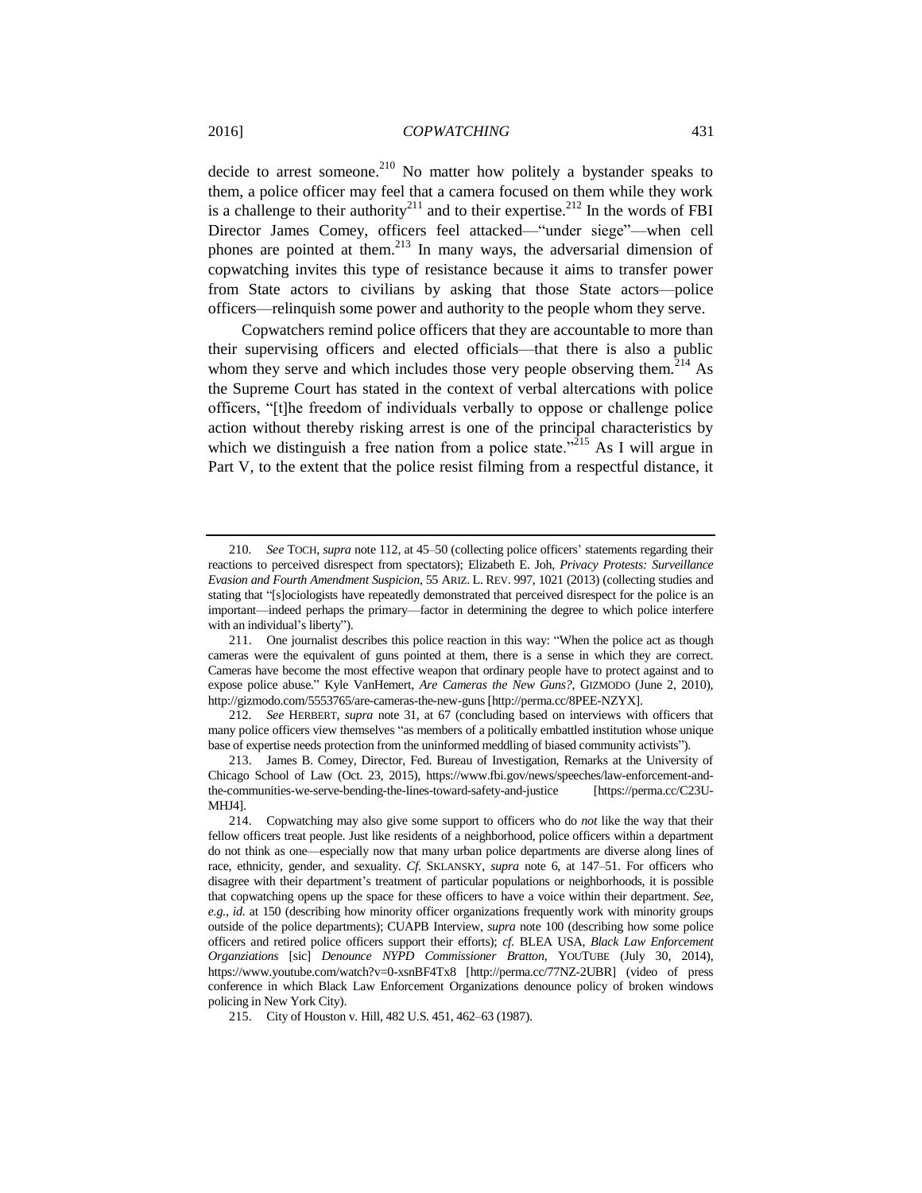decide to arrest someone.[210] No matter how politely a bystander speaks to them, a police officer may feel that a camera focused on them while they work is a challenge to their authority[211] and to their expertise.[212] In the words of FBI Director James Comey, officers feel attacked—"under siege"—when cell phones are pointed at them.[213] In many ways, the adversarial dimension of copwatching invites this type of resistance because it aims to transfer power from State actors to civilians by asking that those State actors—police officers—relinquish some power and authority to the people whom they serve.

Copwatchers remind police officers that they are accountable to more than their supervising officers and elected officials—that there is also a public whom they serve and which includes those very people observing them.[214] As the Supreme Court has stated in the context of verbal altercations with police officers, "[t]he freedom of individuals verbally to oppose or challenge police action without thereby risking arrest is one of the principal characteristics by which we distinguish a free nation from a police state."[215] As I will argue in Part V, to the extent that the police resist filming from a respectful distance, it

---

210. *See* TOCH, *supra* note 112, at 45–50 (collecting police officers' statements regarding their reactions to perceived disrespect from spectators); Elizabeth E. Joh, *Privacy Protests: Surveillance Evasion and Fourth Amendment Suspicion*, 55 ARIZ. L. REV. 997, 1021 (2013) (collecting studies and stating that "[s]ociologists have repeatedly demonstrated that perceived disrespect for the police is an important—indeed perhaps the primary—factor in determining the degree to which police interfere with an individual's liberty").

211. One journalist describes this police reaction in this way: "When the police act as though cameras were the equivalent of guns pointed at them, there is a sense in which they are correct. Cameras have become the most effective weapon that ordinary people have to protect against and to expose police abuse." Kyle VanHemert, *Are Cameras the New Guns?*, GIZMODO (June 2, 2010), http://gizmodo.com/5553765/are-cameras-the-new-guns [http://perma.cc/8PEE-NZYX].

212. *See* HERBERT, *supra* note 31, at 67 (concluding based on interviews with officers that many police officers view themselves "as members of a politically embattled institution whose unique base of expertise needs protection from the uninformed meddling of biased community activists").

213. James B. Comey, Director, Fed. Bureau of Investigation, Remarks at the University of Chicago School of Law (Oct. 23, 2015), https://www.fbi.gov/news/speeches/law-enforcement-and-the-communities-we-serve-bending-the-lines-toward-safety-and-justice [https://perma.cc/C23U-MHJ4].

214. Copwatching may also give some support to officers who do *not* like the way that their fellow officers treat people. Just like residents of a neighborhood, police officers within a department do not think as one—especially now that many urban police departments are diverse along lines of race, ethnicity, gender, and sexuality. *Cf.* SKLANSKY, *supra* note 6, at 147–51. For officers who disagree with their department's treatment of particular populations or neighborhoods, it is possible that copwatching opens up the space for these officers to have a voice within their department. *See, e.g.*, *id.* at 150 (describing how minority officer organizations frequently work with minority groups outside of the police departments); CUAPB Interview, *supra* note 100 (describing how some police officers and retired police officers support their efforts); *cf.* BLEA USA, *Black Law Enforcement Organziations* [sic] *Denounce NYPD Commissioner Bratton*, YOUTUBE (July 30, 2014), https://www.youtube.com/watch?v=0-xsnBF4Tx8 [http://perma.cc/77NZ-2UBR] (video of press conference in which Black Law Enforcement Organizations denounce policy of broken windows policing in New York City).

215. City of Houston v. Hill, 482 U.S. 451, 462–63 (1987).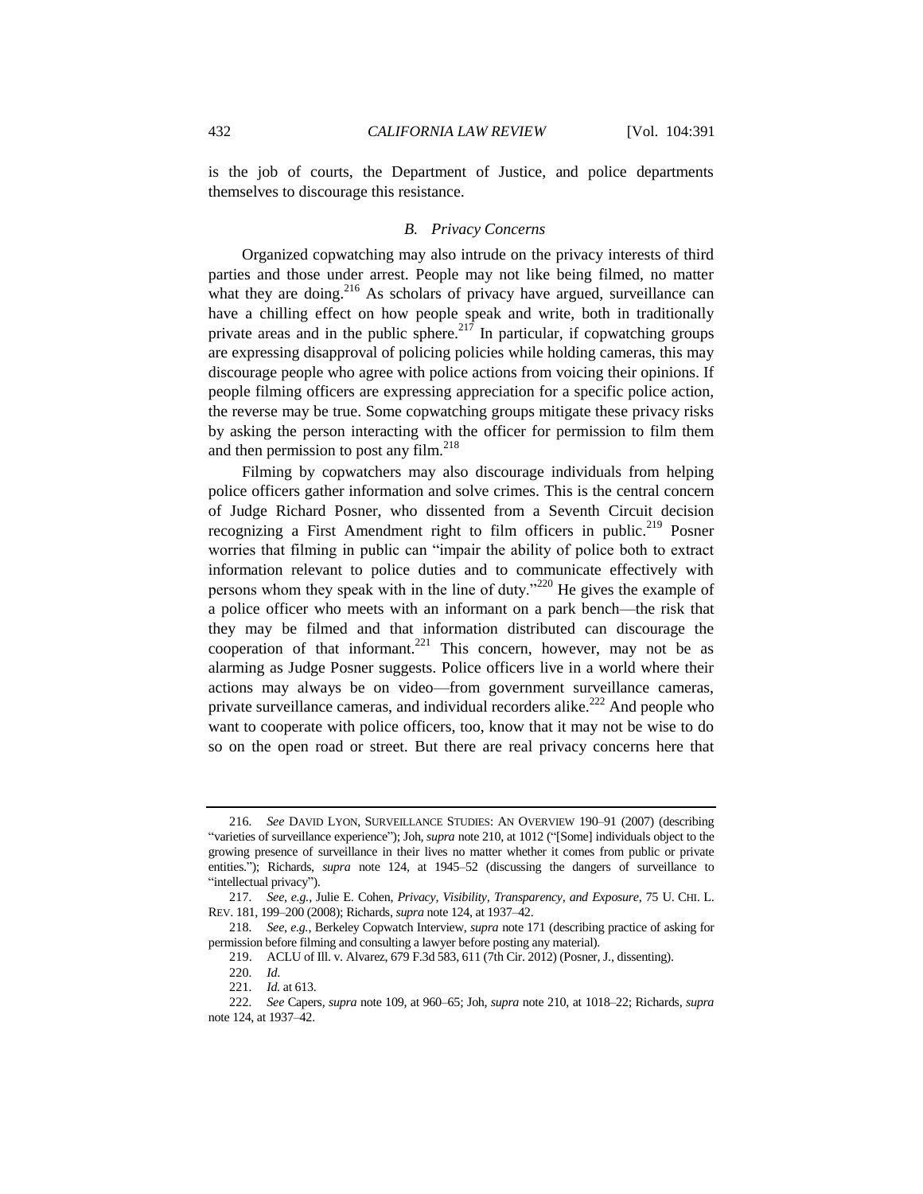is the job of courts, the Department of Justice, and police departments themselves to discourage this resistance.

### *B. Privacy Concerns*

Organized copwatching may also intrude on the privacy interests of third parties and those under arrest. People may not like being filmed, no matter what they are doing.[216] As scholars of privacy have argued, surveillance can have a chilling effect on how people speak and write, both in traditionally private areas and in the public sphere.[217] In particular, if copwatching groups are expressing disapproval of policing policies while holding cameras, this may discourage people who agree with police actions from voicing their opinions. If people filming officers are expressing appreciation for a specific police action, the reverse may be true. Some copwatching groups mitigate these privacy risks by asking the person interacting with the officer for permission to film them and then permission to post any film.[218]

Filming by copwatchers may also discourage individuals from helping police officers gather information and solve crimes. This is the central concern of Judge Richard Posner, who dissented from a Seventh Circuit decision recognizing a First Amendment right to film officers in public.[219] Posner worries that filming in public can "impair the ability of police both to extract information relevant to police duties and to communicate effectively with persons whom they speak with in the line of duty."[220] He gives the example of a police officer who meets with an informant on a park bench—the risk that they may be filmed and that information distributed can discourage the cooperation of that informant.[221] This concern, however, may not be as alarming as Judge Posner suggests. Police officers live in a world where their actions may always be on video—from government surveillance cameras, private surveillance cameras, and individual recorders alike.[222] And people who want to cooperate with police officers, too, know that it may not be wise to do so on the open road or street. But there are real privacy concerns here that

---

216. *See* DAVID LYON, SURVEILLANCE STUDIES: AN OVERVIEW 190–91 (2007) (describing "varieties of surveillance experience"); Joh, *supra* note 210, at 1012 ("[Some] individuals object to the growing presence of surveillance in their lives no matter whether it comes from public or private entities."); Richards, *supra* note 124, at 1945–52 (discussing the dangers of surveillance to "intellectual privacy").

217. *See, e.g.*, Julie E. Cohen, *Privacy, Visibility, Transparency, and Exposure*, 75 U. CHI. L. REV. 181, 199–200 (2008); Richards, *supra* note 124, at 1937–42.

218. *See, e.g.*, Berkeley Copwatch Interview, *supra* note 171 (describing practice of asking for permission before filming and consulting a lawyer before posting any material).

219. ACLU of Ill. v. Alvarez, 679 F.3d 583, 611 (7th Cir. 2012) (Posner, J., dissenting).

220. *Id.*

221. *Id.* at 613.

222. *See* Capers, *supra* note 109, at 960–65; Joh, *supra* note 210, at 1018–22; Richards, *supra* note 124, at 1937–42.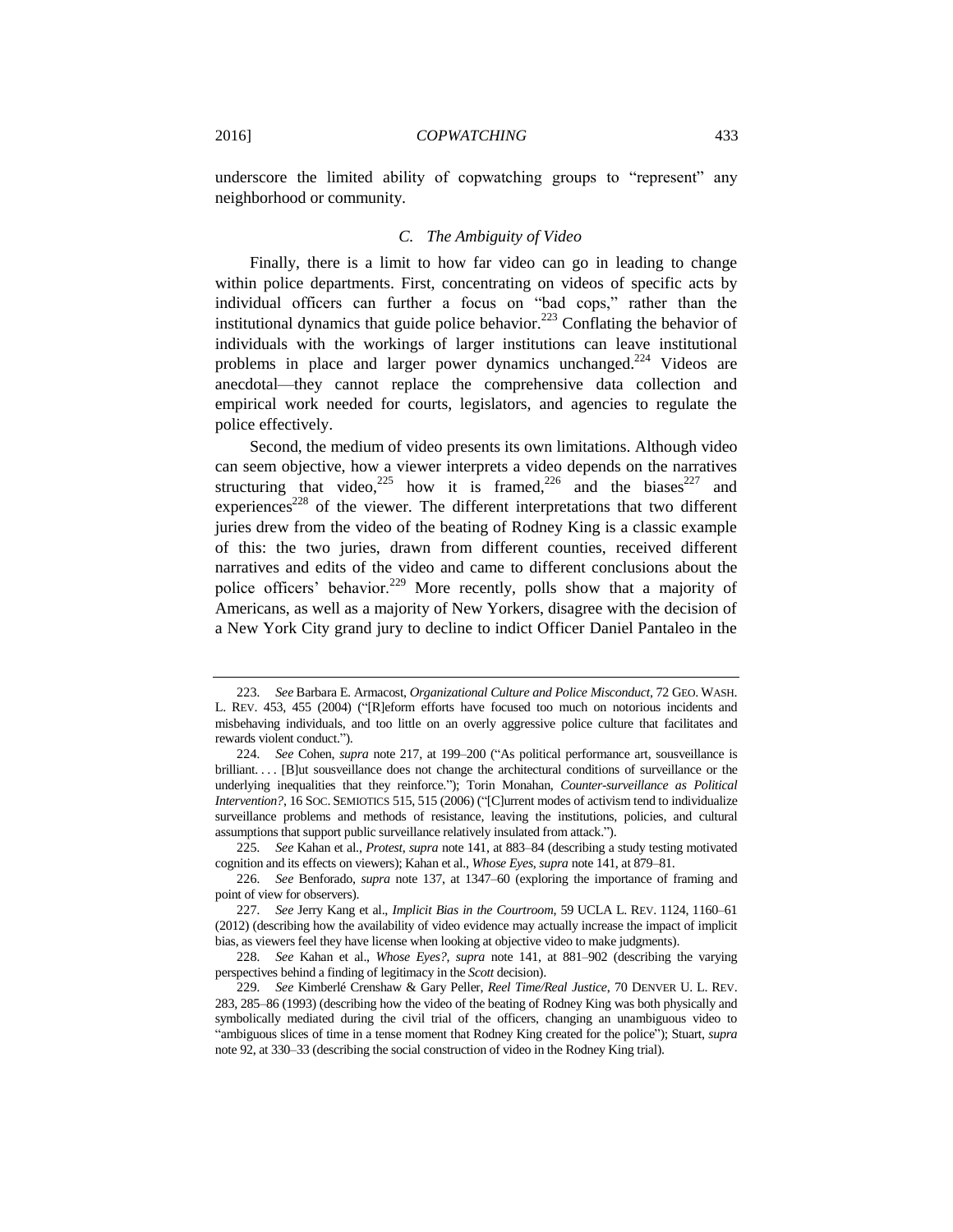underscore the limited ability of copwatching groups to "represent" any neighborhood or community.

### *C. The Ambiguity of Video*

Finally, there is a limit to how far video can go in leading to change within police departments. First, concentrating on videos of specific acts by individual officers can further a focus on "bad cops," rather than the institutional dynamics that guide police behavior.[223] Conflating the behavior of individuals with the workings of larger institutions can leave institutional problems in place and larger power dynamics unchanged.[224] Videos are anecdotal—they cannot replace the comprehensive data collection and empirical work needed for courts, legislators, and agencies to regulate the police effectively.

Second, the medium of video presents its own limitations. Although video can seem objective, how a viewer interprets a video depends on the narratives structuring that video,[225] how it is framed,[226] and the biases[227] and experiences[228] of the viewer. The different interpretations that two different juries drew from the video of the beating of Rodney King is a classic example of this: the two juries, drawn from different counties, received different narratives and edits of the video and came to different conclusions about the police officers' behavior.[229] More recently, polls show that a majority of Americans, as well as a majority of New Yorkers, disagree with the decision of a New York City grand jury to decline to indict Officer Daniel Pantaleo in the

---

223. *See* Barbara E. Armacost, *Organizational Culture and Police Misconduct*, 72 GEO. WASH. L. REV. 453, 455 (2004) ("[R]eform efforts have focused too much on notorious incidents and misbehaving individuals, and too little on an overly aggressive police culture that facilitates and rewards violent conduct.").

224. *See* Cohen, *supra* note 217, at 199–200 ("As political performance art, sousveillance is brilliant. . . . [B]ut sousveillance does not change the architectural conditions of surveillance or the underlying inequalities that they reinforce."); Torin Monahan, *Counter-surveillance as Political Intervention?*, 16 SOC. SEMIOTICS 515, 515 (2006) ("[C]urrent modes of activism tend to individualize surveillance problems and methods of resistance, leaving the institutions, policies, and cultural assumptions that support public surveillance relatively insulated from attack.").

225. *See* Kahan et al., *Protest*, *supra* note 141, at 883–84 (describing a study testing motivated cognition and its effects on viewers); Kahan et al., *Whose Eyes*, *supra* note 141, at 879–81.

226. *See* Benforado, *supra* note 137, at 1347–60 (exploring the importance of framing and point of view for observers).

227. *See* Jerry Kang et al., *Implicit Bias in the Courtroom*, 59 UCLA L. REV. 1124, 1160–61 (2012) (describing how the availability of video evidence may actually increase the impact of implicit bias, as viewers feel they have license when looking at objective video to make judgments).

228. *See* Kahan et al., *Whose Eyes?*, *supra* note 141, at 881–902 (describing the varying perspectives behind a finding of legitimacy in the *Scott* decision).

229. *See* Kimberlé Crenshaw & Gary Peller, *Reel Time/Real Justice*, 70 DENVER U. L. REV. 283, 285–86 (1993) (describing how the video of the beating of Rodney King was both physically and symbolically mediated during the civil trial of the officers, changing an unambiguous video to "ambiguous slices of time in a tense moment that Rodney King created for the police"); Stuart, *supra* note 92, at 330–33 (describing the social construction of video in the Rodney King trial).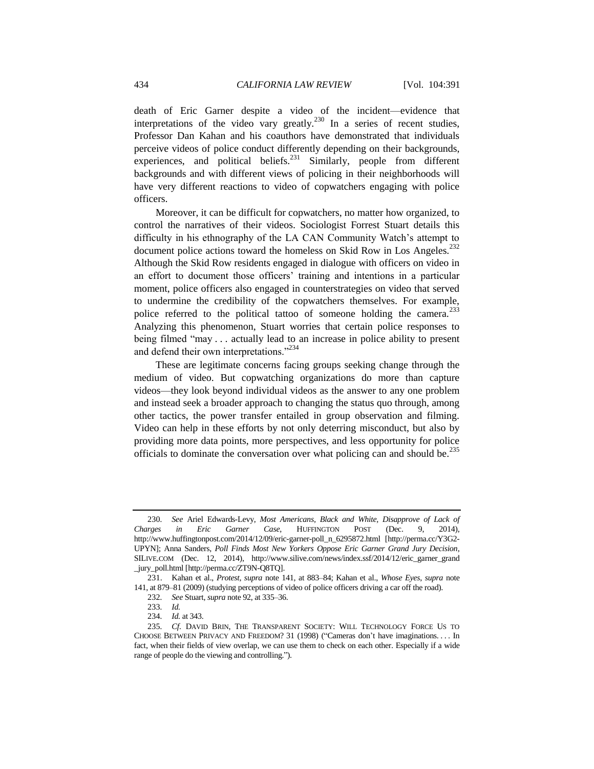death of Eric Garner despite a video of the incident—evidence that interpretations of the video vary greatly.[230] In a series of recent studies, Professor Dan Kahan and his coauthors have demonstrated that individuals perceive videos of police conduct differently depending on their backgrounds, experiences, and political beliefs.[231] Similarly, people from different backgrounds and with different views of policing in their neighborhoods will have very different reactions to video of copwatchers engaging with police officers.

Moreover, it can be difficult for copwatchers, no matter how organized, to control the narratives of their videos. Sociologist Forrest Stuart details this difficulty in his ethnography of the LA CAN Community Watch's attempt to document police actions toward the homeless on Skid Row in Los Angeles.[232] Although the Skid Row residents engaged in dialogue with officers on video in an effort to document those officers' training and intentions in a particular moment, police officers also engaged in counterstrategies on video that served to undermine the credibility of the copwatchers themselves. For example, police referred to the political tattoo of someone holding the camera.[233] Analyzing this phenomenon, Stuart worries that certain police responses to being filmed "may . . . actually lead to an increase in police ability to present and defend their own interpretations."[234]

These are legitimate concerns facing groups seeking change through the medium of video. But copwatching organizations do more than capture videos—they look beyond individual videos as the answer to any one problem and instead seek a broader approach to changing the status quo through, among other tactics, the power transfer entailed in group observation and filming. Video can help in these efforts by not only deterring misconduct, but also by providing more data points, more perspectives, and less opportunity for police officials to dominate the conversation over what policing can and should be.[235]

---

230. *See* Ariel Edwards-Levy, *Most Americans, Black and White, Disapprove of Lack of Charges in Eric Garner Case*, HUFFINGTON POST (Dec. 9, 2014), http://www.huffingtonpost.com/2014/12/09/eric-garner-poll_n_6295872.html [http://perma.cc/Y3G2-UPYN]; Anna Sanders, *Poll Finds Most New Yorkers Oppose Eric Garner Grand Jury Decision*, SILIVE.COM (Dec. 12, 2014), http://www.silive.com/news/index.ssf/2014/12/eric_garner_grand_jury_poll.html [http://perma.cc/ZT9N-Q8TQ].

231. Kahan et al., *Protest*, *supra* note 141, at 883–84; Kahan et al., *Whose Eyes*, *supra* note 141, at 879–81 (2009) (studying perceptions of video of police officers driving a car off the road).

232. *See* Stuart, *supra* note 92, at 335–36.

233. *Id.*

234. *Id.* at 343.

235. *Cf.* DAVID BRIN, THE TRANSPARENT SOCIETY: WILL TECHNOLOGY FORCE US TO CHOOSE BETWEEN PRIVACY AND FREEDOM? 31 (1998) ("Cameras don't have imaginations. . . . In fact, when their fields of view overlap, we can use them to check on each other. Especially if a wide range of people do the viewing and controlling.").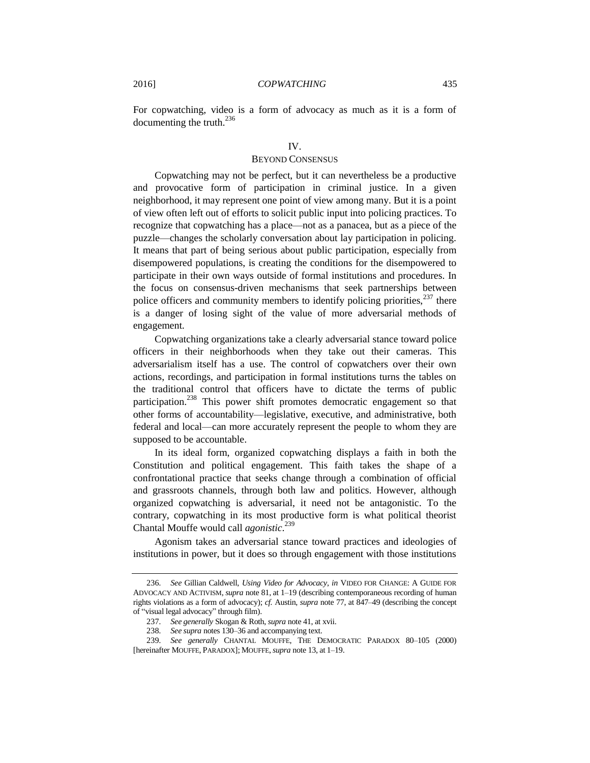For copwatching, video is a form of advocacy as much as it is a form of documenting the truth.[236]

## IV.
## BEYOND CONSENSUS

Copwatching may not be perfect, but it can nevertheless be a productive and provocative form of participation in criminal justice. In a given neighborhood, it may represent one point of view among many. But it is a point of view often left out of efforts to solicit public input into policing practices. To recognize that copwatching has a place—not as a panacea, but as a piece of the puzzle—changes the scholarly conversation about lay participation in policing. It means that part of being serious about public participation, especially from disempowered populations, is creating the conditions for the disempowered to participate in their own ways outside of formal institutions and procedures. In the focus on consensus-driven mechanisms that seek partnerships between police officers and community members to identify policing priorities,[237] there is a danger of losing sight of the value of more adversarial methods of engagement.

Copwatching organizations take a clearly adversarial stance toward police officers in their neighborhoods when they take out their cameras. This adversarialism itself has a use. The control of copwatchers over their own actions, recordings, and participation in formal institutions turns the tables on the traditional control that officers have to dictate the terms of public participation.[238] This power shift promotes democratic engagement so that other forms of accountability—legislative, executive, and administrative, both federal and local—can more accurately represent the people to whom they are supposed to be accountable.

In its ideal form, organized copwatching displays a faith in both the Constitution and political engagement. This faith takes the shape of a confrontational practice that seeks change through a combination of official and grassroots channels, through both law and politics. However, although organized copwatching is adversarial, it need not be antagonistic. To the contrary, copwatching in its most productive form is what political theorist Chantal Mouffe would call *agonistic*.[239]

Agonism takes an adversarial stance toward practices and ideologies of institutions in power, but it does so through engagement with those institutions

---

236. *See* Gillian Caldwell, *Using Video for Advocacy*, *in* VIDEO FOR CHANGE: A GUIDE FOR ADVOCACY AND ACTIVISM, *supra* note 81, at 1–19 (describing contemporaneous recording of human rights violations as a form of advocacy); *cf.* Austin, *supra* note 77, at 847–49 (describing the concept of "visual legal advocacy" through film).

237. *See generally* Skogan & Roth, *supra* note 41, at xvii.

238. *See supra* notes 130–36 and accompanying text.

239. *See generally* CHANTAL MOUFFE, THE DEMOCRATIC PARADOX 80–105 (2000) [hereinafter MOUFFE, PARADOX]; MOUFFE, *supra* note 13, at 1–19.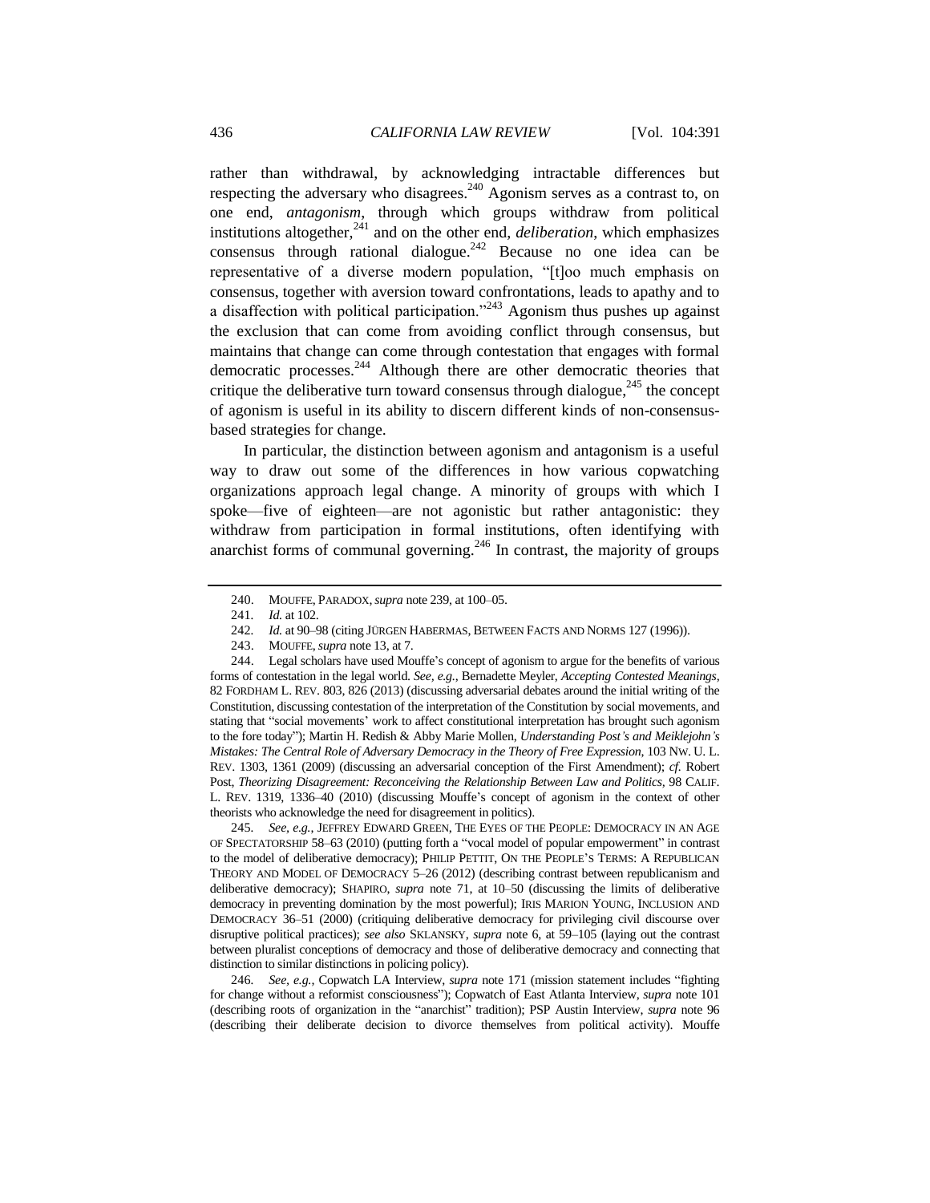rather than withdrawal, by acknowledging intractable differences but respecting the adversary who disagrees.[240] Agonism serves as a contrast to, on one end, *antagonism*, through which groups withdraw from political institutions altogether,[241] and on the other end, *deliberation*, which emphasizes consensus through rational dialogue.[242] Because no one idea can be representative of a diverse modern population, "[t]oo much emphasis on consensus, together with aversion toward confrontations, leads to apathy and to a disaffection with political participation."[243] Agonism thus pushes up against the exclusion that can come from avoiding conflict through consensus, but maintains that change can come through contestation that engages with formal democratic processes.[244] Although there are other democratic theories that critique the deliberative turn toward consensus through dialogue,[245] the concept of agonism is useful in its ability to discern different kinds of non-consensus-based strategies for change.

In particular, the distinction between agonism and antagonism is a useful way to draw out some of the differences in how various copwatching organizations approach legal change. A minority of groups with which I spoke—five of eighteen—are not agonistic but rather antagonistic: they withdraw from participation in formal institutions, often identifying with anarchist forms of communal governing.[246] In contrast, the majority of groups

---

240. MOUFFE, PARADOX, *supra* note 239, at 100–05.

241. *Id.* at 102.

242. *Id.* at 90–98 (citing JÜRGEN HABERMAS, BETWEEN FACTS AND NORMS 127 (1996)).

243. MOUFFE, *supra* note 13, at 7.

244. Legal scholars have used Mouffe's concept of agonism to argue for the benefits of various forms of contestation in the legal world. *See, e.g.*, Bernadette Meyler, *Accepting Contested Meanings*, 82 FORDHAM L. REV. 803, 826 (2013) (discussing adversarial debates around the initial writing of the Constitution, discussing contestation of the interpretation of the Constitution by social movements, and stating that "social movements' work to affect constitutional interpretation has brought such agonism to the fore today"); Martin H. Redish & Abby Marie Mollen, *Understanding Post's and Meiklejohn's Mistakes: The Central Role of Adversary Democracy in the Theory of Free Expression*, 103 NW. U. L. REV. 1303, 1361 (2009) (discussing an adversarial conception of the First Amendment); *cf.* Robert Post, *Theorizing Disagreement: Reconceiving the Relationship Between Law and Politics*, 98 CALIF. L. REV. 1319, 1336–40 (2010) (discussing Mouffe's concept of agonism in the context of other theorists who acknowledge the need for disagreement in politics).

245. *See, e.g.*, JEFFREY EDWARD GREEN, THE EYES OF THE PEOPLE: DEMOCRACY IN AN AGE OF SPECTATORSHIP 58–63 (2010) (putting forth a "vocal model of popular empowerment" in contrast to the model of deliberative democracy); PHILIP PETTIT, ON THE PEOPLE'S TERMS: A REPUBLICAN THEORY AND MODEL OF DEMOCRACY 5–26 (2012) (describing contrast between republicanism and deliberative democracy); SHAPIRO, *supra* note 71, at 10–50 (discussing the limits of deliberative democracy in preventing domination by the most powerful); IRIS MARION YOUNG, INCLUSION AND DEMOCRACY 36–51 (2000) (critiquing deliberative democracy for privileging civil discourse over disruptive political practices); *see also* SKLANSKY, *supra* note 6, at 59–105 (laying out the contrast between pluralist conceptions of democracy and those of deliberative democracy and connecting that distinction to similar distinctions in policing policy).

246. *See, e.g.*, Copwatch LA Interview, *supra* note 171 (mission statement includes "fighting for change without a reformist consciousness"); Copwatch of East Atlanta Interview, *supra* note 101 (describing roots of organization in the "anarchist" tradition); PSP Austin Interview, *supra* note 96 (describing their deliberate decision to divorce themselves from political activity). Mouffe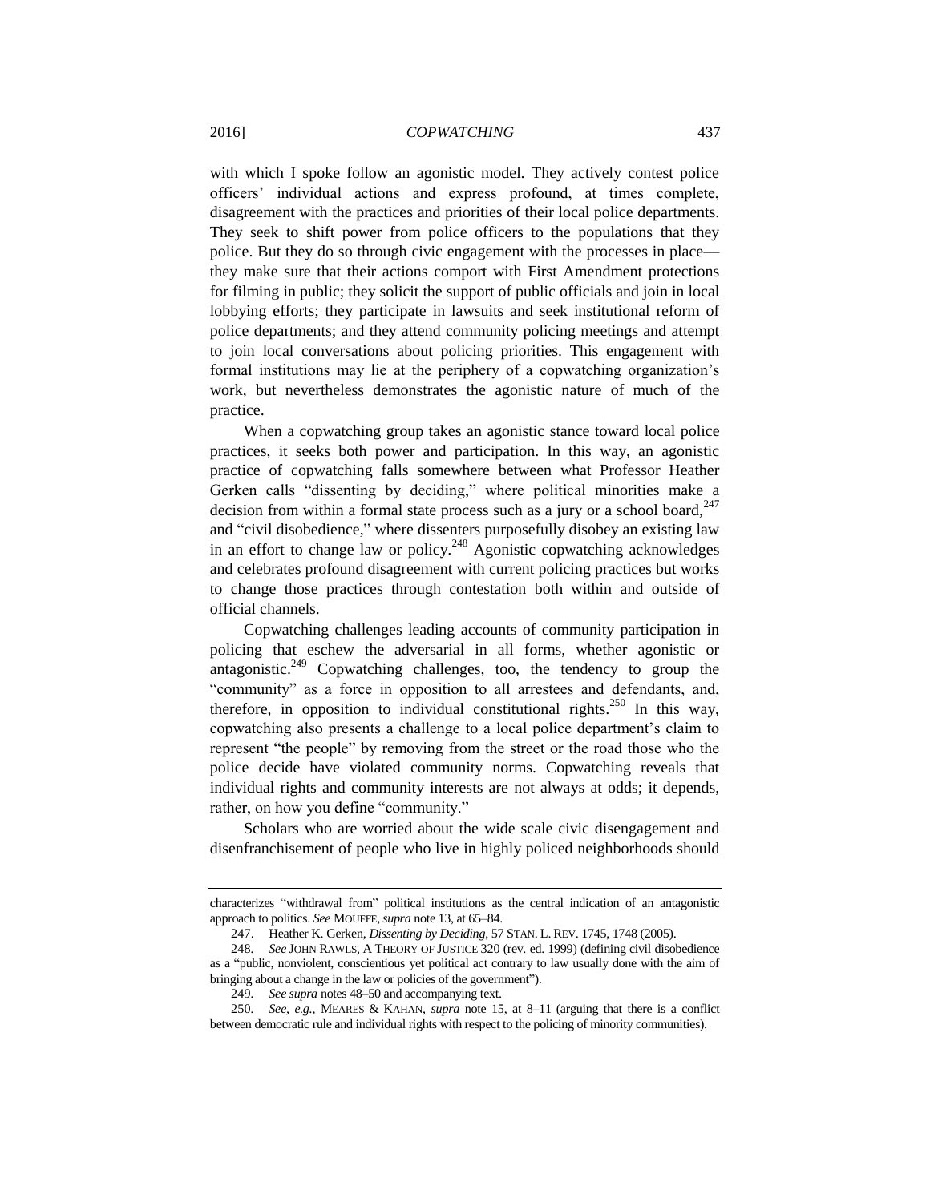with which I spoke follow an agonistic model. They actively contest police officers' individual actions and express profound, at times complete, disagreement with the practices and priorities of their local police departments. They seek to shift power from police officers to the populations that they police. But they do so through civic engagement with the processes in place—they make sure that their actions comport with First Amendment protections for filming in public; they solicit the support of public officials and join in local lobbying efforts; they participate in lawsuits and seek institutional reform of police departments; and they attend community policing meetings and attempt to join local conversations about policing priorities. This engagement with formal institutions may lie at the periphery of a copwatching organization's work, but nevertheless demonstrates the agonistic nature of much of the practice.

When a copwatching group takes an agonistic stance toward local police practices, it seeks both power and participation. In this way, an agonistic practice of copwatching falls somewhere between what Professor Heather Gerken calls "dissenting by deciding," where political minorities make a decision from within a formal state process such as a jury or a school board,[247] and "civil disobedience," where dissenters purposefully disobey an existing law in an effort to change law or policy.[248] Agonistic copwatching acknowledges and celebrates profound disagreement with current policing practices but works to change those practices through contestation both within and outside of official channels.

Copwatching challenges leading accounts of community participation in policing that eschew the adversarial in all forms, whether agonistic or antagonistic.[249] Copwatching challenges, too, the tendency to group the "community" as a force in opposition to all arrestees and defendants, and, therefore, in opposition to individual constitutional rights.[250] In this way, copwatching also presents a challenge to a local police department's claim to represent "the people" by removing from the street or the road those who the police decide have violated community norms. Copwatching reveals that individual rights and community interests are not always at odds; it depends, rather, on how you define "community."

Scholars who are worried about the wide scale civic disengagement and disenfranchisement of people who live in highly policed neighborhoods should

---

characterizes "withdrawal from" political institutions as the central indication of an antagonistic approach to politics. *See* MOUFFE, *supra* note 13, at 65–84.

247. Heather K. Gerken, *Dissenting by Deciding*, 57 STAN. L. REV. 1745, 1748 (2005).

248. *See* JOHN RAWLS, A THEORY OF JUSTICE 320 (rev. ed. 1999) (defining civil disobedience as a "public, nonviolent, conscientious yet political act contrary to law usually done with the aim of bringing about a change in the law or policies of the government").

249. *See supra* notes 48–50 and accompanying text.

250. *See, e.g.*, MEARES & KAHAN, *supra* note 15, at 8–11 (arguing that there is a conflict between democratic rule and individual rights with respect to the policing of minority communities).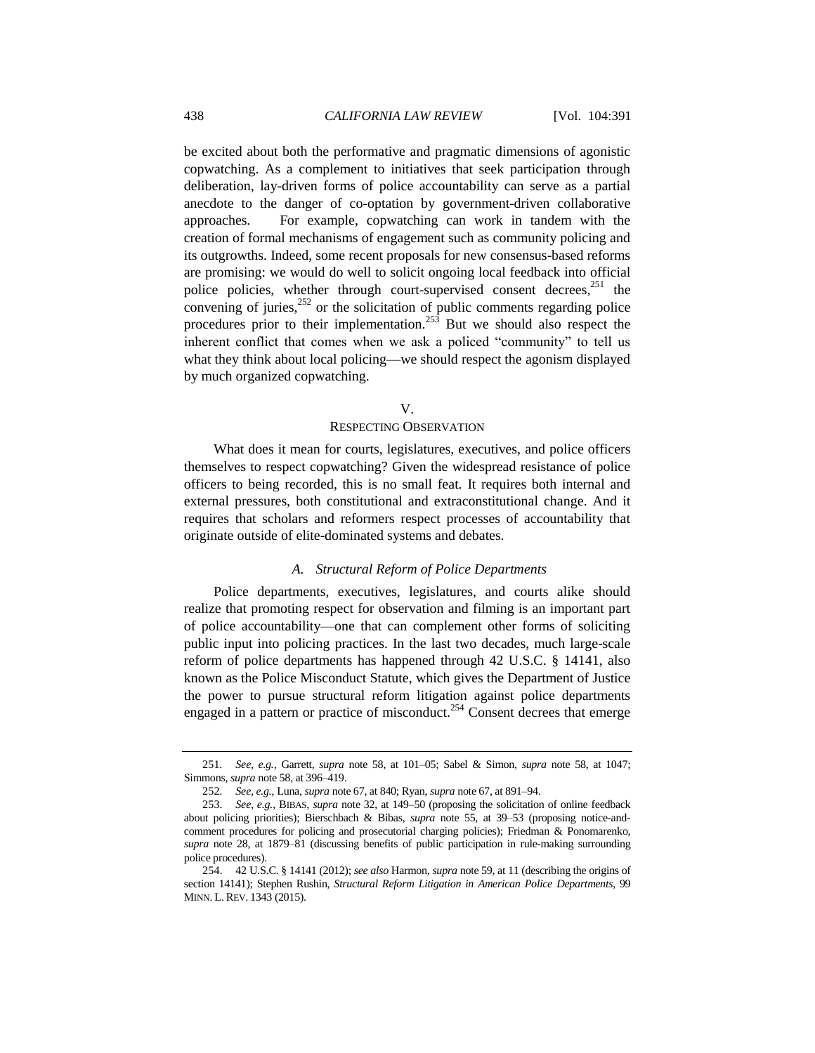be excited about both the performative and pragmatic dimensions of agonistic copwatching. As a complement to initiatives that seek participation through deliberation, lay-driven forms of police accountability can serve as a partial anecdote to the danger of co-optation by government-driven collaborative approaches. For example, copwatching can work in tandem with the creation of formal mechanisms of engagement such as community policing and its outgrowths. Indeed, some recent proposals for new consensus-based reforms are promising: we would do well to solicit ongoing local feedback into official police policies, whether through court-supervised consent decrees,[251] the convening of juries,[252] or the solicitation of public comments regarding police procedures prior to their implementation.[253] But we should also respect the inherent conflict that comes when we ask a policed "community" to tell us what they think about local policing—we should respect the agonism displayed by much organized copwatching.

## V.
## RESPECTING OBSERVATION

What does it mean for courts, legislatures, executives, and police officers themselves to respect copwatching? Given the widespread resistance of police officers to being recorded, this is no small feat. It requires both internal and external pressures, both constitutional and extraconstitutional change. And it requires that scholars and reformers respect processes of accountability that originate outside of elite-dominated systems and debates.

### *A. Structural Reform of Police Departments*

Police departments, executives, legislatures, and courts alike should realize that promoting respect for observation and filming is an important part of police accountability—one that can complement other forms of soliciting public input into policing practices. In the last two decades, much large-scale reform of police departments has happened through 42 U.S.C. § 14141, also known as the Police Misconduct Statute, which gives the Department of Justice the power to pursue structural reform litigation against police departments engaged in a pattern or practice of misconduct.[254] Consent decrees that emerge

---

251. *See, e.g.*, Garrett, *supra* note 58, at 101–05; Sabel & Simon, *supra* note 58, at 1047; Simmons, *supra* note 58, at 396–419.

252. *See, e.g.*, Luna, *supra* note 67, at 840; Ryan, *supra* note 67, at 891–94.

253. *See, e.g.*, BIBAS, *supra* note 32, at 149–50 (proposing the solicitation of online feedback about policing priorities); Bierschbach & Bibas, *supra* note 55, at 39–53 (proposing notice-and-comment procedures for policing and prosecutorial charging policies); Friedman & Ponomarenko, *supra* note 28, at 1879–81 (discussing benefits of public participation in rule-making surrounding police procedures).

254. 42 U.S.C. § 14141 (2012); *see also* Harmon, *supra* note 59, at 11 (describing the origins of section 14141); Stephen Rushin, *Structural Reform Litigation in American Police Departments*, 99 MINN. L. REV. 1343 (2015).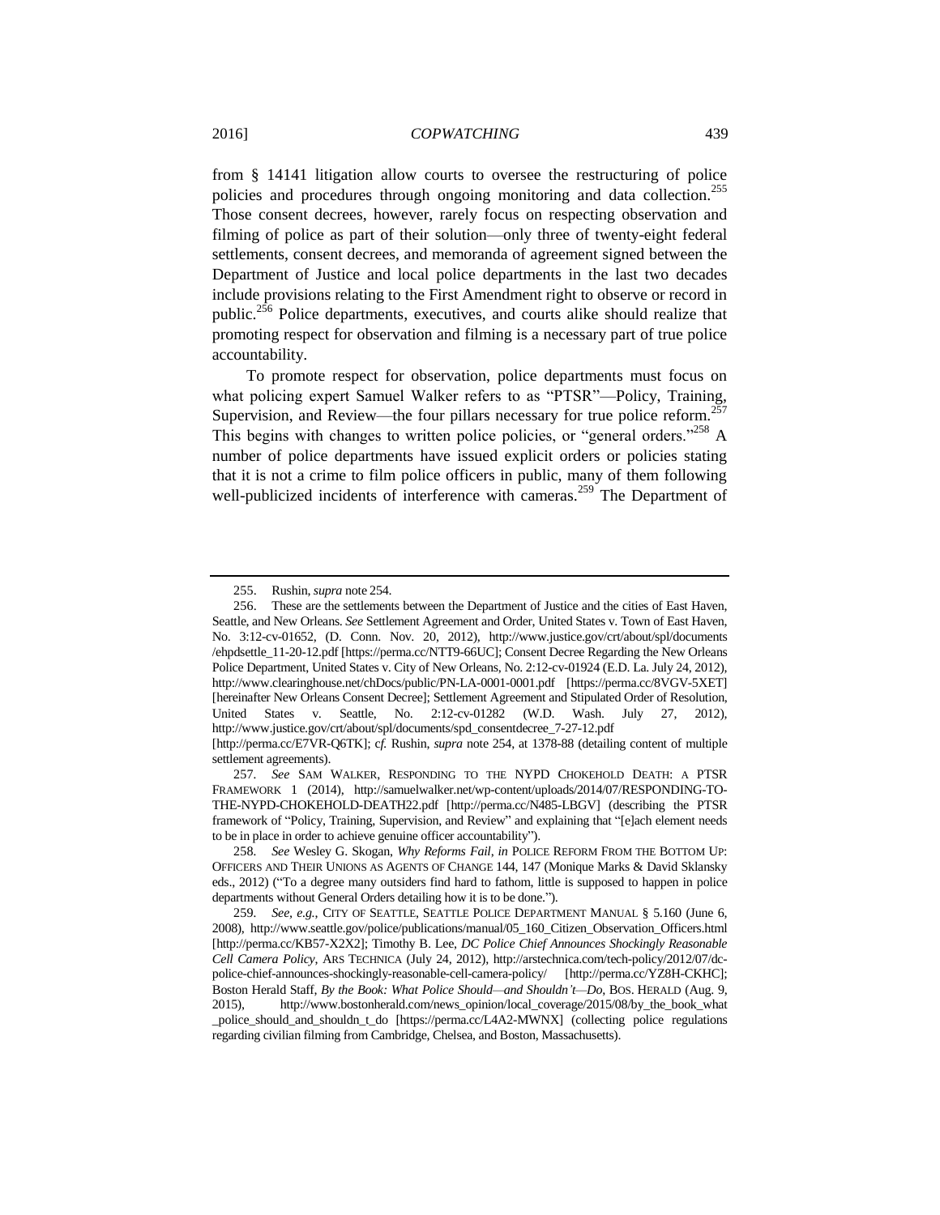from § 14141 litigation allow courts to oversee the restructuring of police policies and procedures through ongoing monitoring and data collection.[255] Those consent decrees, however, rarely focus on respecting observation and filming of police as part of their solution—only three of twenty-eight federal settlements, consent decrees, and memoranda of agreement signed between the Department of Justice and local police departments in the last two decades include provisions relating to the First Amendment right to observe or record in public.[256] Police departments, executives, and courts alike should realize that promoting respect for observation and filming is a necessary part of true police accountability.

To promote respect for observation, police departments must focus on what policing expert Samuel Walker refers to as "PTSR"—Policy, Training, Supervision, and Review—the four pillars necessary for true police reform.[257] This begins with changes to written police policies, or "general orders."[258] A number of police departments have issued explicit orders or policies stating that it is not a crime to film police officers in public, many of them following well-publicized incidents of interference with cameras.[259] The Department of

---

255. Rushin, *supra* note 254.

256. These are the settlements between the Department of Justice and the cities of East Haven, Seattle, and New Orleans. *See* Settlement Agreement and Order, United States v. Town of East Haven, No. 3:12-cv-01652, (D. Conn. Nov. 20, 2012), http://www.justice.gov/crt/about/spl/documents/ehpdsettle_11-20-12.pdf [https://perma.cc/NTT9-66UC]; Consent Decree Regarding the New Orleans Police Department, United States v. City of New Orleans, No. 2:12-cv-01924 (E.D. La. July 24, 2012), http://www.clearinghouse.net/chDocs/public/PN-LA-0001-0001.pdf [https://perma.cc/8VGV-5XET] [hereinafter New Orleans Consent Decree]; Settlement Agreement and Stipulated Order of Resolution, United States v. Seattle, No. 2:12-cv-01282 (W.D. Wash. July 27, 2012), http://www.justice.gov/crt/about/spl/documents/spd_consentdecree_7-27-12.pdf [http://perma.cc/E7VR-Q6TK]; *cf.* Rushin, *supra* note 254, at 1378-88 (detailing content of multiple settlement agreements).

257. *See* SAM WALKER, RESPONDING TO THE NYPD CHOKEHOLD DEATH: A PTSR FRAMEWORK 1 (2014), http://samuelwalker.net/wp-content/uploads/2014/07/RESPONDING-TO-THE-NYPD-CHOKEHOLD-DEATH22.pdf [http://perma.cc/N485-LBGV] (describing the PTSR framework of "Policy, Training, Supervision, and Review" and explaining that "[e]ach element needs to be in place in order to achieve genuine officer accountability").

258. *See* Wesley G. Skogan, *Why Reforms Fail*, *in* POLICE REFORM FROM THE BOTTOM UP: OFFICERS AND THEIR UNIONS AS AGENTS OF CHANGE 144, 147 (Monique Marks & David Sklansky eds., 2012) ("To a degree many outsiders find hard to fathom, little is supposed to happen in police departments without General Orders detailing how it is to be done.").

259. *See, e.g.*, CITY OF SEATTLE, SEATTLE POLICE DEPARTMENT MANUAL § 5.160 (June 6, 2008), http://www.seattle.gov/police/publications/manual/05_160_Citizen_Observation_Officers.html [http://perma.cc/KB57-X2X2]; Timothy B. Lee, *DC Police Chief Announces Shockingly Reasonable Cell Camera Policy*, ARS TECHNICA (July 24, 2012), http://arstechnica.com/tech-policy/2012/07/dc-police-chief-announces-shockingly-reasonable-cell-camera-policy/ [http://perma.cc/YZ8H-CKHC]; Boston Herald Staff, *By the Book: What Police Should—and Shouldn't—Do*, BOS. HERALD (Aug. 9, 2015), http://www.bostonherald.com/news_opinion/local_coverage/2015/08/by_the_book_what_police_should_and_shouldn_t_do [https://perma.cc/L4A2-MWNX] (collecting police regulations regarding civilian filming from Cambridge, Chelsea, and Boston, Massachusetts).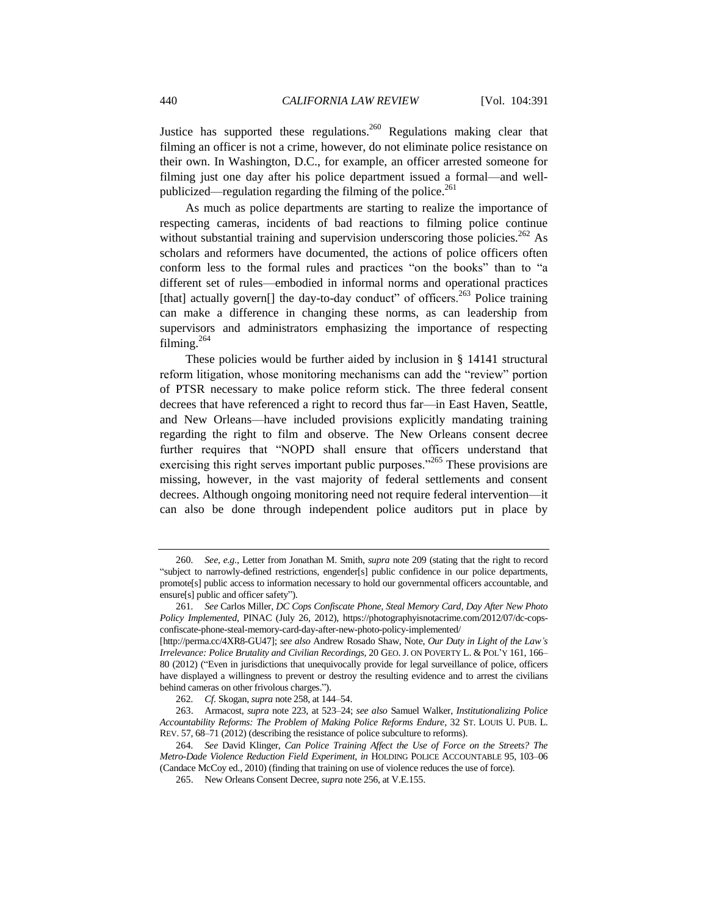Justice has supported these regulations.[260] Regulations making clear that filming an officer is not a crime, however, do not eliminate police resistance on their own. In Washington, D.C., for example, an officer arrested someone for filming just one day after his police department issued a formal—and well-publicized—regulation regarding the filming of the police.[261]

As much as police departments are starting to realize the importance of respecting cameras, incidents of bad reactions to filming police continue without substantial training and supervision underscoring those policies.[262] As scholars and reformers have documented, the actions of police officers often conform less to the formal rules and practices "on the books" than to "a different set of rules—embodied in informal norms and operational practices [that] actually govern[] the day-to-day conduct" of officers.[263] Police training can make a difference in changing these norms, as can leadership from supervisors and administrators emphasizing the importance of respecting filming.[264]

These policies would be further aided by inclusion in § 14141 structural reform litigation, whose monitoring mechanisms can add the "review" portion of PTSR necessary to make police reform stick. The three federal consent decrees that have referenced a right to record thus far—in East Haven, Seattle, and New Orleans—have included provisions explicitly mandating training regarding the right to film and observe. The New Orleans consent decree further requires that "NOPD shall ensure that officers understand that exercising this right serves important public purposes."[265] These provisions are missing, however, in the vast majority of federal settlements and consent decrees. Although ongoing monitoring need not require federal intervention—it can also be done through independent police auditors put in place by

---

260. *See, e.g.*, Letter from Jonathan M. Smith, *supra* note 209 (stating that the right to record "subject to narrowly-defined restrictions, engender[s] public confidence in our police departments, promote[s] public access to information necessary to hold our governmental officers accountable, and ensure[s] public and officer safety").

261. *See* Carlos Miller, *DC Cops Confiscate Phone, Steal Memory Card, Day After New Photo Policy Implemented*, PINAC (July 26, 2012), https://photographyisnotacrime.com/2012/07/dc-cops-confiscate-phone-steal-memory-card-day-after-new-photo-policy-implemented/ [http://perma.cc/4XR8-GU47]; *see also* Andrew Rosado Shaw, Note, *Our Duty in Light of the Law's Irrelevance: Police Brutality and Civilian Recordings*, 20 GEO. J. ON POVERTY L. & POL'Y 161, 166–80 (2012) ("Even in jurisdictions that unequivocally provide for legal surveillance of police, officers have displayed a willingness to prevent or destroy the resulting evidence and to arrest the civilians behind cameras on other frivolous charges.").

262. *Cf.* Skogan, *supra* note 258, at 144–54.

263. Armacost, *supra* note 223, at 523–24; *see also* Samuel Walker, *Institutionalizing Police Accountability Reforms: The Problem of Making Police Reforms Endure*, 32 ST. LOUIS U. PUB. L. REV. 57, 68–71 (2012) (describing the resistance of police subculture to reforms).

264. *See* David Klinger, *Can Police Training Affect the Use of Force on the Streets? The Metro-Dade Violence Reduction Field Experiment*, *in* HOLDING POLICE ACCOUNTABLE 95, 103–06 (Candace McCoy ed., 2010) (finding that training on use of violence reduces the use of force).

265. New Orleans Consent Decree, *supra* note 256, at V.E.155.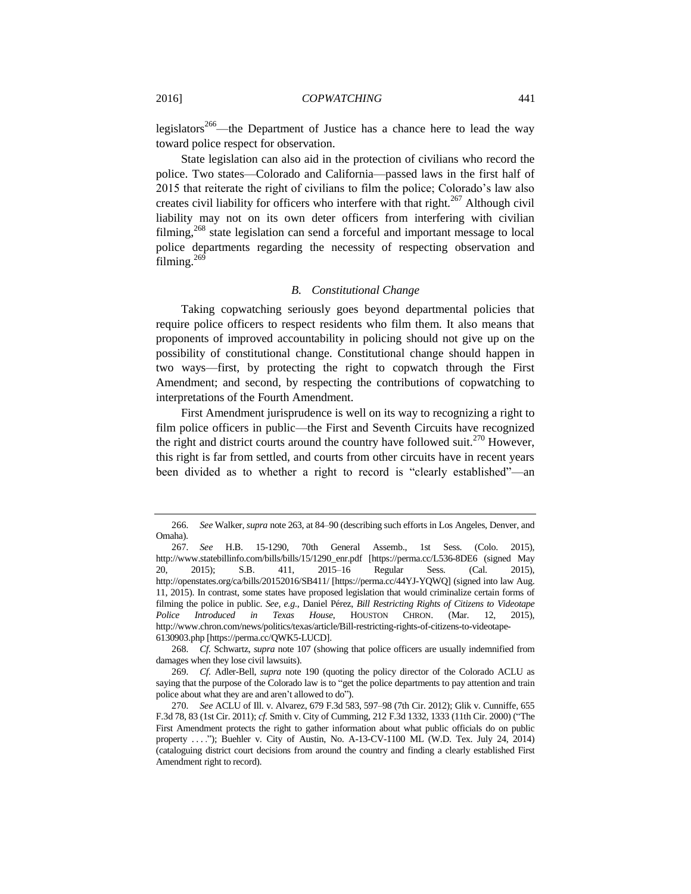legislators[266]—the Department of Justice has a chance here to lead the way toward police respect for observation.

State legislation can also aid in the protection of civilians who record the police. Two states—Colorado and California—passed laws in the first half of 2015 that reiterate the right of civilians to film the police; Colorado's law also creates civil liability for officers who interfere with that right.[267] Although civil liability may not on its own deter officers from interfering with civilian filming,[268] state legislation can send a forceful and important message to local police departments regarding the necessity of respecting observation and filming.[269]

### *B. Constitutional Change*

Taking copwatching seriously goes beyond departmental policies that require police officers to respect residents who film them. It also means that proponents of improved accountability in policing should not give up on the possibility of constitutional change. Constitutional change should happen in two ways—first, by protecting the right to copwatch through the First Amendment; and second, by respecting the contributions of copwatching to interpretations of the Fourth Amendment.

First Amendment jurisprudence is well on its way to recognizing a right to film police officers in public—the First and Seventh Circuits have recognized the right and district courts around the country have followed suit.[270] However, this right is far from settled, and courts from other circuits have in recent years been divided as to whether a right to record is "clearly established"—an

---

266. *See* Walker, *supra* note 263, at 84–90 (describing such efforts in Los Angeles, Denver, and Omaha).

267. *See* H.B. 15-1290, 70th General Assemb., 1st Sess. (Colo. 2015), http://www.statebillinfo.com/bills/bills/15/1290_enr.pdf [https://perma.cc/L536-8DE6 (signed May 20, 2015); S.B. 411, 2015–16 Regular Sess. (Cal. 2015), http://openstates.org/ca/bills/20152016/SB411/ [https://perma.cc/44YJ-YQWQ] (signed into law Aug. 11, 2015). In contrast, some states have proposed legislation that would criminalize certain forms of filming the police in public. *See, e.g.*, Daniel Pérez, *Bill Restricting Rights of Citizens to Videotape Police Introduced in Texas House*, HOUSTON CHRON. (Mar. 12, 2015), http://www.chron.com/news/politics/texas/article/Bill-restricting-rights-of-citizens-to-videotape-6130903.php [https://perma.cc/QWK5-LUCD].

268. *Cf.* Schwartz, *supra* note 107 (showing that police officers are usually indemnified from damages when they lose civil lawsuits).

269. *Cf.* Adler-Bell, *supra* note 190 (quoting the policy director of the Colorado ACLU as saying that the purpose of the Colorado law is to "get the police departments to pay attention and train police about what they are and aren't allowed to do").

270. *See* ACLU of Ill. v. Alvarez, 679 F.3d 583, 597–98 (7th Cir. 2012); Glik v. Cunniffe, 655 F.3d 78, 83 (1st Cir. 2011); *cf.* Smith v. City of Cumming, 212 F.3d 1332, 1333 (11th Cir. 2000) ("The First Amendment protects the right to gather information about what public officials do on public property . . . ."); Buehler v. City of Austin, No. A-13-CV-1100 ML (W.D. Tex. July 24, 2014) (cataloguing district court decisions from around the country and finding a clearly established First Amendment right to record).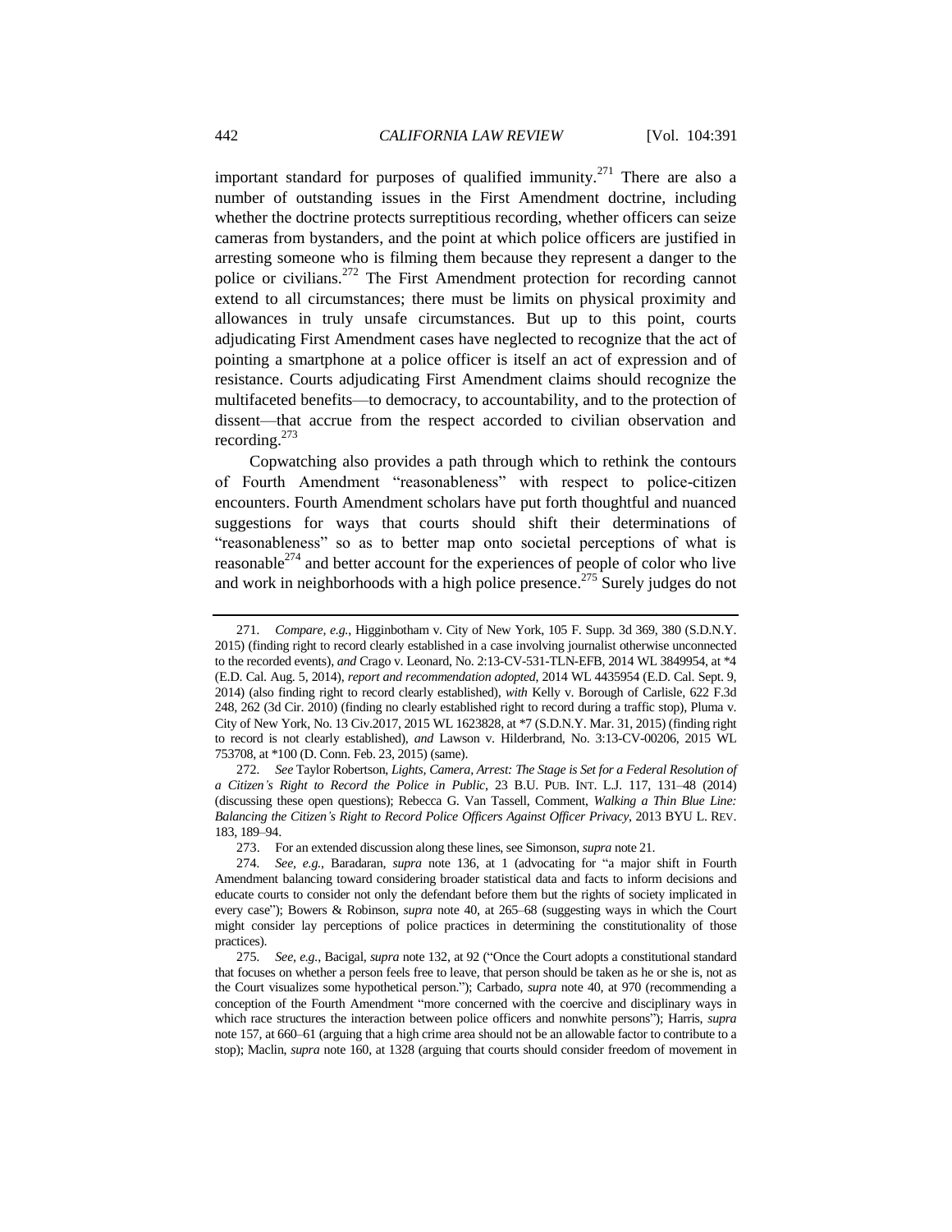important standard for purposes of qualified immunity.[271] There are also a number of outstanding issues in the First Amendment doctrine, including whether the doctrine protects surreptitious recording, whether officers can seize cameras from bystanders, and the point at which police officers are justified in arresting someone who is filming them because they represent a danger to the police or civilians.[272] The First Amendment protection for recording cannot extend to all circumstances; there must be limits on physical proximity and allowances in truly unsafe circumstances. But up to this point, courts adjudicating First Amendment cases have neglected to recognize that the act of pointing a smartphone at a police officer is itself an act of expression and of resistance. Courts adjudicating First Amendment claims should recognize the multifaceted benefits—to democracy, to accountability, and to the protection of dissent—that accrue from the respect accorded to civilian observation and recording.[273]

Copwatching also provides a path through which to rethink the contours of Fourth Amendment "reasonableness" with respect to police-citizen encounters. Fourth Amendment scholars have put forth thoughtful and nuanced suggestions for ways that courts should shift their determinations of "reasonableness" so as to better map onto societal perceptions of what is reasonable[274] and better account for the experiences of people of color who live and work in neighborhoods with a high police presence.[275] Surely judges do not

---

271. *Compare, e.g.*, Higginbotham v. City of New York, 105 F. Supp. 3d 369, 380 (S.D.N.Y. 2015) (finding right to record clearly established in a case involving journalist otherwise unconnected to the recorded events), *and* Crago v. Leonard, No. 2:13-CV-531-TLN-EFB, 2014 WL 3849954, at *4 (E.D. Cal. Aug. 5, 2014), *report and recommendation adopted*, 2014 WL 4435954 (E.D. Cal. Sept. 9, 2014) (also finding right to record clearly established), *with* Kelly v. Borough of Carlisle, 622 F.3d 248, 262 (3d Cir. 2010) (finding no clearly established right to record during a traffic stop), Pluma v. City of New York, No. 13 Civ.2017, 2015 WL 1623828, at *7 (S.D.N.Y. Mar. 31, 2015) (finding right to record is not clearly established), *and* Lawson v. Hilderbrand, No. 3:13-CV-00206, 2015 WL 753708, at *100 (D. Conn. Feb. 23, 2015) (same).

272. *See* Taylor Robertson, *Lights, Camera, Arrest: The Stage is Set for a Federal Resolution of a Citizen's Right to Record the Police in Public*, 23 B.U. PUB. INT. L.J. 117, 131–48 (2014) (discussing these open questions); Rebecca G. Van Tassell, Comment, *Walking a Thin Blue Line: Balancing the Citizen's Right to Record Police Officers Against Officer Privacy*, 2013 BYU L. REV. 183, 189–94.

273. For an extended discussion along these lines, see Simonson, *supra* note 21.

274. *See, e.g.*, Baradaran, *supra* note 136, at 1 (advocating for "a major shift in Fourth Amendment balancing toward considering broader statistical data and facts to inform decisions and educate courts to consider not only the defendant before them but the rights of society implicated in every case"); Bowers & Robinson, *supra* note 40, at 265–68 (suggesting ways in which the Court might consider lay perceptions of police practices in determining the constitutionality of those practices).

275. *See, e.g.*, Bacigal, *supra* note 132, at 92 ("Once the Court adopts a constitutional standard that focuses on whether a person feels free to leave, that person should be taken as he or she is, not as the Court visualizes some hypothetical person."); Carbado, *supra* note 40, at 970 (recommending a conception of the Fourth Amendment "more concerned with the coercive and disciplinary ways in which race structures the interaction between police officers and nonwhite persons"); Harris, *supra* note 157, at 660–61 (arguing that a high crime area should not be an allowable factor to contribute to a stop); Maclin, *supra* note 160, at 1328 (arguing that courts should consider freedom of movement in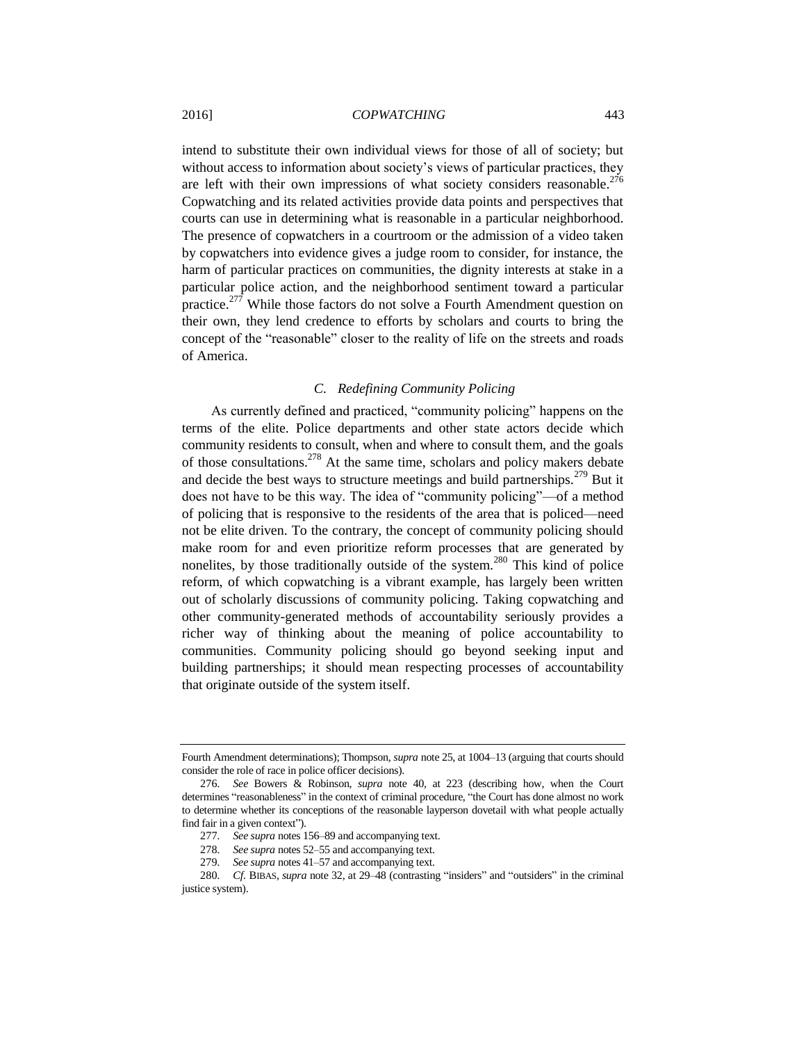intend to substitute their own individual views for those of all of society; but without access to information about society's views of particular practices, they are left with their own impressions of what society considers reasonable.[276] Copwatching and its related activities provide data points and perspectives that courts can use in determining what is reasonable in a particular neighborhood. The presence of copwatchers in a courtroom or the admission of a video taken by copwatchers into evidence gives a judge room to consider, for instance, the harm of particular practices on communities, the dignity interests at stake in a particular police action, and the neighborhood sentiment toward a particular practice.[277] While those factors do not solve a Fourth Amendment question on their own, they lend credence to efforts by scholars and courts to bring the concept of the "reasonable" closer to the reality of life on the streets and roads of America.

### *C. Redefining Community Policing*

As currently defined and practiced, "community policing" happens on the terms of the elite. Police departments and other state actors decide which community residents to consult, when and where to consult them, and the goals of those consultations.[278] At the same time, scholars and policy makers debate and decide the best ways to structure meetings and build partnerships.[279] But it does not have to be this way. The idea of "community policing"—of a method of policing that is responsive to the residents of the area that is policed—need not be elite driven. To the contrary, the concept of community policing should make room for and even prioritize reform processes that are generated by nonelites, by those traditionally outside of the system.[280] This kind of police reform, of which copwatching is a vibrant example, has largely been written out of scholarly discussions of community policing. Taking copwatching and other community-generated methods of accountability seriously provides a richer way of thinking about the meaning of police accountability to communities. Community policing should go beyond seeking input and building partnerships; it should mean respecting processes of accountability that originate outside of the system itself.

---

Fourth Amendment determinations); Thompson, *supra* note 25, at 1004–13 (arguing that courts should consider the role of race in police officer decisions).

276. *See* Bowers & Robinson, *supra* note 40, at 223 (describing how, when the Court determines "reasonableness" in the context of criminal procedure, "the Court has done almost no work to determine whether its conceptions of the reasonable layperson dovetail with what people actually find fair in a given context").

277. *See supra* notes 156–89 and accompanying text.

278. *See supra* notes 52–55 and accompanying text.

279. *See supra* notes 41–57 and accompanying text.

280. *Cf.* BIBAS, *supra* note 32, at 29–48 (contrasting "insiders" and "outsiders" in the criminal justice system).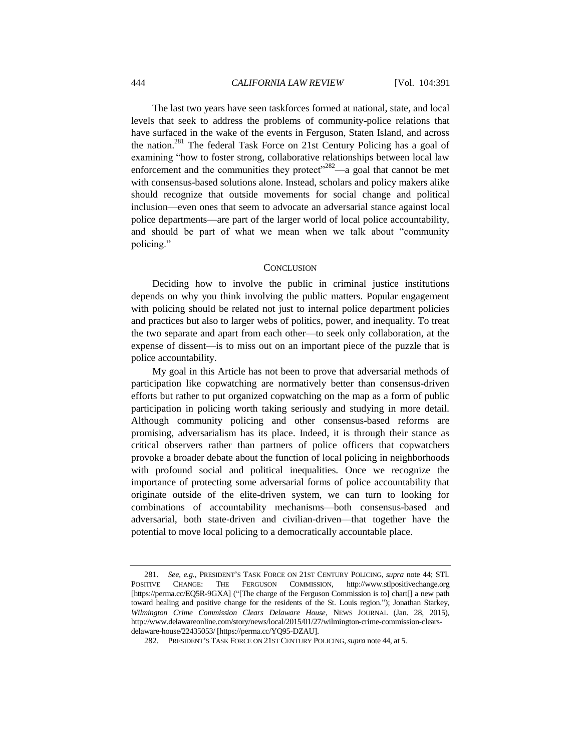The last two years have seen taskforces formed at national, state, and local levels that seek to address the problems of community-police relations that have surfaced in the wake of the events in Ferguson, Staten Island, and across the nation.[281] The federal Task Force on 21st Century Policing has a goal of examining "how to foster strong, collaborative relationships between local law enforcement and the communities they protect"[282]—a goal that cannot be met with consensus-based solutions alone. Instead, scholars and policy makers alike should recognize that outside movements for social change and political inclusion—even ones that seem to advocate an adversarial stance against local police departments—are part of the larger world of local police accountability, and should be part of what we mean when we talk about "community policing."

## CONCLUSION

Deciding how to involve the public in criminal justice institutions depends on why you think involving the public matters. Popular engagement with policing should be related not just to internal police department policies and practices but also to larger webs of politics, power, and inequality. To treat the two separate and apart from each other—to seek only collaboration, at the expense of dissent—is to miss out on an important piece of the puzzle that is police accountability.

My goal in this Article has not been to prove that adversarial methods of participation like copwatching are normatively better than consensus-driven efforts but rather to put organized copwatching on the map as a form of public participation in policing worth taking seriously and studying in more detail. Although community policing and other consensus-based reforms are promising, adversarialism has its place. Indeed, it is through their stance as critical observers rather than partners of police officers that copwatchers provoke a broader debate about the function of local policing in neighborhoods with profound social and political inequalities. Once we recognize the importance of protecting some adversarial forms of police accountability that originate outside of the elite-driven system, we can turn to looking for combinations of accountability mechanisms—both consensus-based and adversarial, both state-driven and civilian-driven—that together have the potential to move local policing to a democratically accountable place.

---

281. *See, e.g.*, PRESIDENT'S TASK FORCE ON 21ST CENTURY POLICING, *supra* note 44; STL POSITIVE CHANGE: THE FERGUSON COMMISSION, http://www.stlpositivechange.org [https://perma.cc/EQ5R-9GXA] ("[The charge of the Ferguson Commission is to] chart[] a new path toward healing and positive change for the residents of the St. Louis region."); Jonathan Starkey, *Wilmington Crime Commission Clears Delaware House*, NEWS JOURNAL (Jan. 28, 2015), http://www.delawareonline.com/story/news/local/2015/01/27/wilmington-crime-commission-clears-delaware-house/22435053/ [https://perma.cc/YQ95-DZAU].

282. PRESIDENT'S TASK FORCE ON 21ST CENTURY POLICING, *supra* note 44, at 5.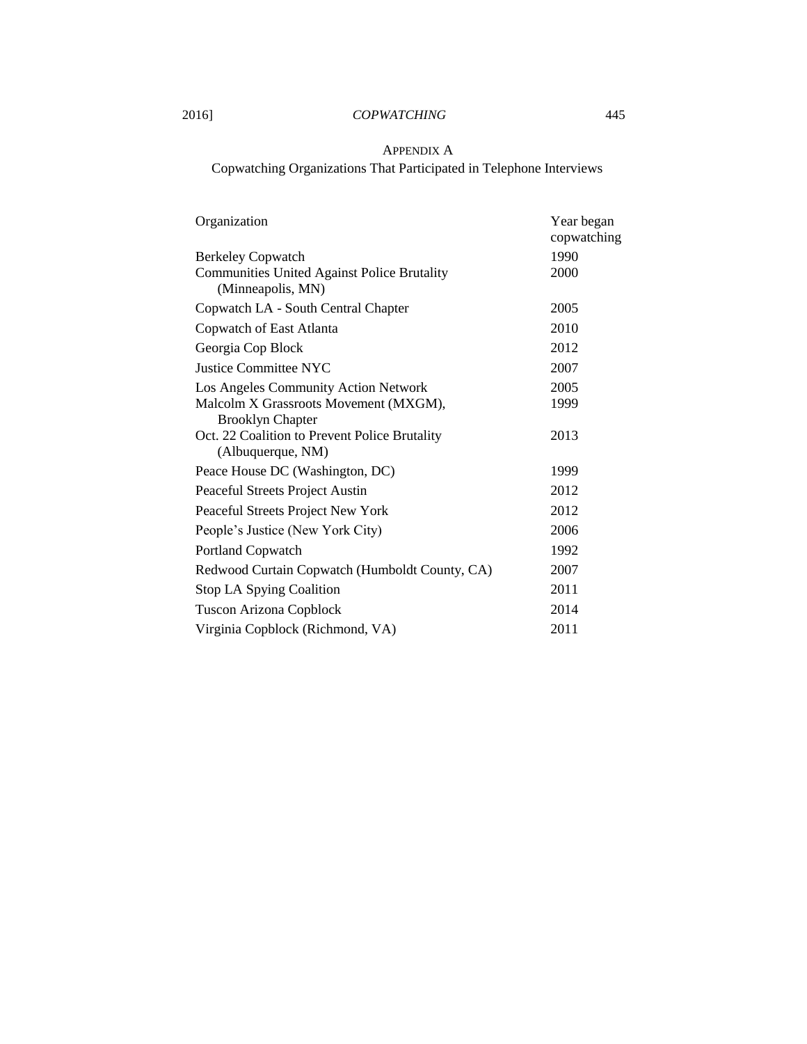## Appendix A

Copwatching Organizations That Participated in Telephone Interviews

| Organization | Year began copwatching |
|---|---|
| Berkeley Copwatch | 1990 |
| Communities United Against Police Brutality (Minneapolis, MN) | 2000 |
| Copwatch LA - South Central Chapter | 2005 |
| Copwatch of East Atlanta | 2010 |
| Georgia Cop Block | 2012 |
| Justice Committee NYC | 2007 |
| Los Angeles Community Action Network | 2005 |
| Malcolm X Grassroots Movement (MXGM), Brooklyn Chapter | 1999 |
| Oct. 22 Coalition to Prevent Police Brutality (Albuquerque, NM) | 2013 |
| Peace House DC (Washington, DC) | 1999 |
| Peaceful Streets Project Austin | 2012 |
| Peaceful Streets Project New York | 2012 |
| People's Justice (New York City) | 2006 |
| Portland Copwatch | 1992 |
| Redwood Curtain Copwatch (Humboldt County, CA) | 2007 |
| Stop LA Spying Coalition | 2011 |
| Tuscon Arizona Copblock | 2014 |
| Virginia Copblock (Richmond, VA) | 2011 |